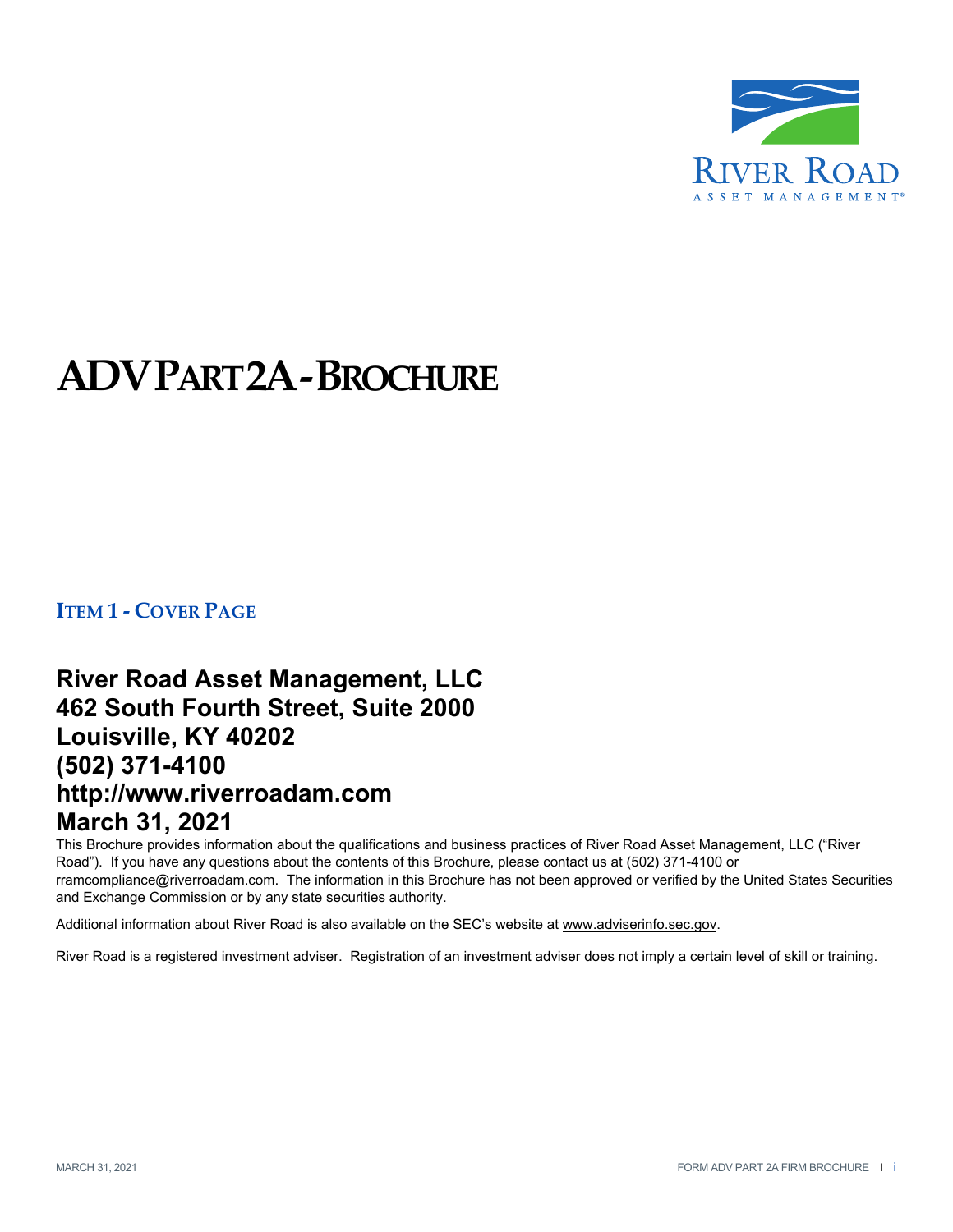# ADV PART 2A - BROCHURE

## ITEM 1 - COVER PAGE

**River Road Asset Management, LLC**
**462 South Fourth Street, Suite 2000**
**Louisville, KY 40202**
**(502) 371-4100**
**http://www.riverroadam.com**
**March 31, 2021**

This Brochure provides information about the qualifications and business practices of River Road Asset Management, LLC ("River Road"). If you have any questions about the contents of this Brochure, please contact us at (502) 371-4100 or rramcompliance@riverroadam.com. The information in this Brochure has not been approved or verified by the United States Securities and Exchange Commission or by any state securities authority.

Additional information about River Road is also available on the SEC's website at www.adviserinfo.sec.gov.

River Road is a registered investment adviser. Registration of an investment adviser does not imply a certain level of skill or training.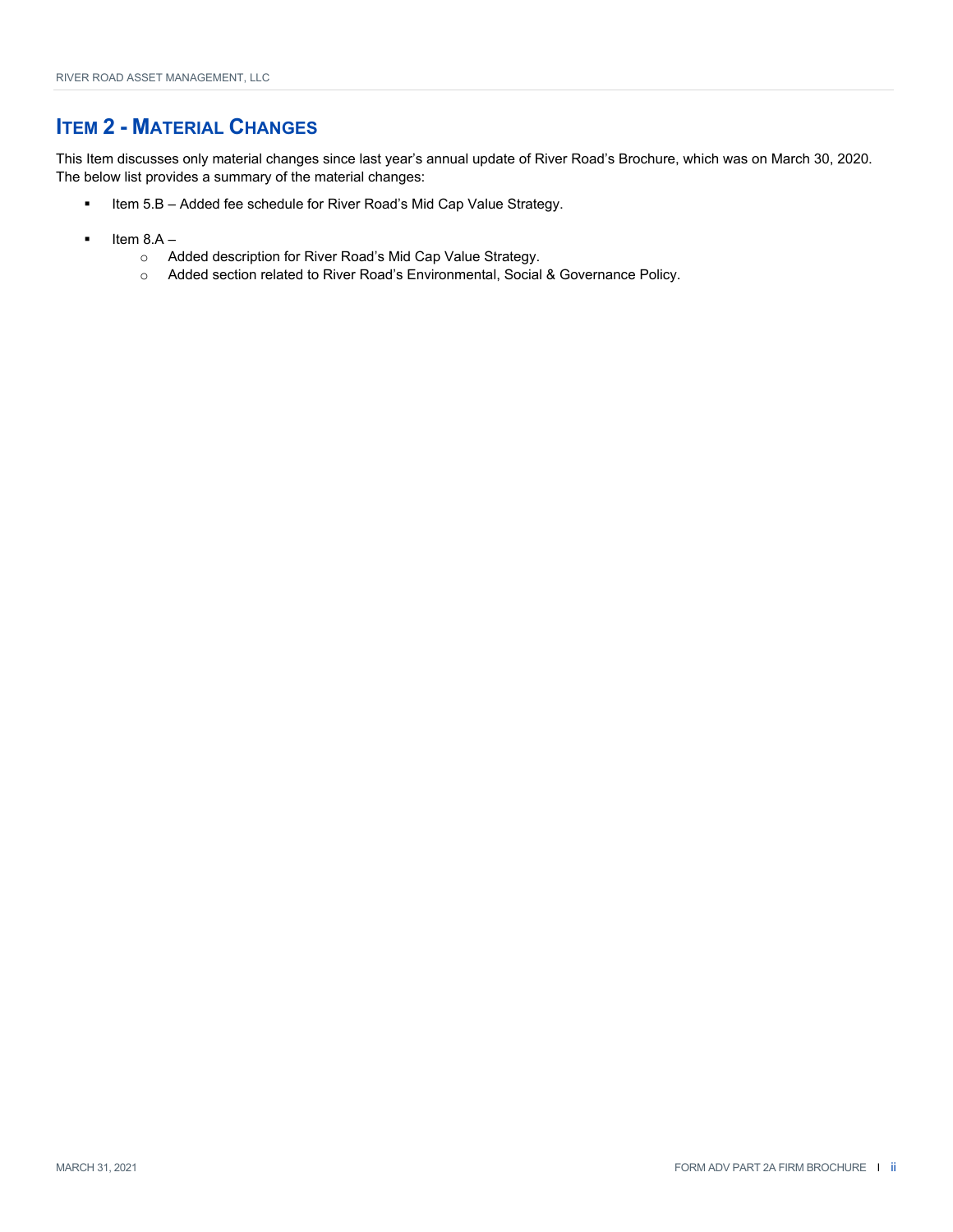## ITEM 2 - MATERIAL CHANGES

This Item discusses only material changes since last year's annual update of River Road's Brochure, which was on March 30, 2020. The below list provides a summary of the material changes:

- Item 5.B – Added fee schedule for River Road's Mid Cap Value Strategy.
- Item 8.A –
  - Added description for River Road's Mid Cap Value Strategy.
  - Added section related to River Road's Environmental, Social & Governance Policy.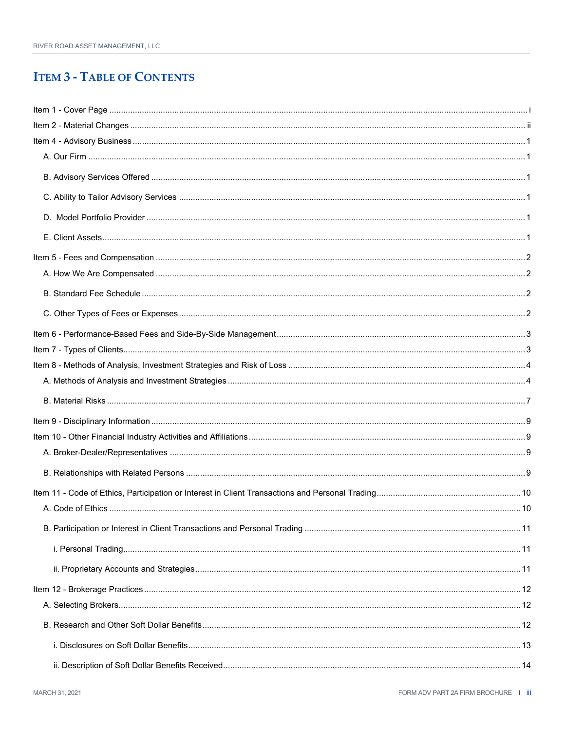# ITEM 3 - TABLE OF CONTENTS

Item 1 - Cover Page ..... i

Item 2 - Material Changes ..... ii

Item 4 - Advisory Business ..... 1

- A. Our Firm ..... 1
- B. Advisory Services Offered ..... 1
- C. Ability to Tailor Advisory Services ..... 1
- D. Model Portfolio Provider ..... 1
- E. Client Assets ..... 1

Item 5 - Fees and Compensation ..... 2

- A. How We Are Compensated ..... 2
- B. Standard Fee Schedule ..... 2
- C. Other Types of Fees or Expenses ..... 2

Item 6 - Performance-Based Fees and Side-By-Side Management ..... 3

Item 7 - Types of Clients ..... 3

Item 8 - Methods of Analysis, Investment Strategies and Risk of Loss ..... 4

- A. Methods of Analysis and Investment Strategies ..... 4
- B. Material Risks ..... 7

Item 9 - Disciplinary Information ..... 9

Item 10 - Other Financial Industry Activities and Affiliations ..... 9

- A. Broker-Dealer/Representatives ..... 9
- B. Relationships with Related Persons ..... 9

Item 11 - Code of Ethics, Participation or Interest in Client Transactions and Personal Trading ..... 10

- A. Code of Ethics ..... 10
- B. Participation or Interest in Client Transactions and Personal Trading ..... 11
  - i. Personal Trading ..... 11
  - ii. Proprietary Accounts and Strategies ..... 11

Item 12 - Brokerage Practices ..... 12

- A. Selecting Brokers ..... 12
- B. Research and Other Soft Dollar Benefits ..... 12
  - i. Disclosures on Soft Dollar Benefits ..... 13
  - ii. Description of Soft Dollar Benefits Received ..... 14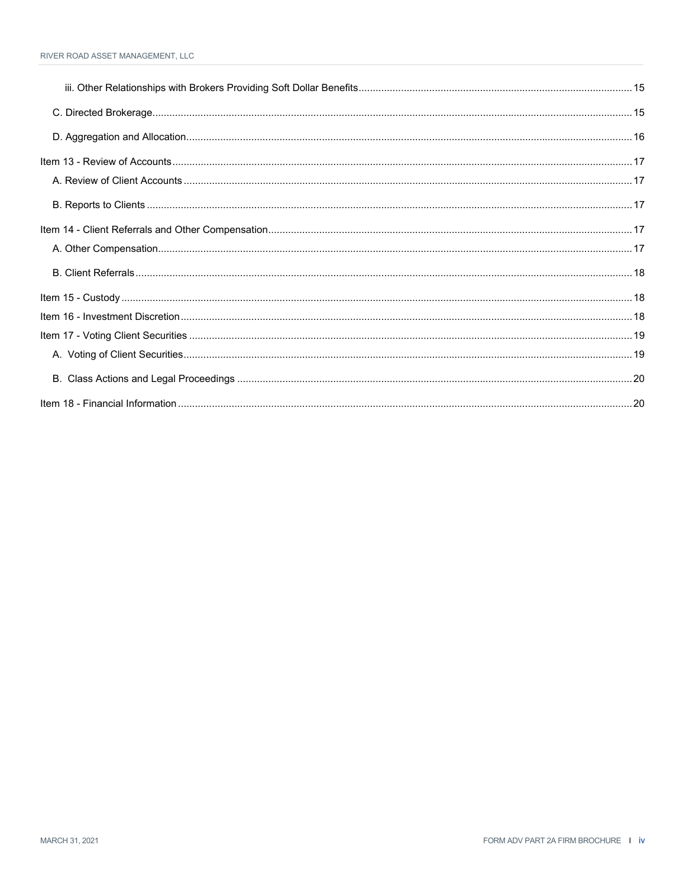iii. Other Relationships with Brokers Providing Soft Dollar Benefits ............ 15

C. Directed Brokerage ............ 15

D. Aggregation and Allocation ............ 16

Item 13 - Review of Accounts ............ 17

A. Review of Client Accounts ............ 17

B. Reports to Clients ............ 17

Item 14 - Client Referrals and Other Compensation ............ 17

A. Other Compensation ............ 17

B. Client Referrals ............ 18

Item 15 - Custody ............ 18

Item 16 - Investment Discretion ............ 18

Item 17 - Voting Client Securities ............ 19

A. Voting of Client Securities ............ 19

B. Class Actions and Legal Proceedings ............ 20

Item 18 - Financial Information ............ 20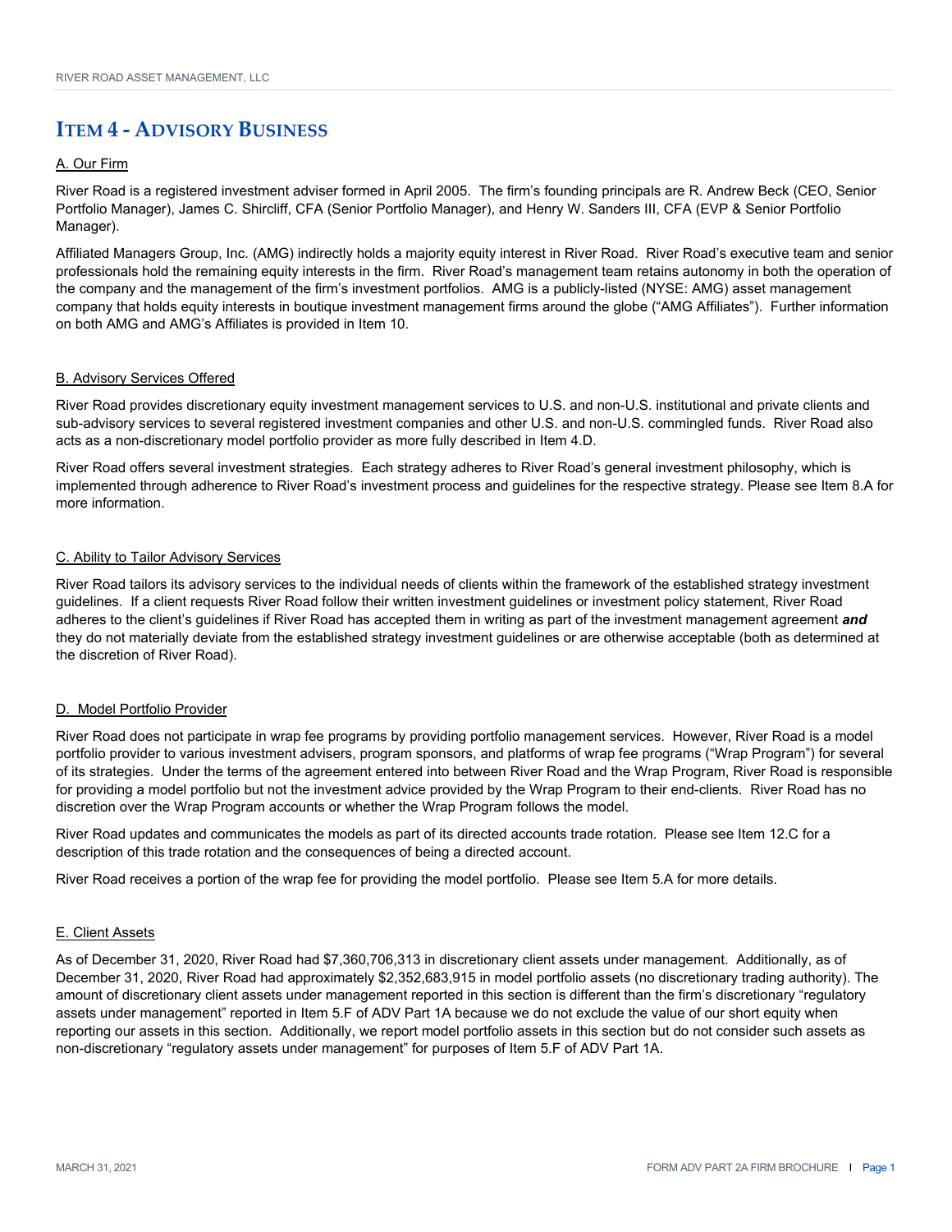# Item 4 - Advisory Business

## A. Our Firm

River Road is a registered investment adviser formed in April 2005. The firm's founding principals are R. Andrew Beck (CEO, Senior Portfolio Manager), James C. Shircliff, CFA (Senior Portfolio Manager), and Henry W. Sanders III, CFA (EVP & Senior Portfolio Manager).

Affiliated Managers Group, Inc. (AMG) indirectly holds a majority equity interest in River Road. River Road's executive team and senior professionals hold the remaining equity interests in the firm. River Road's management team retains autonomy in both the operation of the company and the management of the firm's investment portfolios. AMG is a publicly-listed (NYSE: AMG) asset management company that holds equity interests in boutique investment management firms around the globe ("AMG Affiliates"). Further information on both AMG and AMG's Affiliates is provided in Item 10.

## B. Advisory Services Offered

River Road provides discretionary equity investment management services to U.S. and non-U.S. institutional and private clients and sub-advisory services to several registered investment companies and other U.S. and non-U.S. commingled funds. River Road also acts as a non-discretionary model portfolio provider as more fully described in Item 4.D.

River Road offers several investment strategies. Each strategy adheres to River Road's general investment philosophy, which is implemented through adherence to River Road's investment process and guidelines for the respective strategy. Please see Item 8.A for more information.

## C. Ability to Tailor Advisory Services

River Road tailors its advisory services to the individual needs of clients within the framework of the established strategy investment guidelines. If a client requests River Road follow their written investment guidelines or investment policy statement, River Road adheres to the client's guidelines if River Road has accepted them in writing as part of the investment management agreement ***and*** they do not materially deviate from the established strategy investment guidelines or are otherwise acceptable (both as determined at the discretion of River Road).

## D. Model Portfolio Provider

River Road does not participate in wrap fee programs by providing portfolio management services. However, River Road is a model portfolio provider to various investment advisers, program sponsors, and platforms of wrap fee programs ("Wrap Program") for several of its strategies. Under the terms of the agreement entered into between River Road and the Wrap Program, River Road is responsible for providing a model portfolio but not the investment advice provided by the Wrap Program to their end-clients. River Road has no discretion over the Wrap Program accounts or whether the Wrap Program follows the model.

River Road updates and communicates the models as part of its directed accounts trade rotation. Please see Item 12.C for a description of this trade rotation and the consequences of being a directed account.

River Road receives a portion of the wrap fee for providing the model portfolio. Please see Item 5.A for more details.

## E. Client Assets

As of December 31, 2020, River Road had $7,360,706,313 in discretionary client assets under management. Additionally, as of December 31, 2020, River Road had approximately $2,352,683,915 in model portfolio assets (no discretionary trading authority). The amount of discretionary client assets under management reported in this section is different than the firm's discretionary "regulatory assets under management" reported in Item 5.F of ADV Part 1A because we do not exclude the value of our short equity when reporting our assets in this section. Additionally, we report model portfolio assets in this section but do not consider such assets as non-discretionary "regulatory assets under management" for purposes of Item 5.F of ADV Part 1A.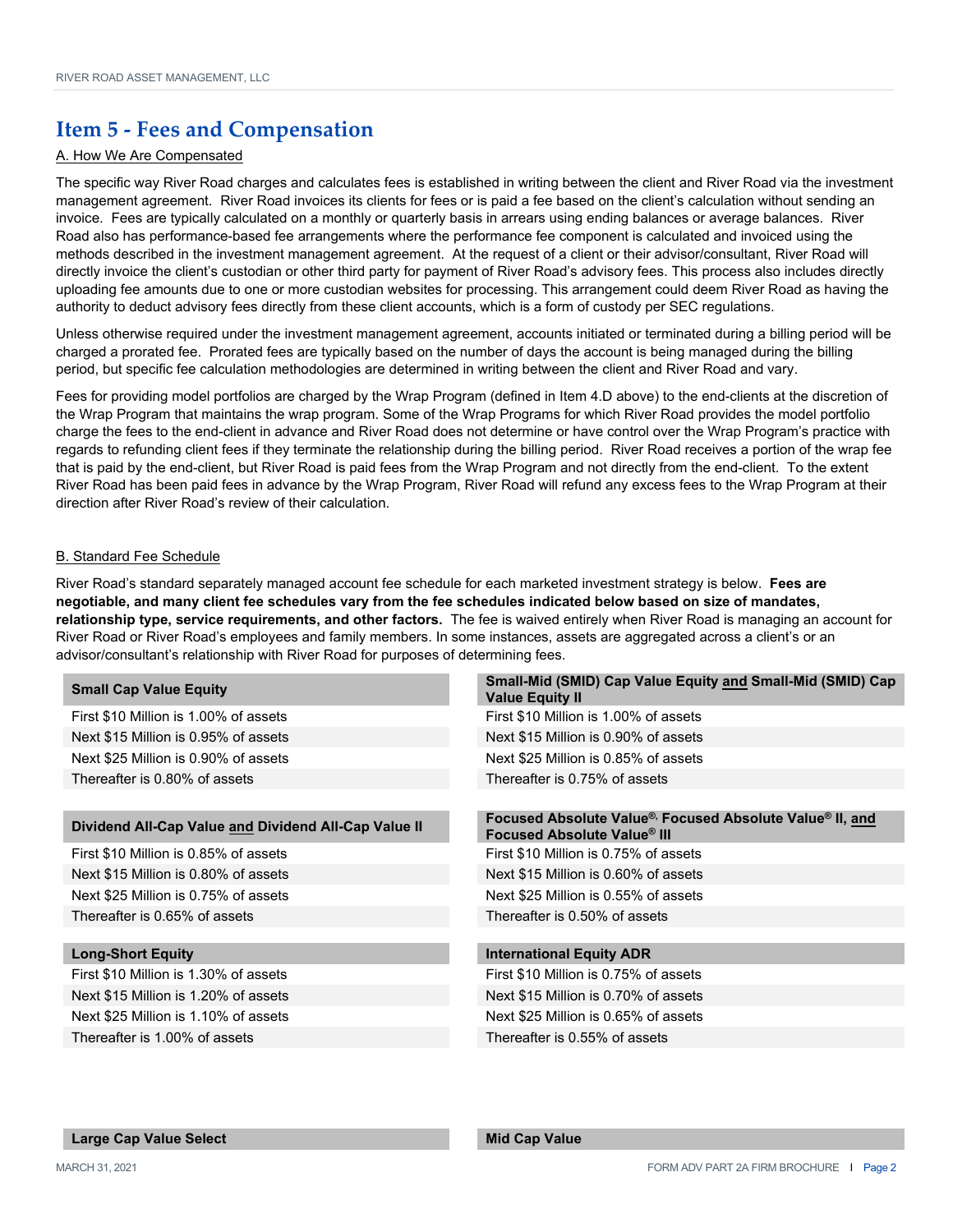## Item 5 - Fees and Compensation

### A. How We Are Compensated

The specific way River Road charges and calculates fees is established in writing between the client and River Road via the investment management agreement. River Road invoices its clients for fees or is paid a fee based on the client's calculation without sending an invoice. Fees are typically calculated on a monthly or quarterly basis in arrears using ending balances or average balances. River Road also has performance-based fee arrangements where the performance fee component is calculated and invoiced using the methods described in the investment management agreement. At the request of a client or their advisor/consultant, River Road will directly invoice the client's custodian or other third party for payment of River Road's advisory fees. This process also includes directly uploading fee amounts due to one or more custodian websites for processing. This arrangement could deem River Road as having the authority to deduct advisory fees directly from these client accounts, which is a form of custody per SEC regulations.

Unless otherwise required under the investment management agreement, accounts initiated or terminated during a billing period will be charged a prorated fee. Prorated fees are typically based on the number of days the account is being managed during the billing period, but specific fee calculation methodologies are determined in writing between the client and River Road and vary.

Fees for providing model portfolios are charged by the Wrap Program (defined in Item 4.D above) to the end-clients at the discretion of the Wrap Program that maintains the wrap program. Some of the Wrap Programs for which River Road provides the model portfolio charge the fees to the end-client in advance and River Road does not determine or have control over the Wrap Program's practice with regards to refunding client fees if they terminate the relationship during the billing period. River Road receives a portion of the wrap fee that is paid by the end-client, but River Road is paid fees from the Wrap Program and not directly from the end-client. To the extent River Road has been paid fees in advance by the Wrap Program, River Road will refund any excess fees to the Wrap Program at their direction after River Road's review of their calculation.

### B. Standard Fee Schedule

River Road's standard separately managed account fee schedule for each marketed investment strategy is below. **Fees are negotiable, and many client fee schedules vary from the fee schedules indicated below based on size of mandates, relationship type, service requirements, and other factors.** The fee is waived entirely when River Road is managing an account for River Road or River Road's employees and family members. In some instances, assets are aggregated across a client's or an advisor/consultant's relationship with River Road for purposes of determining fees.

| Small Cap Value Equity |
|---|
| First $10 Million is 1.00% of assets |
| Next $15 Million is 0.95% of assets |
| Next $25 Million is 0.90% of assets |
| Thereafter is 0.80% of assets |

| Small-Mid (SMID) Cap Value Equity and Small-Mid (SMID) Cap Value Equity II |
|---|
| First $10 Million is 1.00% of assets |
| Next $15 Million is 0.90% of assets |
| Next $25 Million is 0.85% of assets |
| Thereafter is 0.75% of assets |

| Dividend All-Cap Value and Dividend All-Cap Value II |
|---|
| First $10 Million is 0.85% of assets |
| Next $15 Million is 0.80% of assets |
| Next $25 Million is 0.75% of assets |
| Thereafter is 0.65% of assets |

| Focused Absolute Value®, Focused Absolute Value® II, and Focused Absolute Value® III |
|---|
| First $10 Million is 0.75% of assets |
| Next $15 Million is 0.60% of assets |
| Next $25 Million is 0.55% of assets |
| Thereafter is 0.50% of assets |

| Long-Short Equity |
|---|
| First $10 Million is 1.30% of assets |
| Next $15 Million is 1.20% of assets |
| Next $25 Million is 1.10% of assets |
| Thereafter is 1.00% of assets |

| International Equity ADR |
|---|
| First $10 Million is 0.75% of assets |
| Next $15 Million is 0.70% of assets |
| Next $25 Million is 0.65% of assets |
| Thereafter is 0.55% of assets |

| Large Cap Value Select |
|---|

| Mid Cap Value |
|---|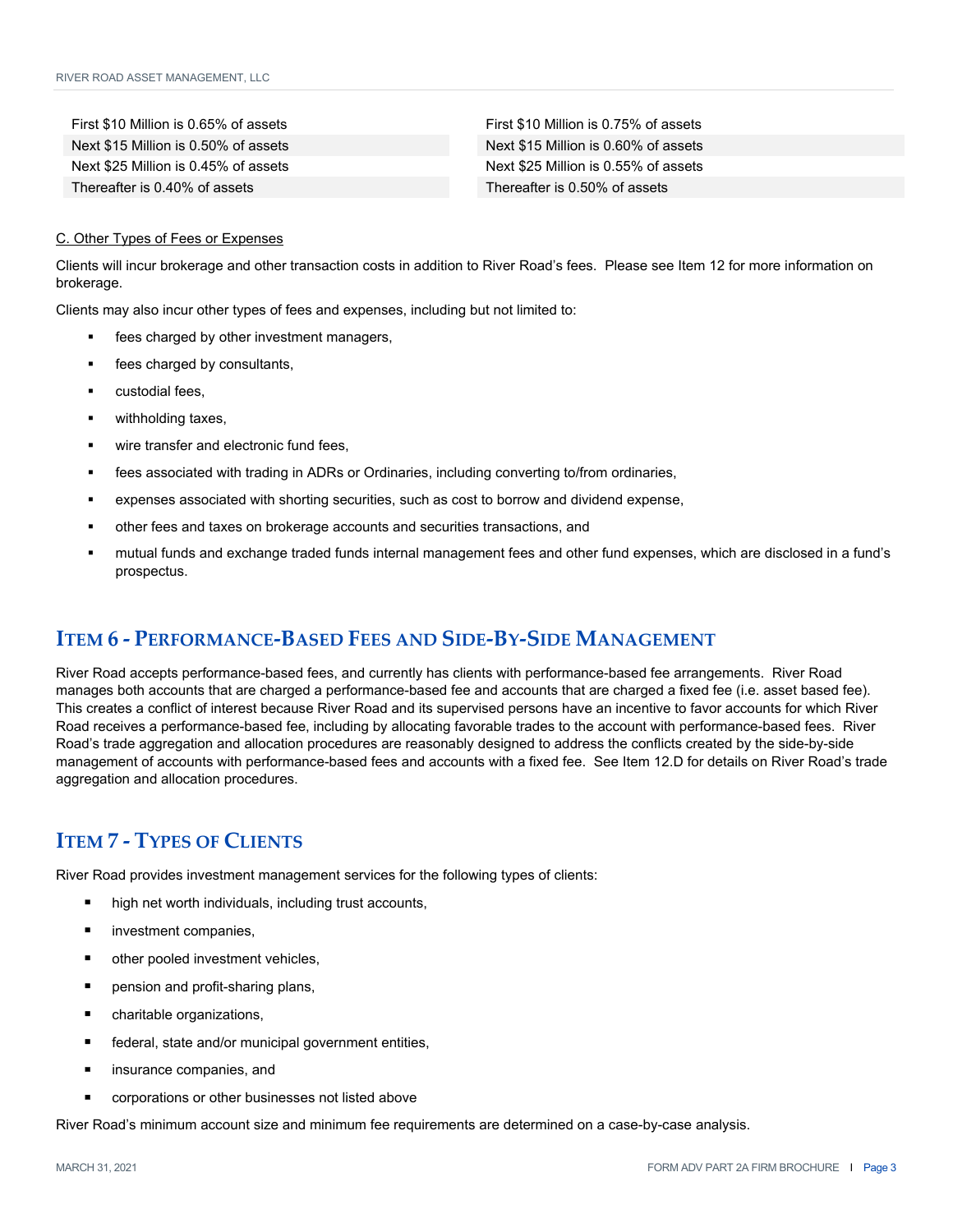| First $10 Million is 0.65% of assets | First $10 Million is 0.75% of assets |
|---|---|
| Next $15 Million is 0.50% of assets | Next $15 Million is 0.60% of assets |
| Next $25 Million is 0.45% of assets | Next $25 Million is 0.55% of assets |
| Thereafter is 0.40% of assets | Thereafter is 0.50% of assets |

C. Other Types of Fees or Expenses

Clients will incur brokerage and other transaction costs in addition to River Road's fees. Please see Item 12 for more information on brokerage.

Clients may also incur other types of fees and expenses, including but not limited to:

- fees charged by other investment managers,
- fees charged by consultants,
- custodial fees,
- withholding taxes,
- wire transfer and electronic fund fees,
- fees associated with trading in ADRs or Ordinaries, including converting to/from ordinaries,
- expenses associated with shorting securities, such as cost to borrow and dividend expense,
- other fees and taxes on brokerage accounts and securities transactions, and
- mutual funds and exchange traded funds internal management fees and other fund expenses, which are disclosed in a fund's prospectus.

## ITEM 6 - PERFORMANCE-BASED FEES AND SIDE-BY-SIDE MANAGEMENT

River Road accepts performance-based fees, and currently has clients with performance-based fee arrangements. River Road manages both accounts that are charged a performance-based fee and accounts that are charged a fixed fee (i.e. asset based fee). This creates a conflict of interest because River Road and its supervised persons have an incentive to favor accounts for which River Road receives a performance-based fee, including by allocating favorable trades to the account with performance-based fees. River Road's trade aggregation and allocation procedures are reasonably designed to address the conflicts created by the side-by-side management of accounts with performance-based fees and accounts with a fixed fee. See Item 12.D for details on River Road's trade aggregation and allocation procedures.

## ITEM 7 - TYPES OF CLIENTS

River Road provides investment management services for the following types of clients:

- high net worth individuals, including trust accounts,
- investment companies,
- other pooled investment vehicles,
- pension and profit-sharing plans,
- charitable organizations,
- federal, state and/or municipal government entities,
- insurance companies, and
- corporations or other businesses not listed above

River Road's minimum account size and minimum fee requirements are determined on a case-by-case analysis.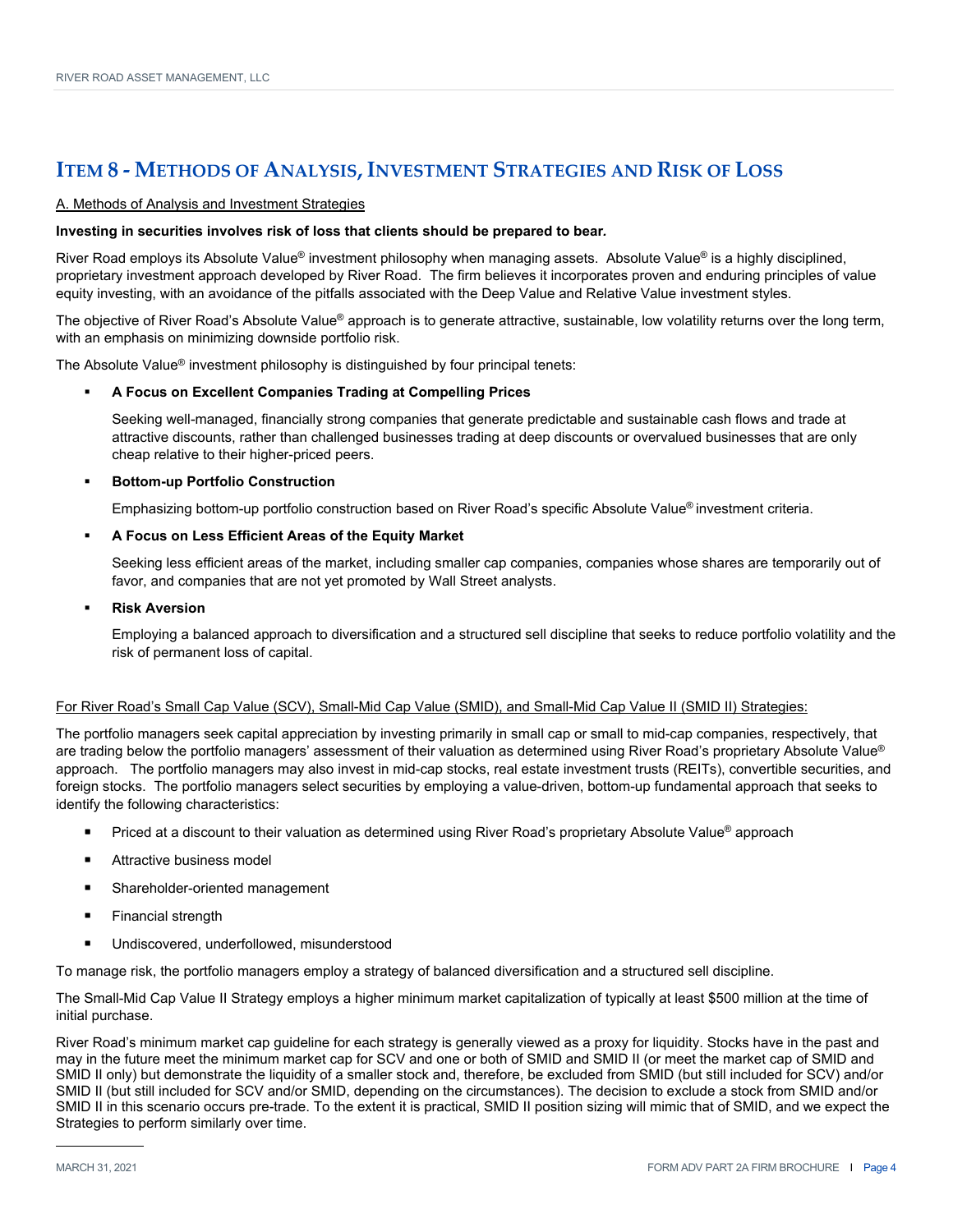# ITEM 8 - METHODS OF ANALYSIS, INVESTMENT STRATEGIES AND RISK OF LOSS

A. Methods of Analysis and Investment Strategies

**Investing in securities involves risk of loss that clients should be prepared to bear.**

River Road employs its Absolute Value® investment philosophy when managing assets. Absolute Value® is a highly disciplined, proprietary investment approach developed by River Road. The firm believes it incorporates proven and enduring principles of value equity investing, with an avoidance of the pitfalls associated with the Deep Value and Relative Value investment styles.

The objective of River Road's Absolute Value® approach is to generate attractive, sustainable, low volatility returns over the long term, with an emphasis on minimizing downside portfolio risk.

The Absolute Value® investment philosophy is distinguished by four principal tenets:

- **A Focus on Excellent Companies Trading at Compelling Prices**

  Seeking well-managed, financially strong companies that generate predictable and sustainable cash flows and trade at attractive discounts, rather than challenged businesses trading at deep discounts or overvalued businesses that are only cheap relative to their higher-priced peers.

- **Bottom-up Portfolio Construction**

  Emphasizing bottom-up portfolio construction based on River Road's specific Absolute Value® investment criteria.

- **A Focus on Less Efficient Areas of the Equity Market**

  Seeking less efficient areas of the market, including smaller cap companies, companies whose shares are temporarily out of favor, and companies that are not yet promoted by Wall Street analysts.

- **Risk Aversion**

  Employing a balanced approach to diversification and a structured sell discipline that seeks to reduce portfolio volatility and the risk of permanent loss of capital.

For River Road's Small Cap Value (SCV), Small-Mid Cap Value (SMID), and Small-Mid Cap Value II (SMID II) Strategies:

The portfolio managers seek capital appreciation by investing primarily in small cap or small to mid-cap companies, respectively, that are trading below the portfolio managers' assessment of their valuation as determined using River Road's proprietary Absolute Value® approach. The portfolio managers may also invest in mid-cap stocks, real estate investment trusts (REITs), convertible securities, and foreign stocks. The portfolio managers select securities by employing a value-driven, bottom-up fundamental approach that seeks to identify the following characteristics:

- Priced at a discount to their valuation as determined using River Road's proprietary Absolute Value® approach
- Attractive business model
- Shareholder-oriented management
- Financial strength
- Undiscovered, underfollowed, misunderstood

To manage risk, the portfolio managers employ a strategy of balanced diversification and a structured sell discipline.

The Small-Mid Cap Value II Strategy employs a higher minimum market capitalization of typically at least $500 million at the time of initial purchase.

River Road's minimum market cap guideline for each strategy is generally viewed as a proxy for liquidity. Stocks have in the past and may in the future meet the minimum market cap for SCV and one or both of SMID and SMID II (or meet the market cap of SMID and SMID II only) but demonstrate the liquidity of a smaller stock and, therefore, be excluded from SMID (but still included for SCV) and/or SMID II (but still included for SCV and/or SMID, depending on the circumstances). The decision to exclude a stock from SMID and/or SMID II in this scenario occurs pre-trade. To the extent it is practical, SMID II position sizing will mimic that of SMID, and we expect the Strategies to perform similarly over time.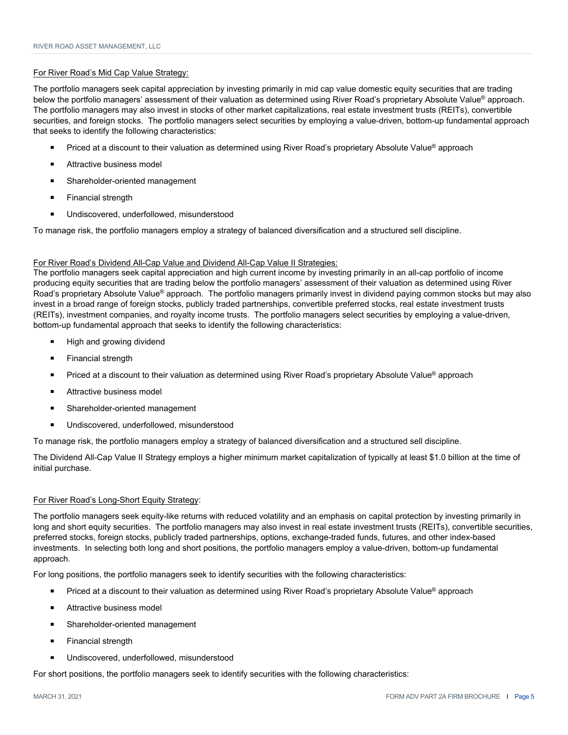For River Road's Mid Cap Value Strategy:

The portfolio managers seek capital appreciation by investing primarily in mid cap value domestic equity securities that are trading below the portfolio managers' assessment of their valuation as determined using River Road's proprietary Absolute Value® approach. The portfolio managers may also invest in stocks of other market capitalizations, real estate investment trusts (REITs), convertible securities, and foreign stocks. The portfolio managers select securities by employing a value-driven, bottom-up fundamental approach that seeks to identify the following characteristics:

- Priced at a discount to their valuation as determined using River Road's proprietary Absolute Value® approach
- Attractive business model
- Shareholder-oriented management
- Financial strength
- Undiscovered, underfollowed, misunderstood

To manage risk, the portfolio managers employ a strategy of balanced diversification and a structured sell discipline.

For River Road's Dividend All-Cap Value and Dividend All-Cap Value II Strategies:

The portfolio managers seek capital appreciation and high current income by investing primarily in an all-cap portfolio of income producing equity securities that are trading below the portfolio managers' assessment of their valuation as determined using River Road's proprietary Absolute Value® approach. The portfolio managers primarily invest in dividend paying common stocks but may also invest in a broad range of foreign stocks, publicly traded partnerships, convertible preferred stocks, real estate investment trusts (REITs), investment companies, and royalty income trusts. The portfolio managers select securities by employing a value-driven, bottom-up fundamental approach that seeks to identify the following characteristics:

- High and growing dividend
- Financial strength
- Priced at a discount to their valuation as determined using River Road's proprietary Absolute Value® approach
- Attractive business model
- Shareholder-oriented management
- Undiscovered, underfollowed, misunderstood

To manage risk, the portfolio managers employ a strategy of balanced diversification and a structured sell discipline.

The Dividend All-Cap Value II Strategy employs a higher minimum market capitalization of typically at least $1.0 billion at the time of initial purchase.

For River Road's Long-Short Equity Strategy:

The portfolio managers seek equity-like returns with reduced volatility and an emphasis on capital protection by investing primarily in long and short equity securities. The portfolio managers may also invest in real estate investment trusts (REITs), convertible securities, preferred stocks, foreign stocks, publicly traded partnerships, options, exchange-traded funds, futures, and other index-based investments. In selecting both long and short positions, the portfolio managers employ a value-driven, bottom-up fundamental approach.

For long positions, the portfolio managers seek to identify securities with the following characteristics:

- Priced at a discount to their valuation as determined using River Road's proprietary Absolute Value® approach
- Attractive business model
- Shareholder-oriented management
- Financial strength
- Undiscovered, underfollowed, misunderstood

For short positions, the portfolio managers seek to identify securities with the following characteristics: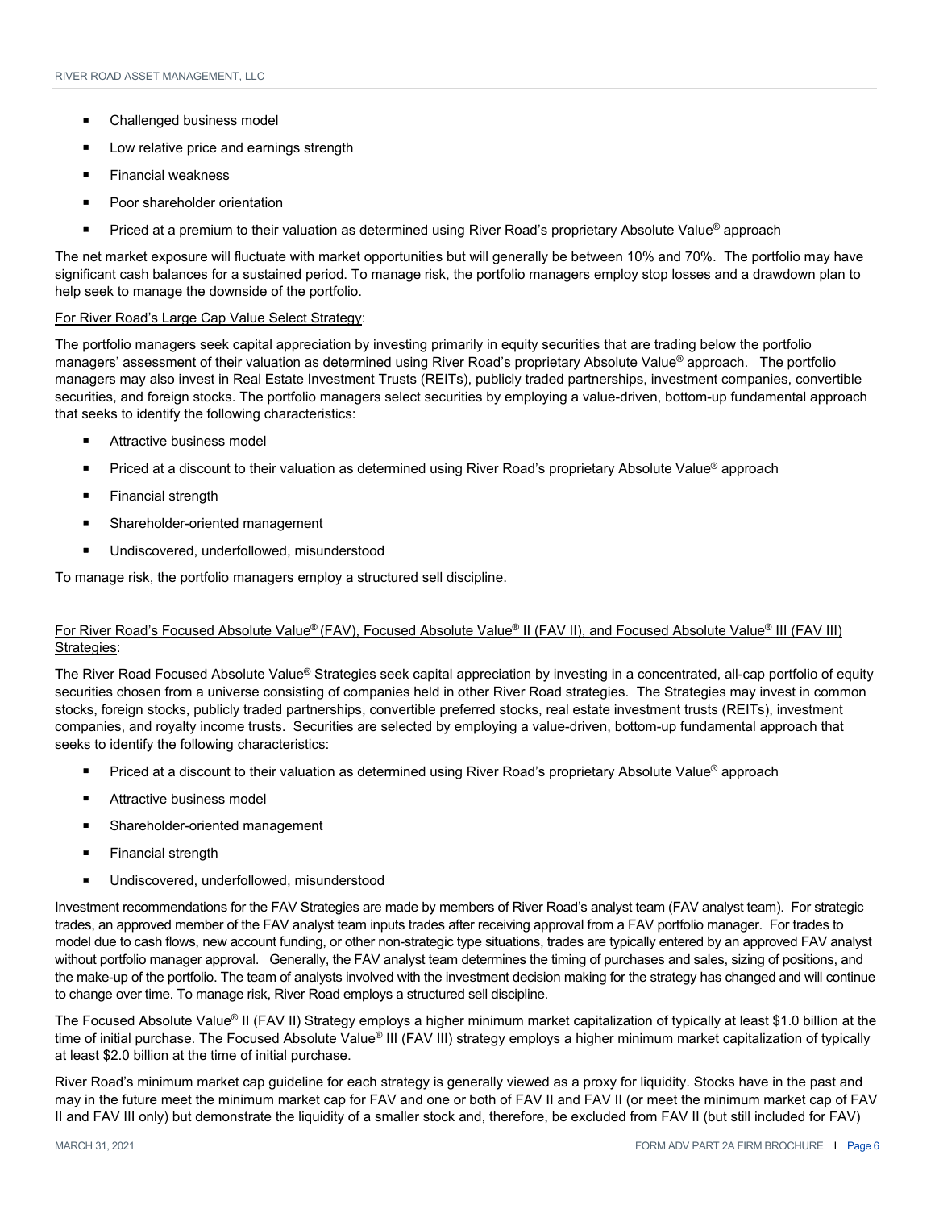- Challenged business model
- Low relative price and earnings strength
- Financial weakness
- Poor shareholder orientation
- Priced at a premium to their valuation as determined using River Road's proprietary Absolute Value® approach

The net market exposure will fluctuate with market opportunities but will generally be between 10% and 70%. The portfolio may have significant cash balances for a sustained period. To manage risk, the portfolio managers employ stop losses and a drawdown plan to help seek to manage the downside of the portfolio.

For River Road's Large Cap Value Select Strategy:

The portfolio managers seek capital appreciation by investing primarily in equity securities that are trading below the portfolio managers' assessment of their valuation as determined using River Road's proprietary Absolute Value® approach. The portfolio managers may also invest in Real Estate Investment Trusts (REITs), publicly traded partnerships, investment companies, convertible securities, and foreign stocks. The portfolio managers select securities by employing a value-driven, bottom-up fundamental approach that seeks to identify the following characteristics:

- Attractive business model
- Priced at a discount to their valuation as determined using River Road's proprietary Absolute Value® approach
- Financial strength
- Shareholder-oriented management
- Undiscovered, underfollowed, misunderstood

To manage risk, the portfolio managers employ a structured sell discipline.

For River Road's Focused Absolute Value® (FAV), Focused Absolute Value® II (FAV II), and Focused Absolute Value® III (FAV III) Strategies:

The River Road Focused Absolute Value® Strategies seek capital appreciation by investing in a concentrated, all-cap portfolio of equity securities chosen from a universe consisting of companies held in other River Road strategies. The Strategies may invest in common stocks, foreign stocks, publicly traded partnerships, convertible preferred stocks, real estate investment trusts (REITs), investment companies, and royalty income trusts. Securities are selected by employing a value-driven, bottom-up fundamental approach that seeks to identify the following characteristics:

- Priced at a discount to their valuation as determined using River Road's proprietary Absolute Value® approach
- Attractive business model
- Shareholder-oriented management
- Financial strength
- Undiscovered, underfollowed, misunderstood

Investment recommendations for the FAV Strategies are made by members of River Road's analyst team (FAV analyst team). For strategic trades, an approved member of the FAV analyst team inputs trades after receiving approval from a FAV portfolio manager. For trades to model due to cash flows, new account funding, or other non-strategic type situations, trades are typically entered by an approved FAV analyst without portfolio manager approval. Generally, the FAV analyst team determines the timing of purchases and sales, sizing of positions, and the make-up of the portfolio. The team of analysts involved with the investment decision making for the strategy has changed and will continue to change over time. To manage risk, River Road employs a structured sell discipline.

The Focused Absolute Value® II (FAV II) Strategy employs a higher minimum market capitalization of typically at least $1.0 billion at the time of initial purchase. The Focused Absolute Value® III (FAV III) strategy employs a higher minimum market capitalization of typically at least $2.0 billion at the time of initial purchase.

River Road's minimum market cap guideline for each strategy is generally viewed as a proxy for liquidity. Stocks have in the past and may in the future meet the minimum market cap for FAV and one or both of FAV II and FAV II (or meet the minimum market cap of FAV II and FAV III only) but demonstrate the liquidity of a smaller stock and, therefore, be excluded from FAV II (but still included for FAV)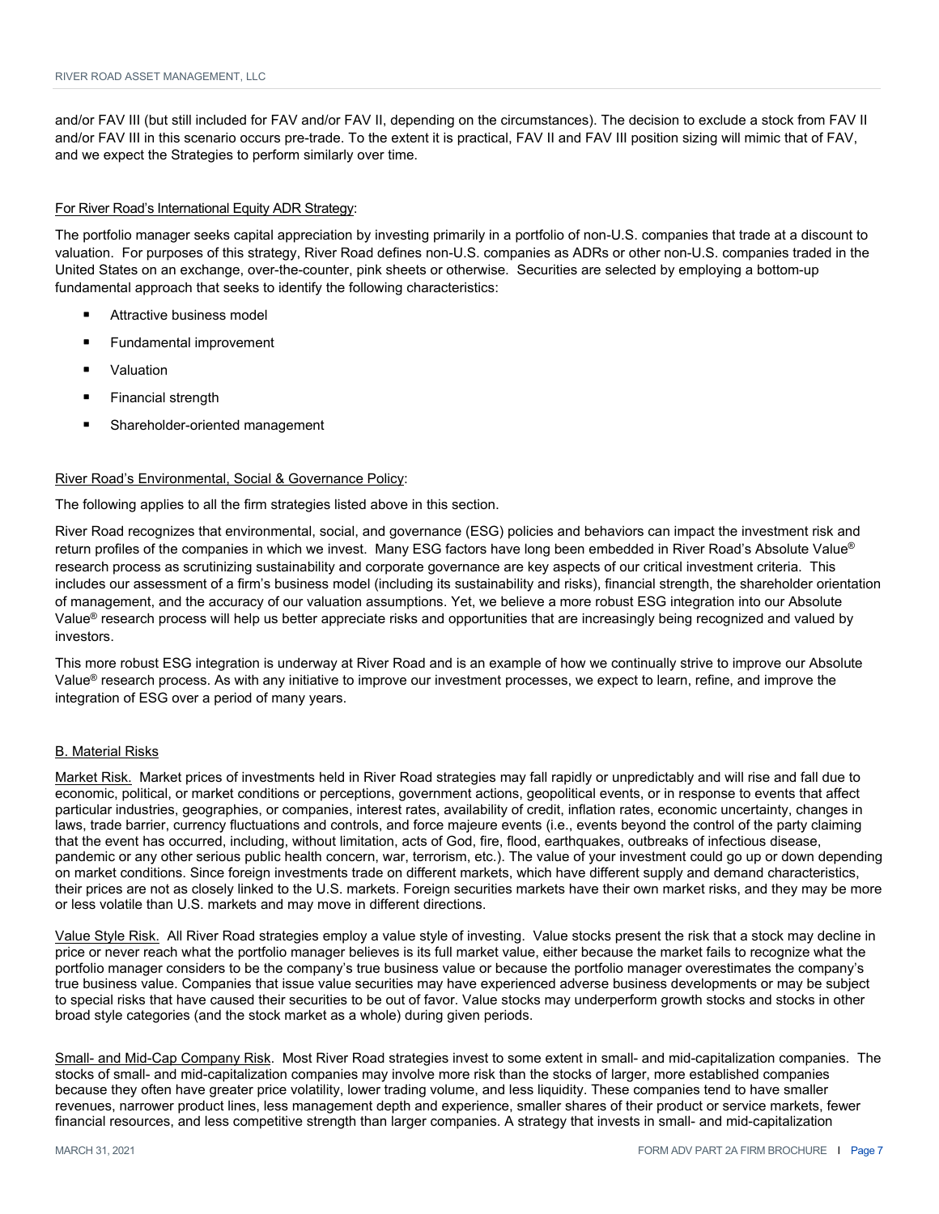and/or FAV III (but still included for FAV and/or FAV II, depending on the circumstances). The decision to exclude a stock from FAV II and/or FAV III in this scenario occurs pre-trade. To the extent it is practical, FAV II and FAV III position sizing will mimic that of FAV, and we expect the Strategies to perform similarly over time.

For River Road's International Equity ADR Strategy:

The portfolio manager seeks capital appreciation by investing primarily in a portfolio of non-U.S. companies that trade at a discount to valuation. For purposes of this strategy, River Road defines non-U.S. companies as ADRs or other non-U.S. companies traded in the United States on an exchange, over-the-counter, pink sheets or otherwise. Securities are selected by employing a bottom-up fundamental approach that seeks to identify the following characteristics:

- Attractive business model
- Fundamental improvement
- Valuation
- Financial strength
- Shareholder-oriented management

River Road's Environmental, Social & Governance Policy:

The following applies to all the firm strategies listed above in this section.

River Road recognizes that environmental, social, and governance (ESG) policies and behaviors can impact the investment risk and return profiles of the companies in which we invest. Many ESG factors have long been embedded in River Road's Absolute Value® research process as scrutinizing sustainability and corporate governance are key aspects of our critical investment criteria. This includes our assessment of a firm's business model (including its sustainability and risks), financial strength, the shareholder orientation of management, and the accuracy of our valuation assumptions. Yet, we believe a more robust ESG integration into our Absolute Value® research process will help us better appreciate risks and opportunities that are increasingly being recognized and valued by investors.

This more robust ESG integration is underway at River Road and is an example of how we continually strive to improve our Absolute Value® research process. As with any initiative to improve our investment processes, we expect to learn, refine, and improve the integration of ESG over a period of many years.

## B. Material Risks

Market Risk. Market prices of investments held in River Road strategies may fall rapidly or unpredictably and will rise and fall due to economic, political, or market conditions or perceptions, government actions, geopolitical events, or in response to events that affect particular industries, geographies, or companies, interest rates, availability of credit, inflation rates, economic uncertainty, changes in laws, trade barrier, currency fluctuations and controls, and force majeure events (i.e., events beyond the control of the party claiming that the event has occurred, including, without limitation, acts of God, fire, flood, earthquakes, outbreaks of infectious disease, pandemic or any other serious public health concern, war, terrorism, etc.). The value of your investment could go up or down depending on market conditions. Since foreign investments trade on different markets, which have different supply and demand characteristics, their prices are not as closely linked to the U.S. markets. Foreign securities markets have their own market risks, and they may be more or less volatile than U.S. markets and may move in different directions.

Value Style Risk. All River Road strategies employ a value style of investing. Value stocks present the risk that a stock may decline in price or never reach what the portfolio manager believes is its full market value, either because the market fails to recognize what the portfolio manager considers to be the company's true business value or because the portfolio manager overestimates the company's true business value. Companies that issue value securities may have experienced adverse business developments or may be subject to special risks that have caused their securities to be out of favor. Value stocks may underperform growth stocks and stocks in other broad style categories (and the stock market as a whole) during given periods.

Small- and Mid-Cap Company Risk. Most River Road strategies invest to some extent in small- and mid-capitalization companies. The stocks of small- and mid-capitalization companies may involve more risk than the stocks of larger, more established companies because they often have greater price volatility, lower trading volume, and less liquidity. These companies tend to have smaller revenues, narrower product lines, less management depth and experience, smaller shares of their product or service markets, fewer financial resources, and less competitive strength than larger companies. A strategy that invests in small- and mid-capitalization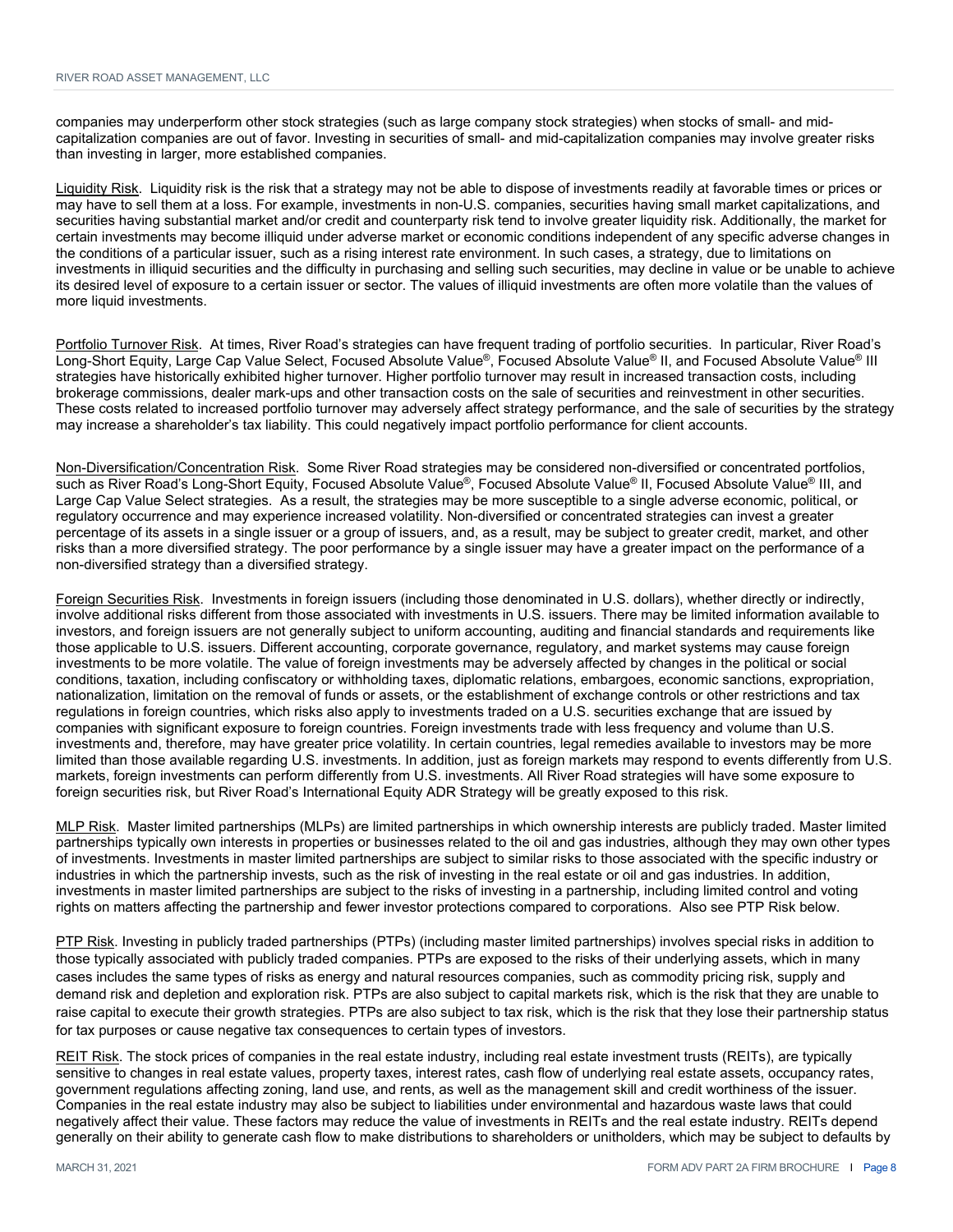companies may underperform other stock strategies (such as large company stock strategies) when stocks of small- and mid-capitalization companies are out of favor. Investing in securities of small- and mid-capitalization companies may involve greater risks than investing in larger, more established companies.

Liquidity Risk. Liquidity risk is the risk that a strategy may not be able to dispose of investments readily at favorable times or prices or may have to sell them at a loss. For example, investments in non-U.S. companies, securities having small market capitalizations, and securities having substantial market and/or credit and counterparty risk tend to involve greater liquidity risk. Additionally, the market for certain investments may become illiquid under adverse market or economic conditions independent of any specific adverse changes in the conditions of a particular issuer, such as a rising interest rate environment. In such cases, a strategy, due to limitations on investments in illiquid securities and the difficulty in purchasing and selling such securities, may decline in value or be unable to achieve its desired level of exposure to a certain issuer or sector. The values of illiquid investments are often more volatile than the values of more liquid investments.

Portfolio Turnover Risk. At times, River Road's strategies can have frequent trading of portfolio securities. In particular, River Road's Long-Short Equity, Large Cap Value Select, Focused Absolute Value®, Focused Absolute Value® II, and Focused Absolute Value® III strategies have historically exhibited higher turnover. Higher portfolio turnover may result in increased transaction costs, including brokerage commissions, dealer mark-ups and other transaction costs on the sale of securities and reinvestment in other securities. These costs related to increased portfolio turnover may adversely affect strategy performance, and the sale of securities by the strategy may increase a shareholder's tax liability. This could negatively impact portfolio performance for client accounts.

Non-Diversification/Concentration Risk. Some River Road strategies may be considered non-diversified or concentrated portfolios, such as River Road's Long-Short Equity, Focused Absolute Value®, Focused Absolute Value® II, Focused Absolute Value® III, and Large Cap Value Select strategies. As a result, the strategies may be more susceptible to a single adverse economic, political, or regulatory occurrence and may experience increased volatility. Non-diversified or concentrated strategies can invest a greater percentage of its assets in a single issuer or a group of issuers, and, as a result, may be subject to greater credit, market, and other risks than a more diversified strategy. The poor performance by a single issuer may have a greater impact on the performance of a non-diversified strategy than a diversified strategy.

Foreign Securities Risk. Investments in foreign issuers (including those denominated in U.S. dollars), whether directly or indirectly, involve additional risks different from those associated with investments in U.S. issuers. There may be limited information available to investors, and foreign issuers are not generally subject to uniform accounting, auditing and financial standards and requirements like those applicable to U.S. issuers. Different accounting, corporate governance, regulatory, and market systems may cause foreign investments to be more volatile. The value of foreign investments may be adversely affected by changes in the political or social conditions, taxation, including confiscatory or withholding taxes, diplomatic relations, embargoes, economic sanctions, expropriation, nationalization, limitation on the removal of funds or assets, or the establishment of exchange controls or other restrictions and tax regulations in foreign countries, which risks also apply to investments traded on a U.S. securities exchange that are issued by companies with significant exposure to foreign countries. Foreign investments trade with less frequency and volume than U.S. investments and, therefore, may have greater price volatility. In certain countries, legal remedies available to investors may be more limited than those available regarding U.S. investments. In addition, just as foreign markets may respond to events differently from U.S. markets, foreign investments can perform differently from U.S. investments. All River Road strategies will have some exposure to foreign securities risk, but River Road's International Equity ADR Strategy will be greatly exposed to this risk.

MLP Risk. Master limited partnerships (MLPs) are limited partnerships in which ownership interests are publicly traded. Master limited partnerships typically own interests in properties or businesses related to the oil and gas industries, although they may own other types of investments. Investments in master limited partnerships are subject to similar risks to those associated with the specific industry or industries in which the partnership invests, such as the risk of investing in the real estate or oil and gas industries. In addition, investments in master limited partnerships are subject to the risks of investing in a partnership, including limited control and voting rights on matters affecting the partnership and fewer investor protections compared to corporations. Also see PTP Risk below.

PTP Risk. Investing in publicly traded partnerships (PTPs) (including master limited partnerships) involves special risks in addition to those typically associated with publicly traded companies. PTPs are exposed to the risks of their underlying assets, which in many cases includes the same types of risks as energy and natural resources companies, such as commodity pricing risk, supply and demand risk and depletion and exploration risk. PTPs are also subject to capital markets risk, which is the risk that they are unable to raise capital to execute their growth strategies. PTPs are also subject to tax risk, which is the risk that they lose their partnership status for tax purposes or cause negative tax consequences to certain types of investors.

REIT Risk. The stock prices of companies in the real estate industry, including real estate investment trusts (REITs), are typically sensitive to changes in real estate values, property taxes, interest rates, cash flow of underlying real estate assets, occupancy rates, government regulations affecting zoning, land use, and rents, as well as the management skill and credit worthiness of the issuer. Companies in the real estate industry may also be subject to liabilities under environmental and hazardous waste laws that could negatively affect their value. These factors may reduce the value of investments in REITs and the real estate industry. REITs depend generally on their ability to generate cash flow to make distributions to shareholders or unitholders, which may be subject to defaults by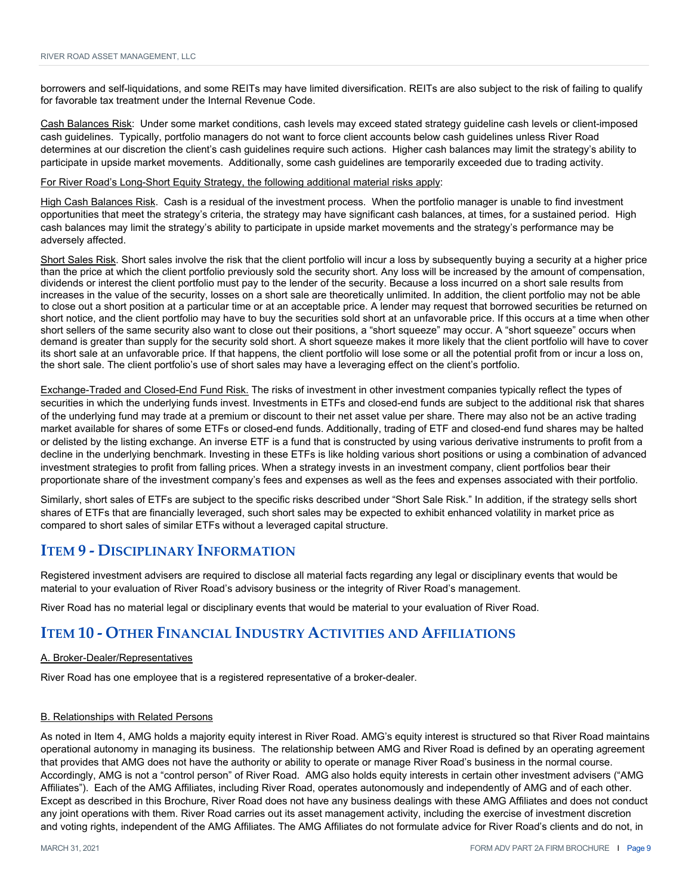borrowers and self-liquidations, and some REITs may have limited diversification. REITs are also subject to the risk of failing to qualify for favorable tax treatment under the Internal Revenue Code.

Cash Balances Risk: Under some market conditions, cash levels may exceed stated strategy guideline cash levels or client-imposed cash guidelines. Typically, portfolio managers do not want to force client accounts below cash guidelines unless River Road determines at our discretion the client's cash guidelines require such actions. Higher cash balances may limit the strategy's ability to participate in upside market movements. Additionally, some cash guidelines are temporarily exceeded due to trading activity.

For River Road's Long-Short Equity Strategy, the following additional material risks apply:

High Cash Balances Risk. Cash is a residual of the investment process. When the portfolio manager is unable to find investment opportunities that meet the strategy's criteria, the strategy may have significant cash balances, at times, for a sustained period. High cash balances may limit the strategy's ability to participate in upside market movements and the strategy's performance may be adversely affected.

Short Sales Risk. Short sales involve the risk that the client portfolio will incur a loss by subsequently buying a security at a higher price than the price at which the client portfolio previously sold the security short. Any loss will be increased by the amount of compensation, dividends or interest the client portfolio must pay to the lender of the security. Because a loss incurred on a short sale results from increases in the value of the security, losses on a short sale are theoretically unlimited. In addition, the client portfolio may not be able to close out a short position at a particular time or at an acceptable price. A lender may request that borrowed securities be returned on short notice, and the client portfolio may have to buy the securities sold short at an unfavorable price. If this occurs at a time when other short sellers of the same security also want to close out their positions, a "short squeeze" may occur. A "short squeeze" occurs when demand is greater than supply for the security sold short. A short squeeze makes it more likely that the client portfolio will have to cover its short sale at an unfavorable price. If that happens, the client portfolio will lose some or all the potential profit from or incur a loss on, the short sale. The client portfolio's use of short sales may have a leveraging effect on the client's portfolio.

Exchange-Traded and Closed-End Fund Risk. The risks of investment in other investment companies typically reflect the types of securities in which the underlying funds invest. Investments in ETFs and closed-end funds are subject to the additional risk that shares of the underlying fund may trade at a premium or discount to their net asset value per share. There may also not be an active trading market available for shares of some ETFs or closed-end funds. Additionally, trading of ETF and closed-end fund shares may be halted or delisted by the listing exchange. An inverse ETF is a fund that is constructed by using various derivative instruments to profit from a decline in the underlying benchmark. Investing in these ETFs is like holding various short positions or using a combination of advanced investment strategies to profit from falling prices. When a strategy invests in an investment company, client portfolios bear their proportionate share of the investment company's fees and expenses as well as the fees and expenses associated with their portfolio.

Similarly, short sales of ETFs are subject to the specific risks described under "Short Sale Risk." In addition, if the strategy sells short shares of ETFs that are financially leveraged, such short sales may be expected to exhibit enhanced volatility in market price as compared to short sales of similar ETFs without a leveraged capital structure.

# ITEM 9 - DISCIPLINARY INFORMATION

Registered investment advisers are required to disclose all material facts regarding any legal or disciplinary events that would be material to your evaluation of River Road's advisory business or the integrity of River Road's management.

River Road has no material legal or disciplinary events that would be material to your evaluation of River Road.

# ITEM 10 - OTHER FINANCIAL INDUSTRY ACTIVITIES AND AFFILIATIONS

A. Broker-Dealer/Representatives

River Road has one employee that is a registered representative of a broker-dealer.

B. Relationships with Related Persons

As noted in Item 4, AMG holds a majority equity interest in River Road. AMG's equity interest is structured so that River Road maintains operational autonomy in managing its business. The relationship between AMG and River Road is defined by an operating agreement that provides that AMG does not have the authority or ability to operate or manage River Road's business in the normal course. Accordingly, AMG is not a "control person" of River Road. AMG also holds equity interests in certain other investment advisers ("AMG Affiliates"). Each of the AMG Affiliates, including River Road, operates autonomously and independently of AMG and of each other. Except as described in this Brochure, River Road does not have any business dealings with these AMG Affiliates and does not conduct any joint operations with them. River Road carries out its asset management activity, including the exercise of investment discretion and voting rights, independent of the AMG Affiliates. The AMG Affiliates do not formulate advice for River Road's clients and do not, in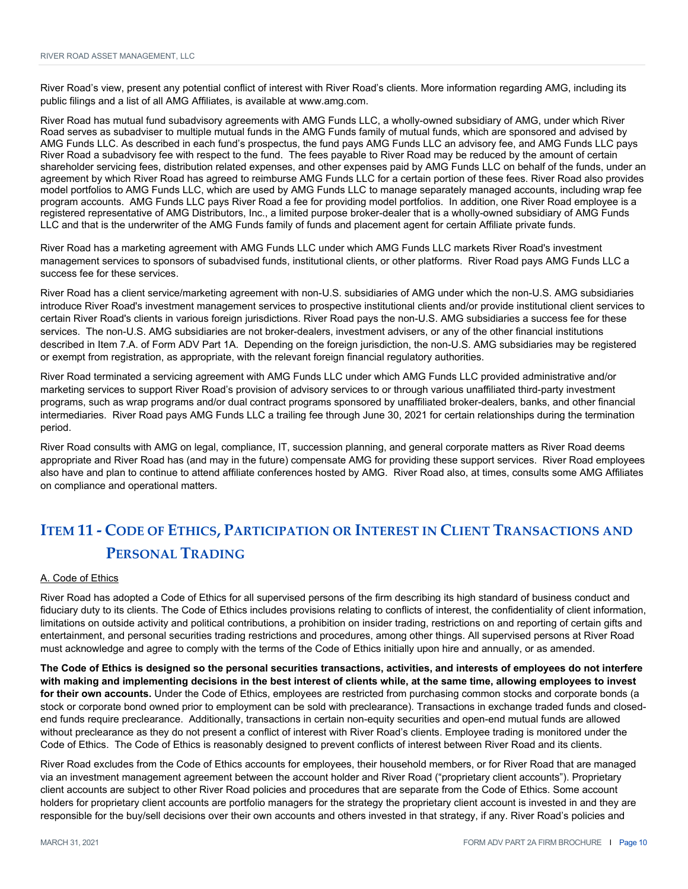River Road's view, present any potential conflict of interest with River Road's clients. More information regarding AMG, including its public filings and a list of all AMG Affiliates, is available at www.amg.com.

River Road has mutual fund subadvisory agreements with AMG Funds LLC, a wholly-owned subsidiary of AMG, under which River Road serves as subadviser to multiple mutual funds in the AMG Funds family of mutual funds, which are sponsored and advised by AMG Funds LLC. As described in each fund's prospectus, the fund pays AMG Funds LLC an advisory fee, and AMG Funds LLC pays River Road a subadvisory fee with respect to the fund. The fees payable to River Road may be reduced by the amount of certain shareholder servicing fees, distribution related expenses, and other expenses paid by AMG Funds LLC on behalf of the funds, under an agreement by which River Road has agreed to reimburse AMG Funds LLC for a certain portion of these fees. River Road also provides model portfolios to AMG Funds LLC, which are used by AMG Funds LLC to manage separately managed accounts, including wrap fee program accounts. AMG Funds LLC pays River Road a fee for providing model portfolios. In addition, one River Road employee is a registered representative of AMG Distributors, Inc., a limited purpose broker-dealer that is a wholly-owned subsidiary of AMG Funds LLC and that is the underwriter of the AMG Funds family of funds and placement agent for certain Affiliate private funds.

River Road has a marketing agreement with AMG Funds LLC under which AMG Funds LLC markets River Road's investment management services to sponsors of subadvised funds, institutional clients, or other platforms. River Road pays AMG Funds LLC a success fee for these services.

River Road has a client service/marketing agreement with non-U.S. subsidiaries of AMG under which the non-U.S. AMG subsidiaries introduce River Road's investment management services to prospective institutional clients and/or provide institutional client services to certain River Road's clients in various foreign jurisdictions. River Road pays the non-U.S. AMG subsidiaries a success fee for these services. The non-U.S. AMG subsidiaries are not broker-dealers, investment advisers, or any of the other financial institutions described in Item 7.A. of Form ADV Part 1A. Depending on the foreign jurisdiction, the non-U.S. AMG subsidiaries may be registered or exempt from registration, as appropriate, with the relevant foreign financial regulatory authorities.

River Road terminated a servicing agreement with AMG Funds LLC under which AMG Funds LLC provided administrative and/or marketing services to support River Road's provision of advisory services to or through various unaffiliated third-party investment programs, such as wrap programs and/or dual contract programs sponsored by unaffiliated broker-dealers, banks, and other financial intermediaries. River Road pays AMG Funds LLC a trailing fee through June 30, 2021 for certain relationships during the termination period.

River Road consults with AMG on legal, compliance, IT, succession planning, and general corporate matters as River Road deems appropriate and River Road has (and may in the future) compensate AMG for providing these support services. River Road employees also have and plan to continue to attend affiliate conferences hosted by AMG. River Road also, at times, consults some AMG Affiliates on compliance and operational matters.

# ITEM 11 - CODE OF ETHICS, PARTICIPATION OR INTEREST IN CLIENT TRANSACTIONS AND PERSONAL TRADING

A. Code of Ethics

River Road has adopted a Code of Ethics for all supervised persons of the firm describing its high standard of business conduct and fiduciary duty to its clients. The Code of Ethics includes provisions relating to conflicts of interest, the confidentiality of client information, limitations on outside activity and political contributions, a prohibition on insider trading, restrictions on and reporting of certain gifts and entertainment, and personal securities trading restrictions and procedures, among other things. All supervised persons at River Road must acknowledge and agree to comply with the terms of the Code of Ethics initially upon hire and annually, or as amended.

**The Code of Ethics is designed so the personal securities transactions, activities, and interests of employees do not interfere with making and implementing decisions in the best interest of clients while, at the same time, allowing employees to invest for their own accounts.** Under the Code of Ethics, employees are restricted from purchasing common stocks and corporate bonds (a stock or corporate bond owned prior to employment can be sold with preclearance). Transactions in exchange traded funds and closed-end funds require preclearance. Additionally, transactions in certain non-equity securities and open-end mutual funds are allowed without preclearance as they do not present a conflict of interest with River Road's clients. Employee trading is monitored under the Code of Ethics. The Code of Ethics is reasonably designed to prevent conflicts of interest between River Road and its clients.

River Road excludes from the Code of Ethics accounts for employees, their household members, or for River Road that are managed via an investment management agreement between the account holder and River Road ("proprietary client accounts"). Proprietary client accounts are subject to other River Road policies and procedures that are separate from the Code of Ethics. Some account holders for proprietary client accounts are portfolio managers for the strategy the proprietary client account is invested in and they are responsible for the buy/sell decisions over their own accounts and others invested in that strategy, if any. River Road's policies and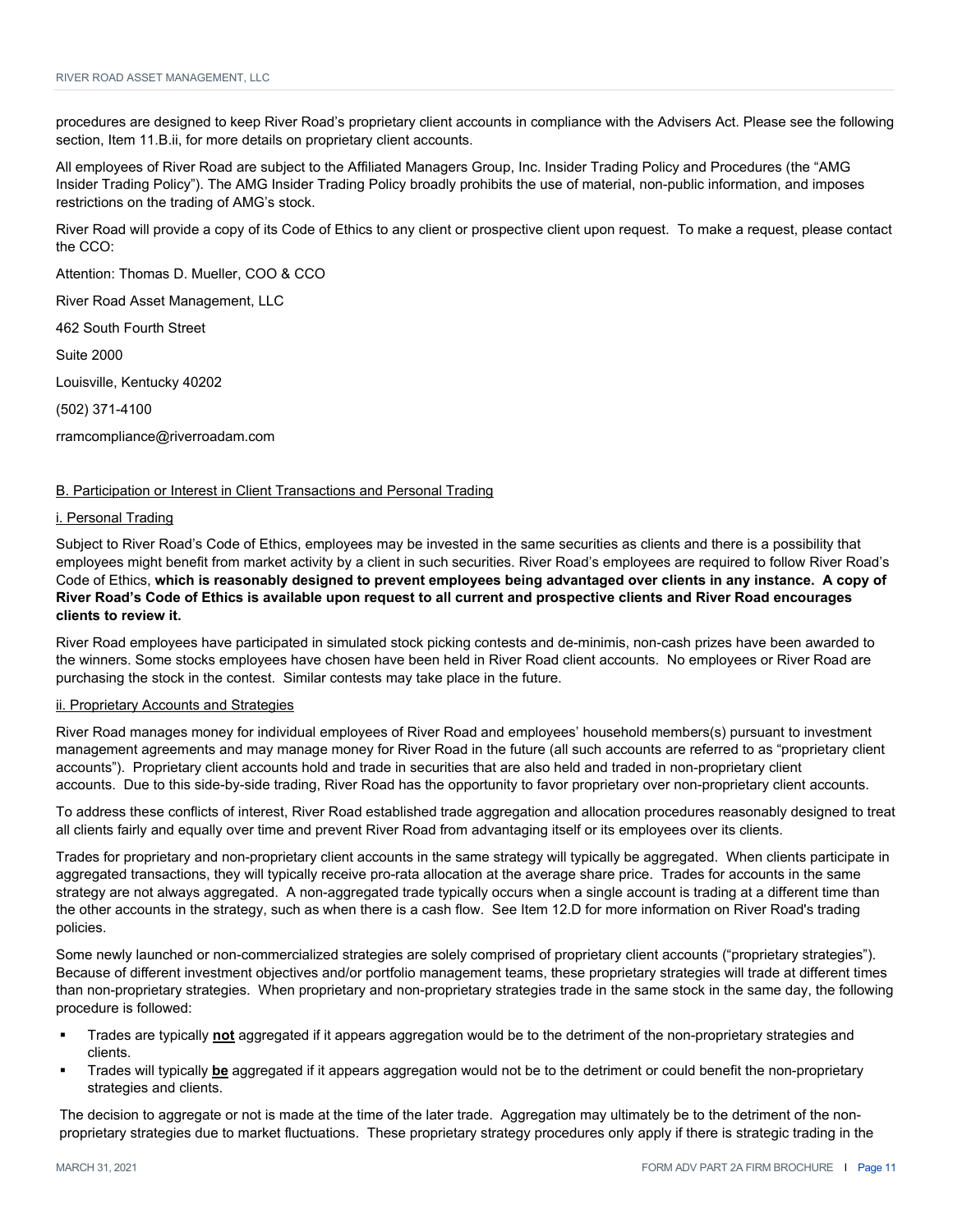procedures are designed to keep River Road's proprietary client accounts in compliance with the Advisers Act. Please see the following section, Item 11.B.ii, for more details on proprietary client accounts.

All employees of River Road are subject to the Affiliated Managers Group, Inc. Insider Trading Policy and Procedures (the "AMG Insider Trading Policy"). The AMG Insider Trading Policy broadly prohibits the use of material, non-public information, and imposes restrictions on the trading of AMG's stock.

River Road will provide a copy of its Code of Ethics to any client or prospective client upon request. To make a request, please contact the CCO:

Attention: Thomas D. Mueller, COO & CCO

River Road Asset Management, LLC

462 South Fourth Street

Suite 2000

Louisville, Kentucky 40202

(502) 371-4100

rramcompliance@riverroadam.com

B. Participation or Interest in Client Transactions and Personal Trading

i. Personal Trading

Subject to River Road's Code of Ethics, employees may be invested in the same securities as clients and there is a possibility that employees might benefit from market activity by a client in such securities. River Road's employees are required to follow River Road's Code of Ethics, **which is reasonably designed to prevent employees being advantaged over clients in any instance. A copy of River Road's Code of Ethics is available upon request to all current and prospective clients and River Road encourages clients to review it.**

River Road employees have participated in simulated stock picking contests and de-minimis, non-cash prizes have been awarded to the winners. Some stocks employees have chosen have been held in River Road client accounts. No employees or River Road are purchasing the stock in the contest. Similar contests may take place in the future.

ii. Proprietary Accounts and Strategies

River Road manages money for individual employees of River Road and employees' household members(s) pursuant to investment management agreements and may manage money for River Road in the future (all such accounts are referred to as "proprietary client accounts"). Proprietary client accounts hold and trade in securities that are also held and traded in non-proprietary client accounts. Due to this side-by-side trading, River Road has the opportunity to favor proprietary over non-proprietary client accounts.

To address these conflicts of interest, River Road established trade aggregation and allocation procedures reasonably designed to treat all clients fairly and equally over time and prevent River Road from advantaging itself or its employees over its clients.

Trades for proprietary and non-proprietary client accounts in the same strategy will typically be aggregated. When clients participate in aggregated transactions, they will typically receive pro-rata allocation at the average share price. Trades for accounts in the same strategy are not always aggregated. A non-aggregated trade typically occurs when a single account is trading at a different time than the other accounts in the strategy, such as when there is a cash flow. See Item 12.D for more information on River Road's trading policies.

Some newly launched or non-commercialized strategies are solely comprised of proprietary client accounts ("proprietary strategies"). Because of different investment objectives and/or portfolio management teams, these proprietary strategies will trade at different times than non-proprietary strategies. When proprietary and non-proprietary strategies trade in the same stock in the same day, the following procedure is followed:

- Trades are typically **not** aggregated if it appears aggregation would be to the detriment of the non-proprietary strategies and clients.
- Trades will typically **be** aggregated if it appears aggregation would not be to the detriment or could benefit the non-proprietary strategies and clients.

The decision to aggregate or not is made at the time of the later trade. Aggregation may ultimately be to the detriment of the non-proprietary strategies due to market fluctuations. These proprietary strategy procedures only apply if there is strategic trading in the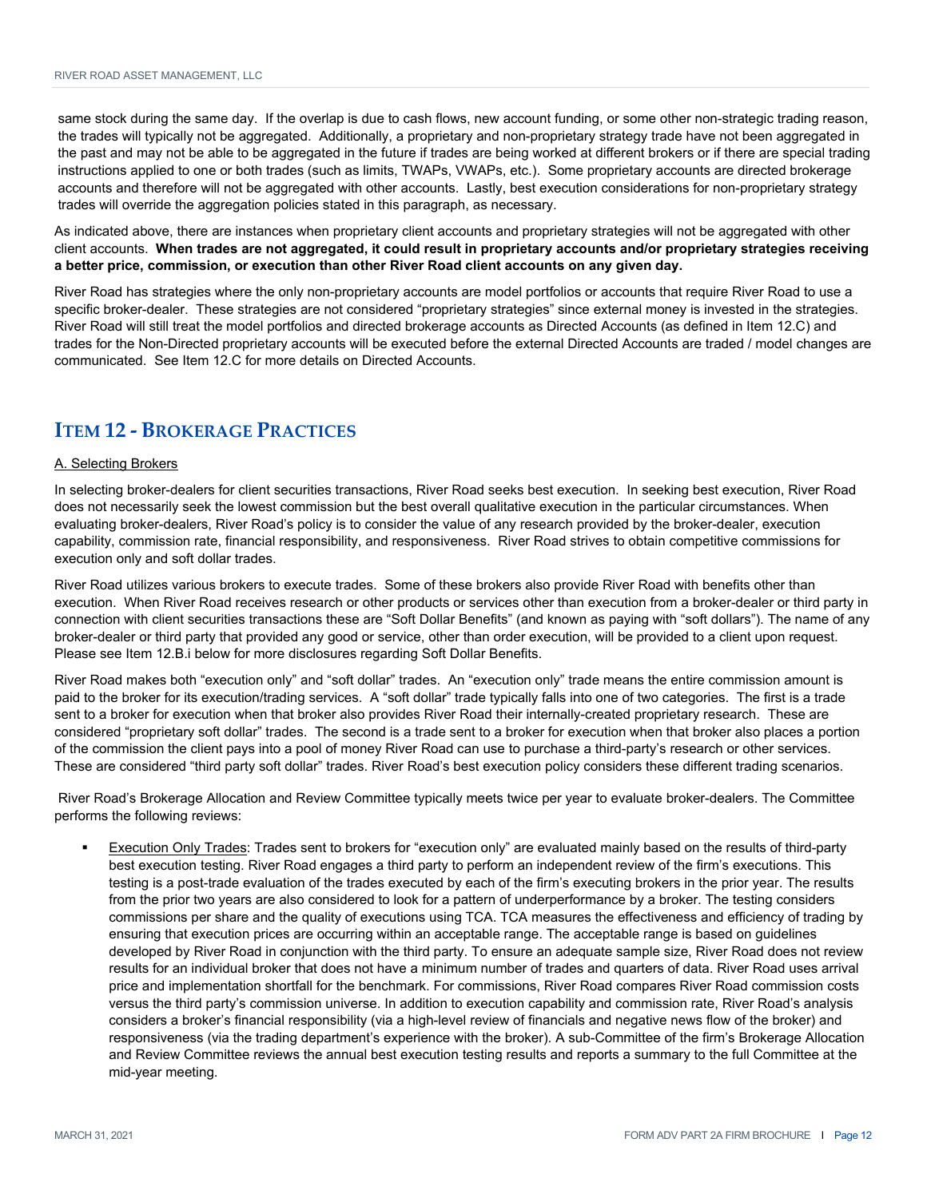same stock during the same day. If the overlap is due to cash flows, new account funding, or some other non-strategic trading reason, the trades will typically not be aggregated. Additionally, a proprietary and non-proprietary strategy trade have not been aggregated in the past and may not be able to be aggregated in the future if trades are being worked at different brokers or if there are special trading instructions applied to one or both trades (such as limits, TWAPs, VWAPs, etc.). Some proprietary accounts are directed brokerage accounts and therefore will not be aggregated with other accounts. Lastly, best execution considerations for non-proprietary strategy trades will override the aggregation policies stated in this paragraph, as necessary.

As indicated above, there are instances when proprietary client accounts and proprietary strategies will not be aggregated with other client accounts. **When trades are not aggregated, it could result in proprietary accounts and/or proprietary strategies receiving a better price, commission, or execution than other River Road client accounts on any given day.**

River Road has strategies where the only non-proprietary accounts are model portfolios or accounts that require River Road to use a specific broker-dealer. These strategies are not considered "proprietary strategies" since external money is invested in the strategies. River Road will still treat the model portfolios and directed brokerage accounts as Directed Accounts (as defined in Item 12.C) and trades for the Non-Directed proprietary accounts will be executed before the external Directed Accounts are traded / model changes are communicated. See Item 12.C for more details on Directed Accounts.

# ITEM 12 - BROKERAGE PRACTICES

## A. Selecting Brokers

In selecting broker-dealers for client securities transactions, River Road seeks best execution. In seeking best execution, River Road does not necessarily seek the lowest commission but the best overall qualitative execution in the particular circumstances. When evaluating broker-dealers, River Road's policy is to consider the value of any research provided by the broker-dealer, execution capability, commission rate, financial responsibility, and responsiveness. River Road strives to obtain competitive commissions for execution only and soft dollar trades.

River Road utilizes various brokers to execute trades. Some of these brokers also provide River Road with benefits other than execution. When River Road receives research or other products or services other than execution from a broker-dealer or third party in connection with client securities transactions these are "Soft Dollar Benefits" (and known as paying with "soft dollars"). The name of any broker-dealer or third party that provided any good or service, other than order execution, will be provided to a client upon request. Please see Item 12.B.i below for more disclosures regarding Soft Dollar Benefits.

River Road makes both "execution only" and "soft dollar" trades. An "execution only" trade means the entire commission amount is paid to the broker for its execution/trading services. A "soft dollar" trade typically falls into one of two categories. The first is a trade sent to a broker for execution when that broker also provides River Road their internally-created proprietary research. These are considered "proprietary soft dollar" trades. The second is a trade sent to a broker for execution when that broker also places a portion of the commission the client pays into a pool of money River Road can use to purchase a third-party's research or other services. These are considered "third party soft dollar" trades. River Road's best execution policy considers these different trading scenarios.

River Road's Brokerage Allocation and Review Committee typically meets twice per year to evaluate broker-dealers. The Committee performs the following reviews:

- Execution Only Trades: Trades sent to brokers for "execution only" are evaluated mainly based on the results of third-party best execution testing. River Road engages a third party to perform an independent review of the firm's executions. This testing is a post-trade evaluation of the trades executed by each of the firm's executing brokers in the prior year. The results from the prior two years are also considered to look for a pattern of underperformance by a broker. The testing considers commissions per share and the quality of executions using TCA. TCA measures the effectiveness and efficiency of trading by ensuring that execution prices are occurring within an acceptable range. The acceptable range is based on guidelines developed by River Road in conjunction with the third party. To ensure an adequate sample size, River Road does not review results for an individual broker that does not have a minimum number of trades and quarters of data. River Road uses arrival price and implementation shortfall for the benchmark. For commissions, River Road compares River Road commission costs versus the third party's commission universe. In addition to execution capability and commission rate, River Road's analysis considers a broker's financial responsibility (via a high-level review of financials and negative news flow of the broker) and responsiveness (via the trading department's experience with the broker). A sub-Committee of the firm's Brokerage Allocation and Review Committee reviews the annual best execution testing results and reports a summary to the full Committee at the mid-year meeting.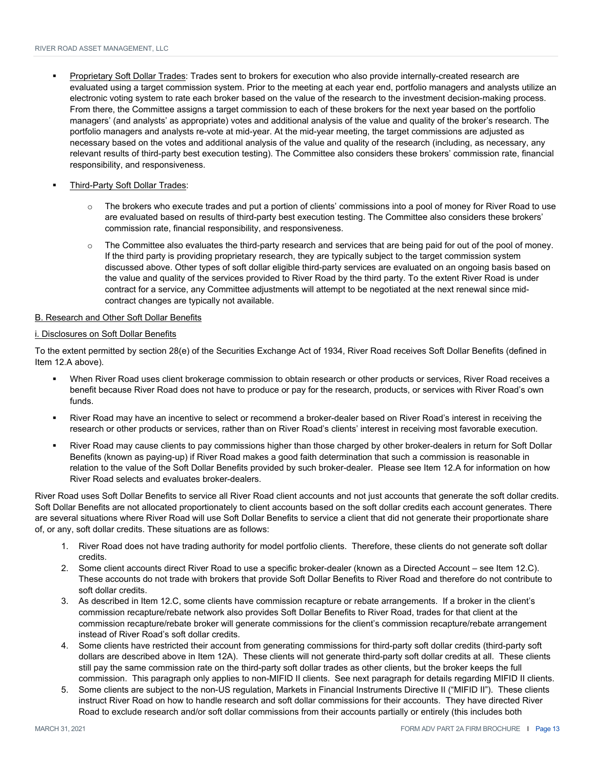- Proprietary Soft Dollar Trades: Trades sent to brokers for execution who also provide internally-created research are evaluated using a target commission system. Prior to the meeting at each year end, portfolio managers and analysts utilize an electronic voting system to rate each broker based on the value of the research to the investment decision-making process. From there, the Committee assigns a target commission to each of these brokers for the next year based on the portfolio managers' (and analysts' as appropriate) votes and additional analysis of the value and quality of the broker's research. The portfolio managers and analysts re-vote at mid-year. At the mid-year meeting, the target commissions are adjusted as necessary based on the votes and additional analysis of the value and quality of the research (including, as necessary, any relevant results of third-party best execution testing). The Committee also considers these brokers' commission rate, financial responsibility, and responsiveness.

- Third-Party Soft Dollar Trades:

  - The brokers who execute trades and put a portion of clients' commissions into a pool of money for River Road to use are evaluated based on results of third-party best execution testing. The Committee also considers these brokers' commission rate, financial responsibility, and responsiveness.

  - The Committee also evaluates the third-party research and services that are being paid for out of the pool of money. If the third party is providing proprietary research, they are typically subject to the target commission system discussed above. Other types of soft dollar eligible third-party services are evaluated on an ongoing basis based on the value and quality of the services provided to River Road by the third party. To the extent River Road is under contract for a service, any Committee adjustments will attempt to be negotiated at the next renewal since mid-contract changes are typically not available.

B. Research and Other Soft Dollar Benefits

i. Disclosures on Soft Dollar Benefits

To the extent permitted by section 28(e) of the Securities Exchange Act of 1934, River Road receives Soft Dollar Benefits (defined in Item 12.A above).

- When River Road uses client brokerage commission to obtain research or other products or services, River Road receives a benefit because River Road does not have to produce or pay for the research, products, or services with River Road's own funds.

- River Road may have an incentive to select or recommend a broker-dealer based on River Road's interest in receiving the research or other products or services, rather than on River Road's clients' interest in receiving most favorable execution.

- River Road may cause clients to pay commissions higher than those charged by other broker-dealers in return for Soft Dollar Benefits (known as paying-up) if River Road makes a good faith determination that such a commission is reasonable in relation to the value of the Soft Dollar Benefits provided by such broker-dealer. Please see Item 12.A for information on how River Road selects and evaluates broker-dealers.

River Road uses Soft Dollar Benefits to service all River Road client accounts and not just accounts that generate the soft dollar credits. Soft Dollar Benefits are not allocated proportionately to client accounts based on the soft dollar credits each account generates. There are several situations where River Road will use Soft Dollar Benefits to service a client that did not generate their proportionate share of, or any, soft dollar credits. These situations are as follows:

1. River Road does not have trading authority for model portfolio clients. Therefore, these clients do not generate soft dollar credits.
2. Some client accounts direct River Road to use a specific broker-dealer (known as a Directed Account – see Item 12.C). These accounts do not trade with brokers that provide Soft Dollar Benefits to River Road and therefore do not contribute to soft dollar credits.
3. As described in Item 12.C, some clients have commission recapture or rebate arrangements. If a broker in the client's commission recapture/rebate network also provides Soft Dollar Benefits to River Road, trades for that client at the commission recapture/rebate broker will generate commissions for the client's commission recapture/rebate arrangement instead of River Road's soft dollar credits.
4. Some clients have restricted their account from generating commissions for third-party soft dollar credits (third-party soft dollars are described above in Item 12A). These clients will not generate third-party soft dollar credits at all. These clients still pay the same commission rate on the third-party soft dollar trades as other clients, but the broker keeps the full commission. This paragraph only applies to non-MIFID II clients. See next paragraph for details regarding MIFID II clients.
5. Some clients are subject to the non-US regulation, Markets in Financial Instruments Directive II ("MIFID II"). These clients instruct River Road on how to handle research and soft dollar commissions for their accounts. They have directed River Road to exclude research and/or soft dollar commissions from their accounts partially or entirely (this includes both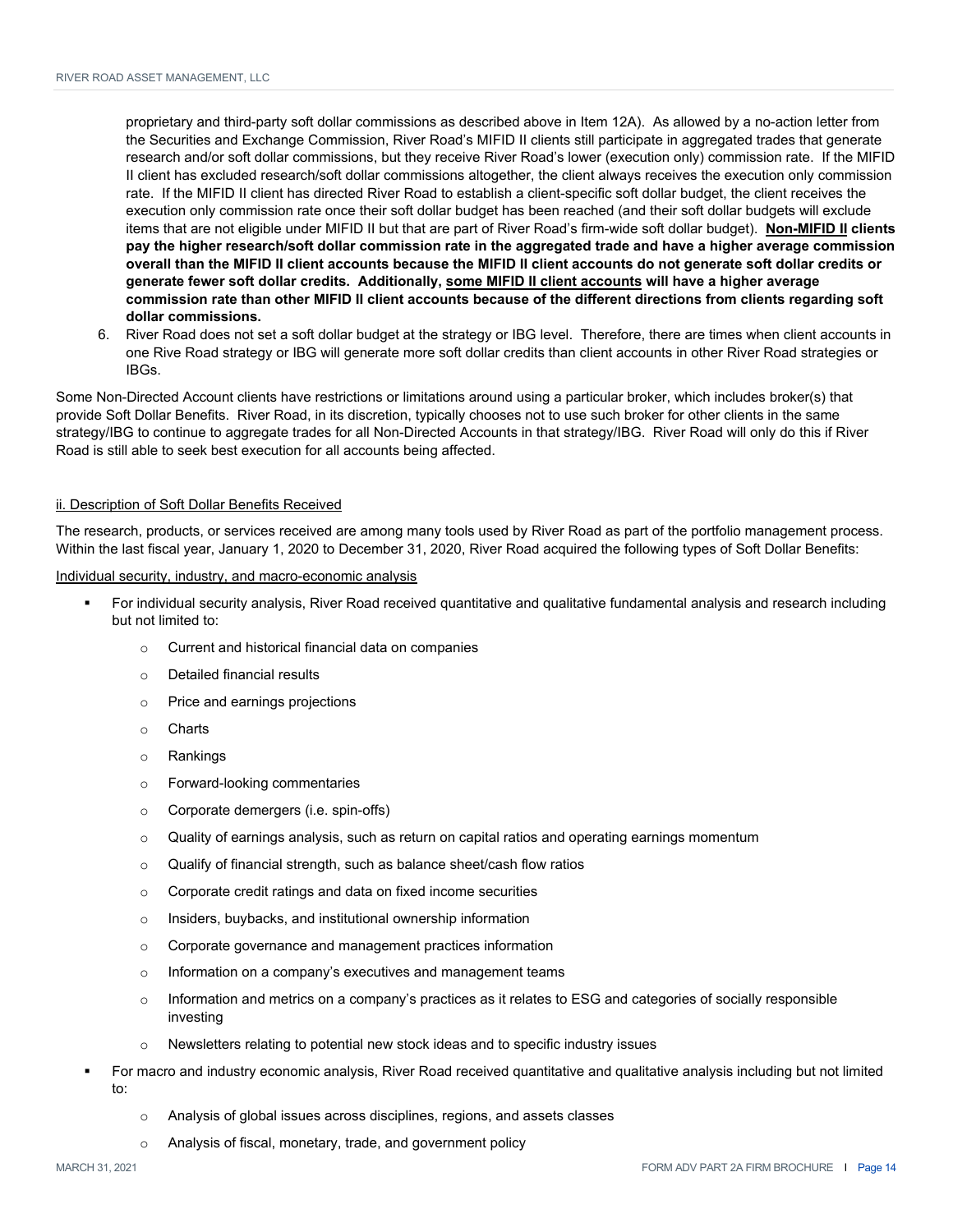proprietary and third-party soft dollar commissions as described above in Item 12A). As allowed by a no-action letter from the Securities and Exchange Commission, River Road's MIFID II clients still participate in aggregated trades that generate research and/or soft dollar commissions, but they receive River Road's lower (execution only) commission rate. If the MIFID II client has excluded research/soft dollar commissions altogether, the client always receives the execution only commission rate. If the MIFID II client has directed River Road to establish a client-specific soft dollar budget, the client receives the execution only commission rate once their soft dollar budget has been reached (and their soft dollar budgets will exclude items that are not eligible under MIFID II but that are part of River Road's firm-wide soft dollar budget). **<u>Non-MIFID II</u> clients pay the higher research/soft dollar commission rate in the aggregated trade and have a higher average commission overall than the MIFID II client accounts because the MIFID II client accounts do not generate soft dollar credits or generate fewer soft dollar credits. Additionally, <u>some MIFID II client accounts</u> will have a higher average commission rate than other MIFID II client accounts because of the different directions from clients regarding soft dollar commissions.**

6. River Road does not set a soft dollar budget at the strategy or IBG level. Therefore, there are times when client accounts in one Rive Road strategy or IBG will generate more soft dollar credits than client accounts in other River Road strategies or IBGs.

Some Non-Directed Account clients have restrictions or limitations around using a particular broker, which includes broker(s) that provide Soft Dollar Benefits. River Road, in its discretion, typically chooses not to use such broker for other clients in the same strategy/IBG to continue to aggregate trades for all Non-Directed Accounts in that strategy/IBG. River Road will only do this if River Road is still able to seek best execution for all accounts being affected.

<u>ii. Description of Soft Dollar Benefits Received</u>

The research, products, or services received are among many tools used by River Road as part of the portfolio management process. Within the last fiscal year, January 1, 2020 to December 31, 2020, River Road acquired the following types of Soft Dollar Benefits:

<u>Individual security, industry, and macro-economic analysis</u>

- For individual security analysis, River Road received quantitative and qualitative fundamental analysis and research including but not limited to:
  - Current and historical financial data on companies
  - Detailed financial results
  - Price and earnings projections
  - Charts
  - Rankings
  - Forward-looking commentaries
  - Corporate demergers (i.e. spin-offs)
  - Quality of earnings analysis, such as return on capital ratios and operating earnings momentum
  - Qualify of financial strength, such as balance sheet/cash flow ratios
  - Corporate credit ratings and data on fixed income securities
  - Insiders, buybacks, and institutional ownership information
  - Corporate governance and management practices information
  - Information on a company's executives and management teams
  - Information and metrics on a company's practices as it relates to ESG and categories of socially responsible investing
  - Newsletters relating to potential new stock ideas and to specific industry issues
- For macro and industry economic analysis, River Road received quantitative and qualitative analysis including but not limited to:
  - Analysis of global issues across disciplines, regions, and assets classes
  - Analysis of fiscal, monetary, trade, and government policy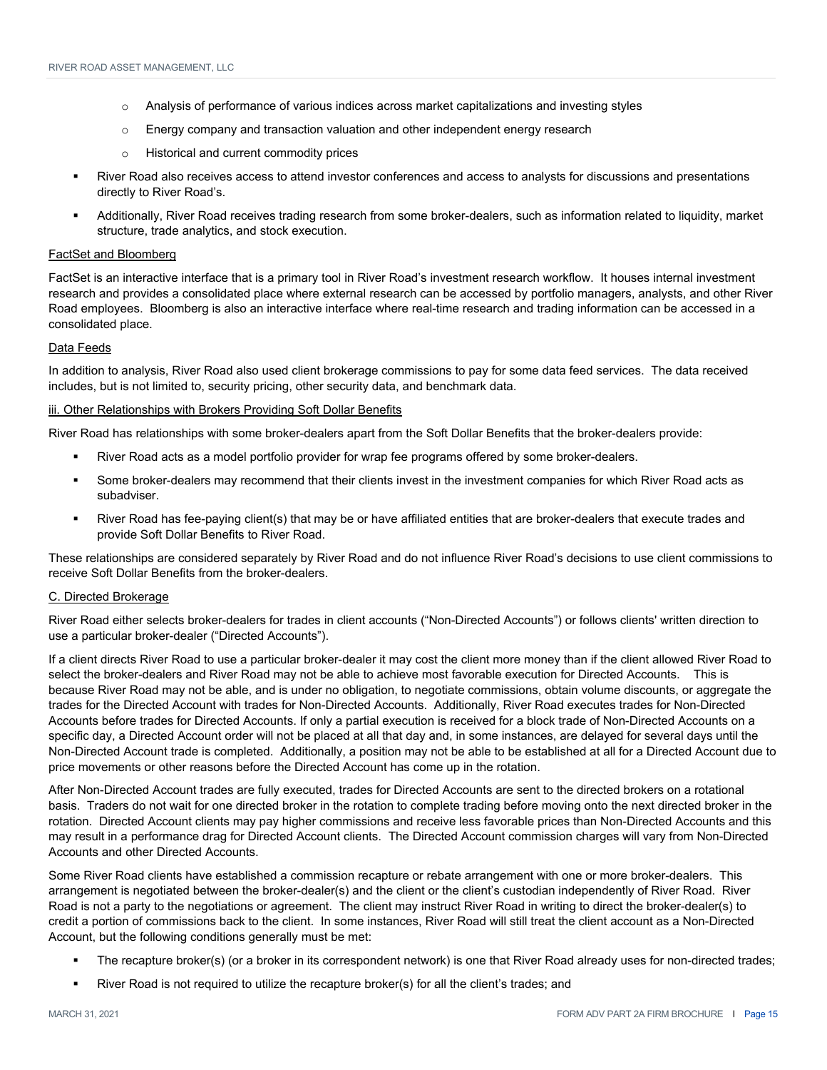- Analysis of performance of various indices across market capitalizations and investing styles
   - Energy company and transaction valuation and other independent energy research
   - Historical and current commodity prices

- River Road also receives access to attend investor conferences and access to analysts for discussions and presentations directly to River Road's.
- Additionally, River Road receives trading research from some broker-dealers, such as information related to liquidity, market structure, trade analytics, and stock execution.

FactSet and Bloomberg

FactSet is an interactive interface that is a primary tool in River Road's investment research workflow. It houses internal investment research and provides a consolidated place where external research can be accessed by portfolio managers, analysts, and other River Road employees. Bloomberg is also an interactive interface where real-time research and trading information can be accessed in a consolidated place.

Data Feeds

In addition to analysis, River Road also used client brokerage commissions to pay for some data feed services. The data received includes, but is not limited to, security pricing, other security data, and benchmark data.

iii. Other Relationships with Brokers Providing Soft Dollar Benefits

River Road has relationships with some broker-dealers apart from the Soft Dollar Benefits that the broker-dealers provide:

- River Road acts as a model portfolio provider for wrap fee programs offered by some broker-dealers.
- Some broker-dealers may recommend that their clients invest in the investment companies for which River Road acts as subadviser.
- River Road has fee-paying client(s) that may be or have affiliated entities that are broker-dealers that execute trades and provide Soft Dollar Benefits to River Road.

These relationships are considered separately by River Road and do not influence River Road's decisions to use client commissions to receive Soft Dollar Benefits from the broker-dealers.

C. Directed Brokerage

River Road either selects broker-dealers for trades in client accounts ("Non-Directed Accounts") or follows clients' written direction to use a particular broker-dealer ("Directed Accounts").

If a client directs River Road to use a particular broker-dealer it may cost the client more money than if the client allowed River Road to select the broker-dealers and River Road may not be able to achieve most favorable execution for Directed Accounts. This is because River Road may not be able, and is under no obligation, to negotiate commissions, obtain volume discounts, or aggregate the trades for the Directed Account with trades for Non-Directed Accounts. Additionally, River Road executes trades for Non-Directed Accounts before trades for Directed Accounts. If only a partial execution is received for a block trade of Non-Directed Accounts on a specific day, a Directed Account order will not be placed at all that day and, in some instances, are delayed for several days until the Non-Directed Account trade is completed. Additionally, a position may not be able to be established at all for a Directed Account due to price movements or other reasons before the Directed Account has come up in the rotation.

After Non-Directed Account trades are fully executed, trades for Directed Accounts are sent to the directed brokers on a rotational basis. Traders do not wait for one directed broker in the rotation to complete trading before moving onto the next directed broker in the rotation. Directed Account clients may pay higher commissions and receive less favorable prices than Non-Directed Accounts and this may result in a performance drag for Directed Account clients. The Directed Account commission charges will vary from Non-Directed Accounts and other Directed Accounts.

Some River Road clients have established a commission recapture or rebate arrangement with one or more broker-dealers. This arrangement is negotiated between the broker-dealer(s) and the client or the client's custodian independently of River Road. River Road is not a party to the negotiations or agreement. The client may instruct River Road in writing to direct the broker-dealer(s) to credit a portion of commissions back to the client. In some instances, River Road will still treat the client account as a Non-Directed Account, but the following conditions generally must be met:

- The recapture broker(s) (or a broker in its correspondent network) is one that River Road already uses for non-directed trades;
- River Road is not required to utilize the recapture broker(s) for all the client's trades; and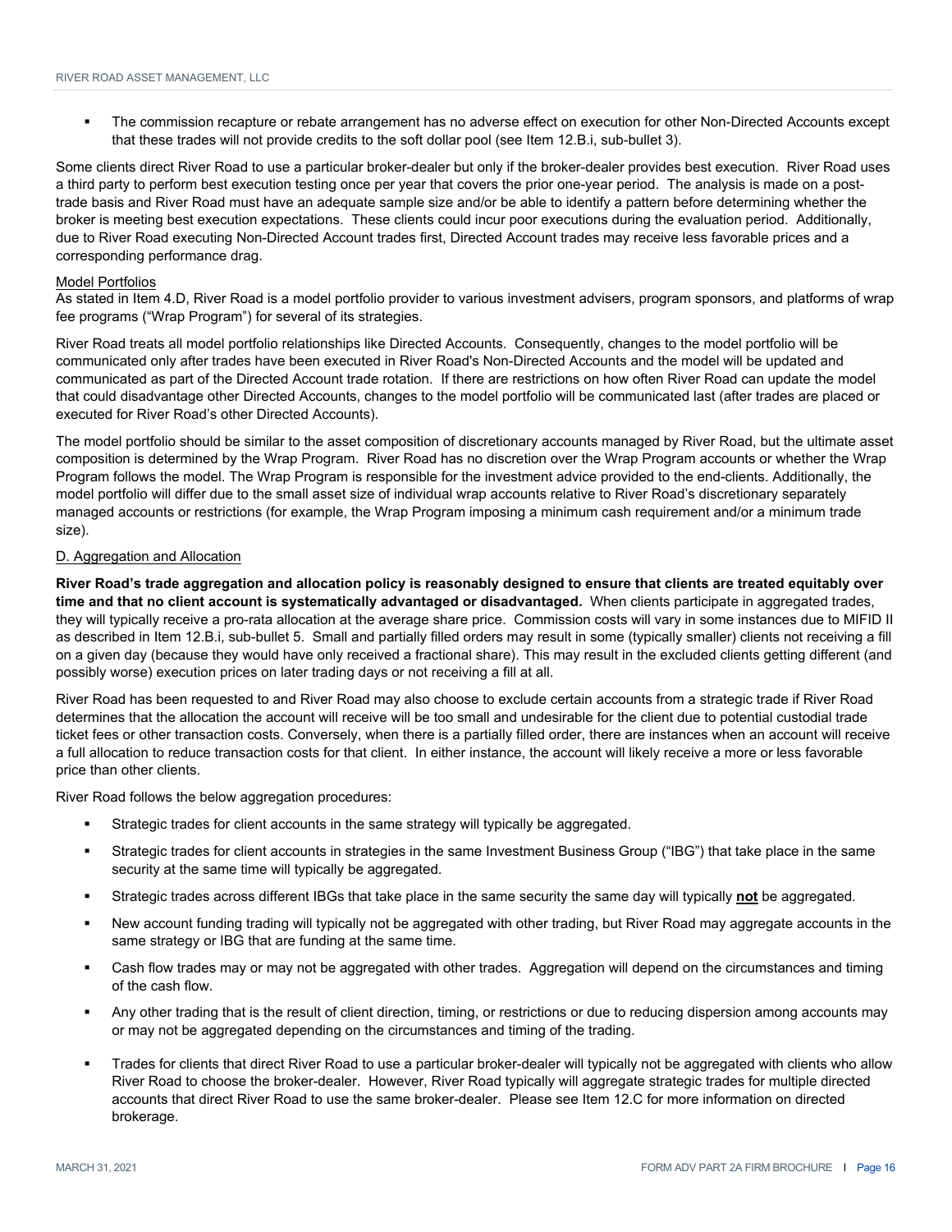- The commission recapture or rebate arrangement has no adverse effect on execution for other Non-Directed Accounts except that these trades will not provide credits to the soft dollar pool (see Item 12.B.i, sub-bullet 3).

Some clients direct River Road to use a particular broker-dealer but only if the broker-dealer provides best execution. River Road uses a third party to perform best execution testing once per year that covers the prior one-year period. The analysis is made on a post-trade basis and River Road must have an adequate sample size and/or be able to identify a pattern before determining whether the broker is meeting best execution expectations. These clients could incur poor executions during the evaluation period. Additionally, due to River Road executing Non-Directed Account trades first, Directed Account trades may receive less favorable prices and a corresponding performance drag.

Model Portfolios

As stated in Item 4.D, River Road is a model portfolio provider to various investment advisers, program sponsors, and platforms of wrap fee programs ("Wrap Program") for several of its strategies.

River Road treats all model portfolio relationships like Directed Accounts. Consequently, changes to the model portfolio will be communicated only after trades have been executed in River Road's Non-Directed Accounts and the model will be updated and communicated as part of the Directed Account trade rotation. If there are restrictions on how often River Road can update the model that could disadvantage other Directed Accounts, changes to the model portfolio will be communicated last (after trades are placed or executed for River Road's other Directed Accounts).

The model portfolio should be similar to the asset composition of discretionary accounts managed by River Road, but the ultimate asset composition is determined by the Wrap Program. River Road has no discretion over the Wrap Program accounts or whether the Wrap Program follows the model. The Wrap Program is responsible for the investment advice provided to the end-clients. Additionally, the model portfolio will differ due to the small asset size of individual wrap accounts relative to River Road's discretionary separately managed accounts or restrictions (for example, the Wrap Program imposing a minimum cash requirement and/or a minimum trade size).

D. Aggregation and Allocation

**River Road's trade aggregation and allocation policy is reasonably designed to ensure that clients are treated equitably over time and that no client account is systematically advantaged or disadvantaged.** When clients participate in aggregated trades, they will typically receive a pro-rata allocation at the average share price. Commission costs will vary in some instances due to MIFID II as described in Item 12.B.i, sub-bullet 5. Small and partially filled orders may result in some (typically smaller) clients not receiving a fill on a given day (because they would have only received a fractional share). This may result in the excluded clients getting different (and possibly worse) execution prices on later trading days or not receiving a fill at all.

River Road has been requested to and River Road may also choose to exclude certain accounts from a strategic trade if River Road determines that the allocation the account will receive will be too small and undesirable for the client due to potential custodial trade ticket fees or other transaction costs. Conversely, when there is a partially filled order, there are instances when an account will receive a full allocation to reduce transaction costs for that client. In either instance, the account will likely receive a more or less favorable price than other clients.

River Road follows the below aggregation procedures:

- Strategic trades for client accounts in the same strategy will typically be aggregated.
- Strategic trades for client accounts in strategies in the same Investment Business Group ("IBG") that take place in the same security at the same time will typically be aggregated.
- Strategic trades across different IBGs that take place in the same security the same day will typically **not** be aggregated.
- New account funding trading will typically not be aggregated with other trading, but River Road may aggregate accounts in the same strategy or IBG that are funding at the same time.
- Cash flow trades may or may not be aggregated with other trades. Aggregation will depend on the circumstances and timing of the cash flow.
- Any other trading that is the result of client direction, timing, or restrictions or due to reducing dispersion among accounts may or may not be aggregated depending on the circumstances and timing of the trading.
- Trades for clients that direct River Road to use a particular broker-dealer will typically not be aggregated with clients who allow River Road to choose the broker-dealer. However, River Road typically will aggregate strategic trades for multiple directed accounts that direct River Road to use the same broker-dealer. Please see Item 12.C for more information on directed brokerage.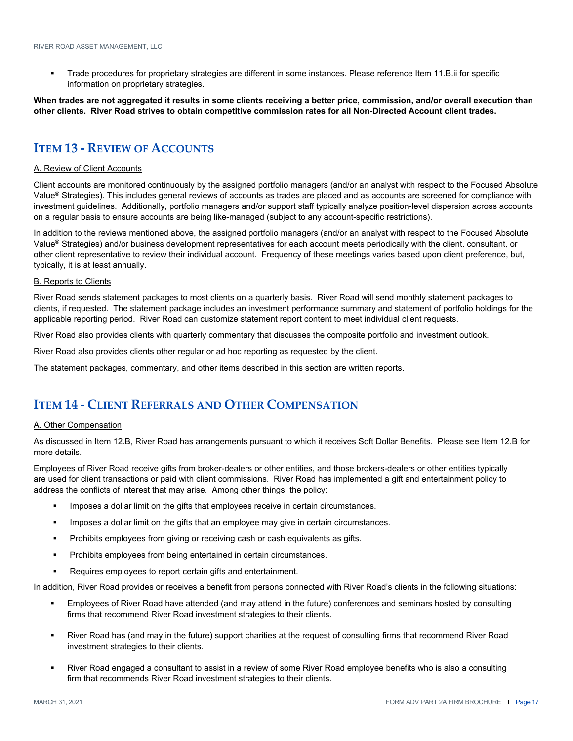- Trade procedures for proprietary strategies are different in some instances. Please reference Item 11.B.ii for specific information on proprietary strategies.

**When trades are not aggregated it results in some clients receiving a better price, commission, and/or overall execution than other clients. River Road strives to obtain competitive commission rates for all Non-Directed Account client trades.**

# ITEM 13 - REVIEW OF ACCOUNTS

A. Review of Client Accounts

Client accounts are monitored continuously by the assigned portfolio managers (and/or an analyst with respect to the Focused Absolute Value® Strategies). This includes general reviews of accounts as trades are placed and as accounts are screened for compliance with investment guidelines. Additionally, portfolio managers and/or support staff typically analyze position-level dispersion across accounts on a regular basis to ensure accounts are being like-managed (subject to any account-specific restrictions).

In addition to the reviews mentioned above, the assigned portfolio managers (and/or an analyst with respect to the Focused Absolute Value® Strategies) and/or business development representatives for each account meets periodically with the client, consultant, or other client representative to review their individual account. Frequency of these meetings varies based upon client preference, but, typically, it is at least annually.

B. Reports to Clients

River Road sends statement packages to most clients on a quarterly basis. River Road will send monthly statement packages to clients, if requested. The statement package includes an investment performance summary and statement of portfolio holdings for the applicable reporting period. River Road can customize statement report content to meet individual client requests.

River Road also provides clients with quarterly commentary that discusses the composite portfolio and investment outlook.

River Road also provides clients other regular or ad hoc reporting as requested by the client.

The statement packages, commentary, and other items described in this section are written reports.

# ITEM 14 - CLIENT REFERRALS AND OTHER COMPENSATION

A. Other Compensation

As discussed in Item 12.B, River Road has arrangements pursuant to which it receives Soft Dollar Benefits. Please see Item 12.B for more details.

Employees of River Road receive gifts from broker-dealers or other entities, and those brokers-dealers or other entities typically are used for client transactions or paid with client commissions. River Road has implemented a gift and entertainment policy to address the conflicts of interest that may arise. Among other things, the policy:

- Imposes a dollar limit on the gifts that employees receive in certain circumstances.
- Imposes a dollar limit on the gifts that an employee may give in certain circumstances.
- Prohibits employees from giving or receiving cash or cash equivalents as gifts.
- Prohibits employees from being entertained in certain circumstances.
- Requires employees to report certain gifts and entertainment.

In addition, River Road provides or receives a benefit from persons connected with River Road's clients in the following situations:

- Employees of River Road have attended (and may attend in the future) conferences and seminars hosted by consulting firms that recommend River Road investment strategies to their clients.
- River Road has (and may in the future) support charities at the request of consulting firms that recommend River Road investment strategies to their clients.
- River Road engaged a consultant to assist in a review of some River Road employee benefits who is also a consulting firm that recommends River Road investment strategies to their clients.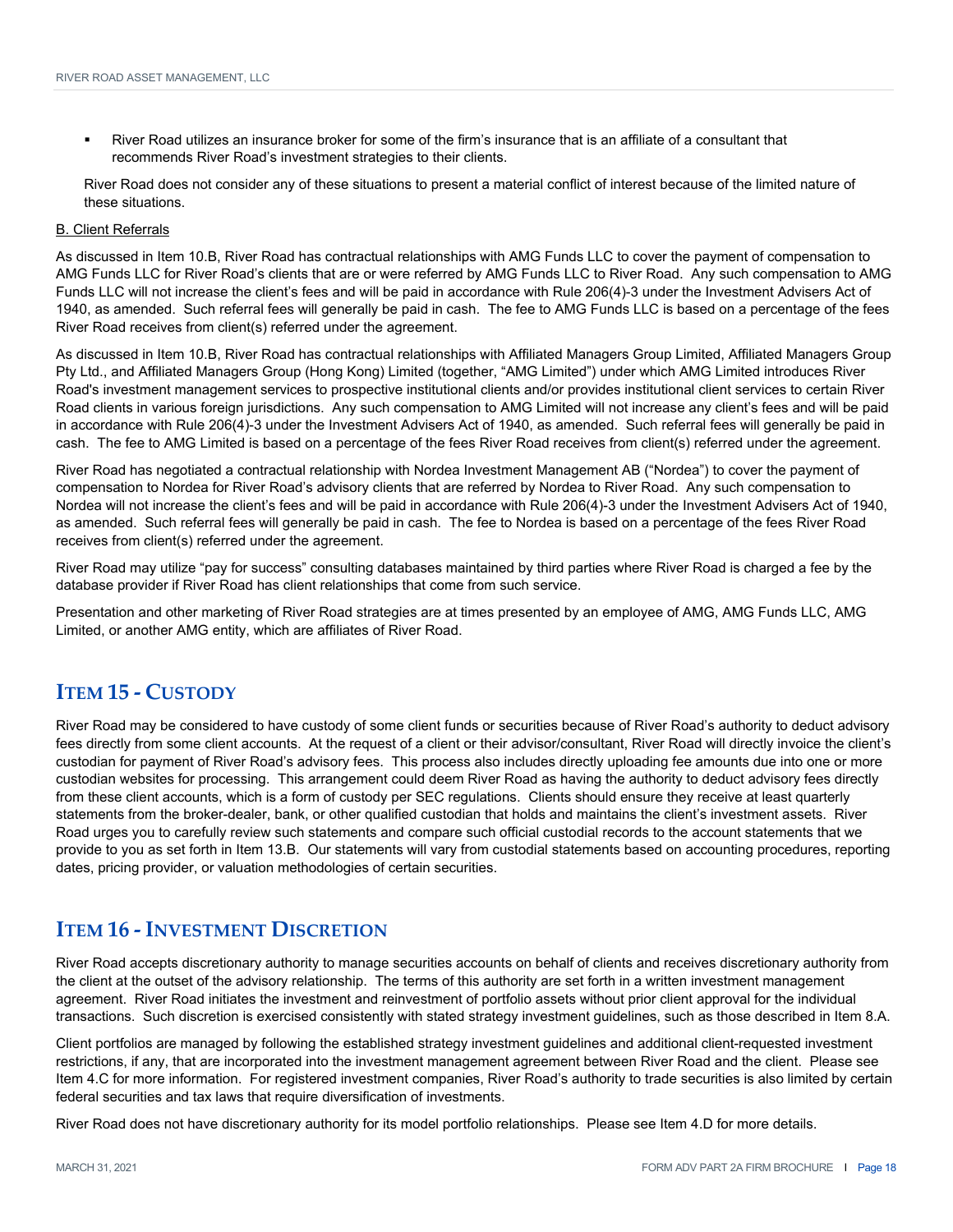- River Road utilizes an insurance broker for some of the firm's insurance that is an affiliate of a consultant that recommends River Road's investment strategies to their clients.

River Road does not consider any of these situations to present a material conflict of interest because of the limited nature of these situations.

B. Client Referrals

As discussed in Item 10.B, River Road has contractual relationships with AMG Funds LLC to cover the payment of compensation to AMG Funds LLC for River Road's clients that are or were referred by AMG Funds LLC to River Road. Any such compensation to AMG Funds LLC will not increase the client's fees and will be paid in accordance with Rule 206(4)-3 under the Investment Advisers Act of 1940, as amended. Such referral fees will generally be paid in cash. The fee to AMG Funds LLC is based on a percentage of the fees River Road receives from client(s) referred under the agreement.

As discussed in Item 10.B, River Road has contractual relationships with Affiliated Managers Group Limited, Affiliated Managers Group Pty Ltd., and Affiliated Managers Group (Hong Kong) Limited (together, "AMG Limited") under which AMG Limited introduces River Road's investment management services to prospective institutional clients and/or provides institutional client services to certain River Road clients in various foreign jurisdictions. Any such compensation to AMG Limited will not increase any client's fees and will be paid in accordance with Rule 206(4)-3 under the Investment Advisers Act of 1940, as amended. Such referral fees will generally be paid in cash. The fee to AMG Limited is based on a percentage of the fees River Road receives from client(s) referred under the agreement.

River Road has negotiated a contractual relationship with Nordea Investment Management AB ("Nordea") to cover the payment of compensation to Nordea for River Road's advisory clients that are referred by Nordea to River Road. Any such compensation to Nordea will not increase the client's fees and will be paid in accordance with Rule 206(4)-3 under the Investment Advisers Act of 1940, as amended. Such referral fees will generally be paid in cash. The fee to Nordea is based on a percentage of the fees River Road receives from client(s) referred under the agreement.

River Road may utilize "pay for success" consulting databases maintained by third parties where River Road is charged a fee by the database provider if River Road has client relationships that come from such service.

Presentation and other marketing of River Road strategies are at times presented by an employee of AMG, AMG Funds LLC, AMG Limited, or another AMG entity, which are affiliates of River Road.

## ITEM 15 - CUSTODY

River Road may be considered to have custody of some client funds or securities because of River Road's authority to deduct advisory fees directly from some client accounts. At the request of a client or their advisor/consultant, River Road will directly invoice the client's custodian for payment of River Road's advisory fees. This process also includes directly uploading fee amounts due into one or more custodian websites for processing. This arrangement could deem River Road as having the authority to deduct advisory fees directly from these client accounts, which is a form of custody per SEC regulations. Clients should ensure they receive at least quarterly statements from the broker-dealer, bank, or other qualified custodian that holds and maintains the client's investment assets. River Road urges you to carefully review such statements and compare such official custodial records to the account statements that we provide to you as set forth in Item 13.B. Our statements will vary from custodial statements based on accounting procedures, reporting dates, pricing provider, or valuation methodologies of certain securities.

## ITEM 16 - INVESTMENT DISCRETION

River Road accepts discretionary authority to manage securities accounts on behalf of clients and receives discretionary authority from the client at the outset of the advisory relationship. The terms of this authority are set forth in a written investment management agreement. River Road initiates the investment and reinvestment of portfolio assets without prior client approval for the individual transactions. Such discretion is exercised consistently with stated strategy investment guidelines, such as those described in Item 8.A.

Client portfolios are managed by following the established strategy investment guidelines and additional client-requested investment restrictions, if any, that are incorporated into the investment management agreement between River Road and the client. Please see Item 4.C for more information. For registered investment companies, River Road's authority to trade securities is also limited by certain federal securities and tax laws that require diversification of investments.

River Road does not have discretionary authority for its model portfolio relationships. Please see Item 4.D for more details.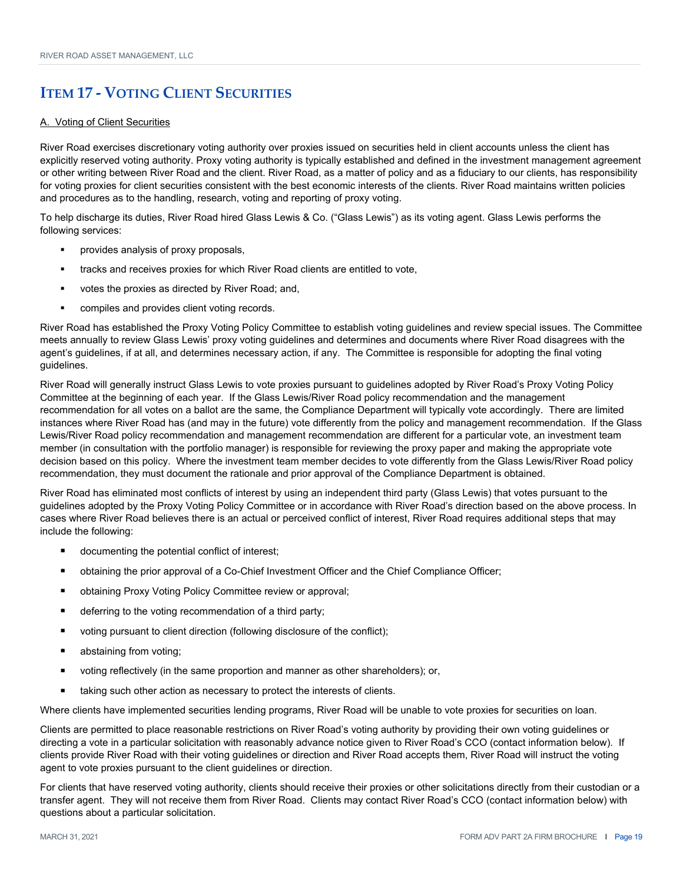# ITEM 17 - VOTING CLIENT SECURITIES

A. Voting of Client Securities

River Road exercises discretionary voting authority over proxies issued on securities held in client accounts unless the client has explicitly reserved voting authority. Proxy voting authority is typically established and defined in the investment management agreement or other writing between River Road and the client. River Road, as a matter of policy and as a fiduciary to our clients, has responsibility for voting proxies for client securities consistent with the best economic interests of the clients. River Road maintains written policies and procedures as to the handling, research, voting and reporting of proxy voting.

To help discharge its duties, River Road hired Glass Lewis & Co. ("Glass Lewis") as its voting agent. Glass Lewis performs the following services:

- provides analysis of proxy proposals,
- tracks and receives proxies for which River Road clients are entitled to vote,
- votes the proxies as directed by River Road; and,
- compiles and provides client voting records.

River Road has established the Proxy Voting Policy Committee to establish voting guidelines and review special issues. The Committee meets annually to review Glass Lewis' proxy voting guidelines and determines and documents where River Road disagrees with the agent's guidelines, if at all, and determines necessary action, if any. The Committee is responsible for adopting the final voting guidelines.

River Road will generally instruct Glass Lewis to vote proxies pursuant to guidelines adopted by River Road's Proxy Voting Policy Committee at the beginning of each year. If the Glass Lewis/River Road policy recommendation and the management recommendation for all votes on a ballot are the same, the Compliance Department will typically vote accordingly. There are limited instances where River Road has (and may in the future) vote differently from the policy and management recommendation. If the Glass Lewis/River Road policy recommendation and management recommendation are different for a particular vote, an investment team member (in consultation with the portfolio manager) is responsible for reviewing the proxy paper and making the appropriate vote decision based on this policy. Where the investment team member decides to vote differently from the Glass Lewis/River Road policy recommendation, they must document the rationale and prior approval of the Compliance Department is obtained.

River Road has eliminated most conflicts of interest by using an independent third party (Glass Lewis) that votes pursuant to the guidelines adopted by the Proxy Voting Policy Committee or in accordance with River Road's direction based on the above process. In cases where River Road believes there is an actual or perceived conflict of interest, River Road requires additional steps that may include the following:

- documenting the potential conflict of interest;
- obtaining the prior approval of a Co-Chief Investment Officer and the Chief Compliance Officer;
- obtaining Proxy Voting Policy Committee review or approval;
- deferring to the voting recommendation of a third party;
- voting pursuant to client direction (following disclosure of the conflict);
- abstaining from voting;
- voting reflectively (in the same proportion and manner as other shareholders); or,
- taking such other action as necessary to protect the interests of clients.

Where clients have implemented securities lending programs, River Road will be unable to vote proxies for securities on loan.

Clients are permitted to place reasonable restrictions on River Road's voting authority by providing their own voting guidelines or directing a vote in a particular solicitation with reasonably advance notice given to River Road's CCO (contact information below). If clients provide River Road with their voting guidelines or direction and River Road accepts them, River Road will instruct the voting agent to vote proxies pursuant to the client guidelines or direction.

For clients that have reserved voting authority, clients should receive their proxies or other solicitations directly from their custodian or a transfer agent. They will not receive them from River Road. Clients may contact River Road's CCO (contact information below) with questions about a particular solicitation.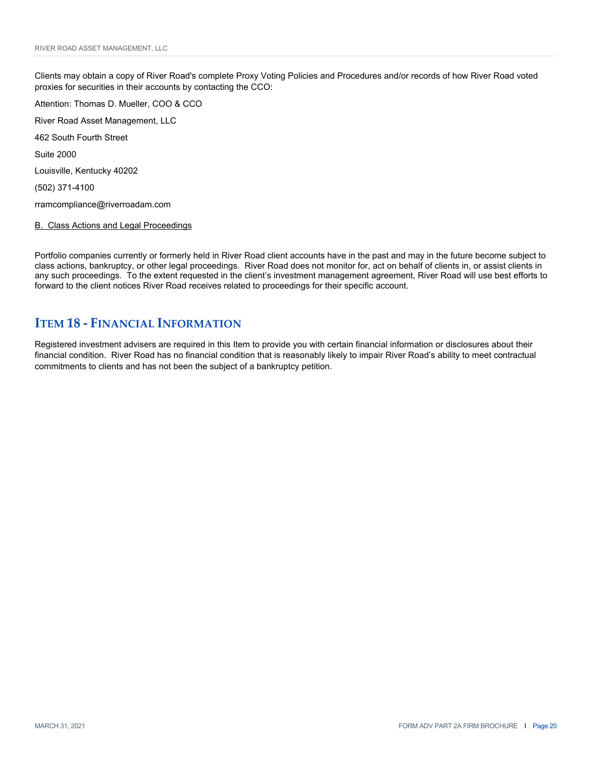Clients may obtain a copy of River Road's complete Proxy Voting Policies and Procedures and/or records of how River Road voted proxies for securities in their accounts by contacting the CCO:

Attention: Thomas D. Mueller, COO & CCO

River Road Asset Management, LLC

462 South Fourth Street

Suite 2000

Louisville, Kentucky 40202

(502) 371-4100

rramcompliance@riverroadam.com

B. Class Actions and Legal Proceedings

Portfolio companies currently or formerly held in River Road client accounts have in the past and may in the future become subject to class actions, bankruptcy, or other legal proceedings. River Road does not monitor for, act on behalf of clients in, or assist clients in any such proceedings. To the extent requested in the client's investment management agreement, River Road will use best efforts to forward to the client notices River Road receives related to proceedings for their specific account.

## ITEM 18 - FINANCIAL INFORMATION

Registered investment advisers are required in this Item to provide you with certain financial information or disclosures about their financial condition. River Road has no financial condition that is reasonably likely to impair River Road's ability to meet contractual commitments to clients and has not been the subject of a bankruptcy petition.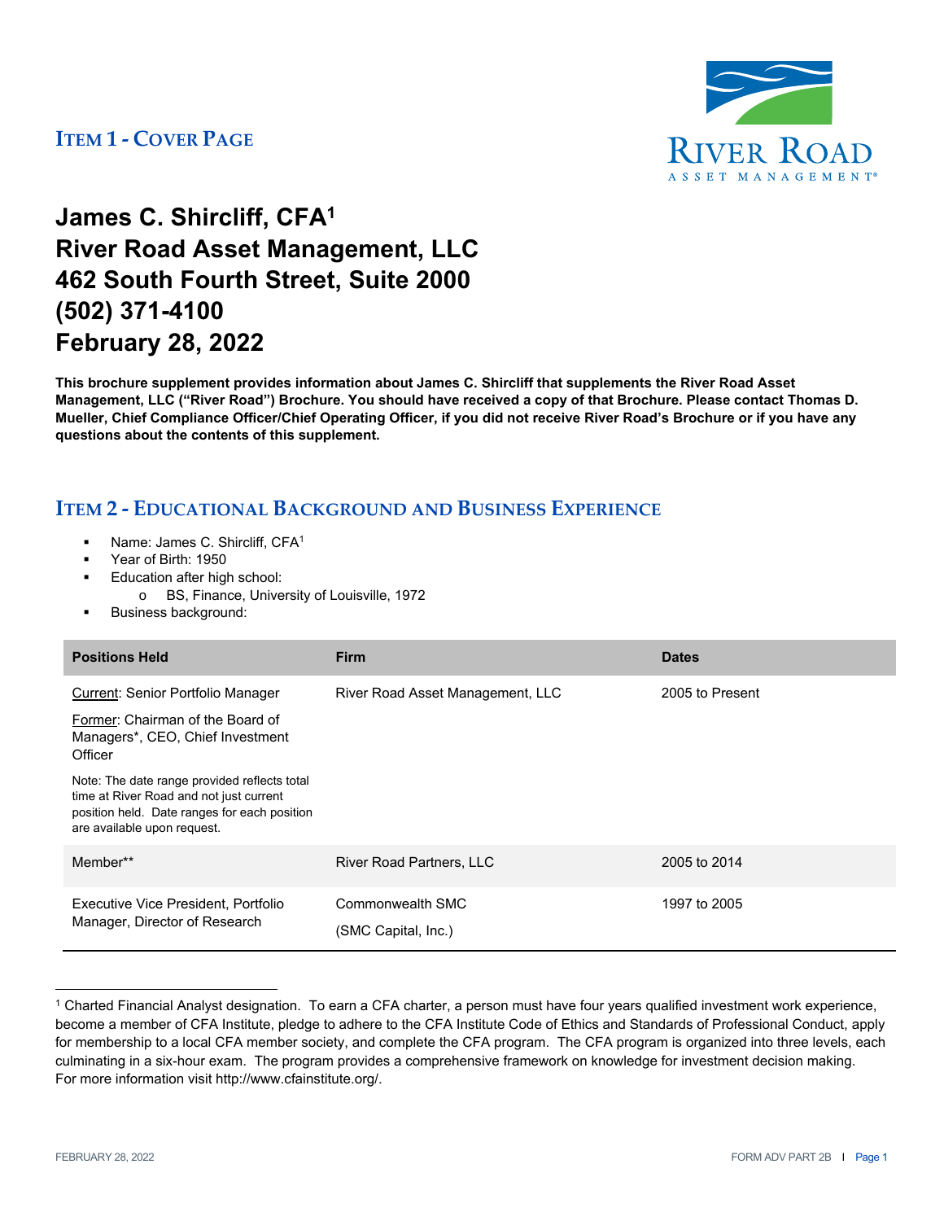## ITEM 1 - COVER PAGE

# James C. Shircliff, CFA[1]
# River Road Asset Management, LLC
# 462 South Fourth Street, Suite 2000
# (502) 371-4100
# February 28, 2022

**This brochure supplement provides information about James C. Shircliff that supplements the River Road Asset Management, LLC ("River Road") Brochure. You should have received a copy of that Brochure. Please contact Thomas D. Mueller, Chief Compliance Officer/Chief Operating Officer, if you did not receive River Road's Brochure or if you have any questions about the contents of this supplement.**

## ITEM 2 - EDUCATIONAL BACKGROUND AND BUSINESS EXPERIENCE

- Name: James C. Shircliff, CFA[1]
- Year of Birth: 1950
- Education after high school:
  - BS, Finance, University of Louisville, 1972
- Business background:

| Positions Held | Firm | Dates |
|---|---|---|
| Current: Senior Portfolio Manager<br>Former: Chairman of the Board of Managers*, CEO, Chief Investment Officer<br>Note: The date range provided reflects total time at River Road and not just current position held. Date ranges for each position are available upon request. | River Road Asset Management, LLC | 2005 to Present |
| Member** | River Road Partners, LLC | 2005 to 2014 |
| Executive Vice President, Portfolio Manager, Director of Research | Commonwealth SMC<br>(SMC Capital, Inc.) | 1997 to 2005 |

[1] Charted Financial Analyst designation. To earn a CFA charter, a person must have four years qualified investment work experience, become a member of CFA Institute, pledge to adhere to the CFA Institute Code of Ethics and Standards of Professional Conduct, apply for membership to a local CFA member society, and complete the CFA program. The CFA program is organized into three levels, each culminating in a six-hour exam. The program provides a comprehensive framework on knowledge for investment decision making. For more information visit http://www.cfainstitute.org/.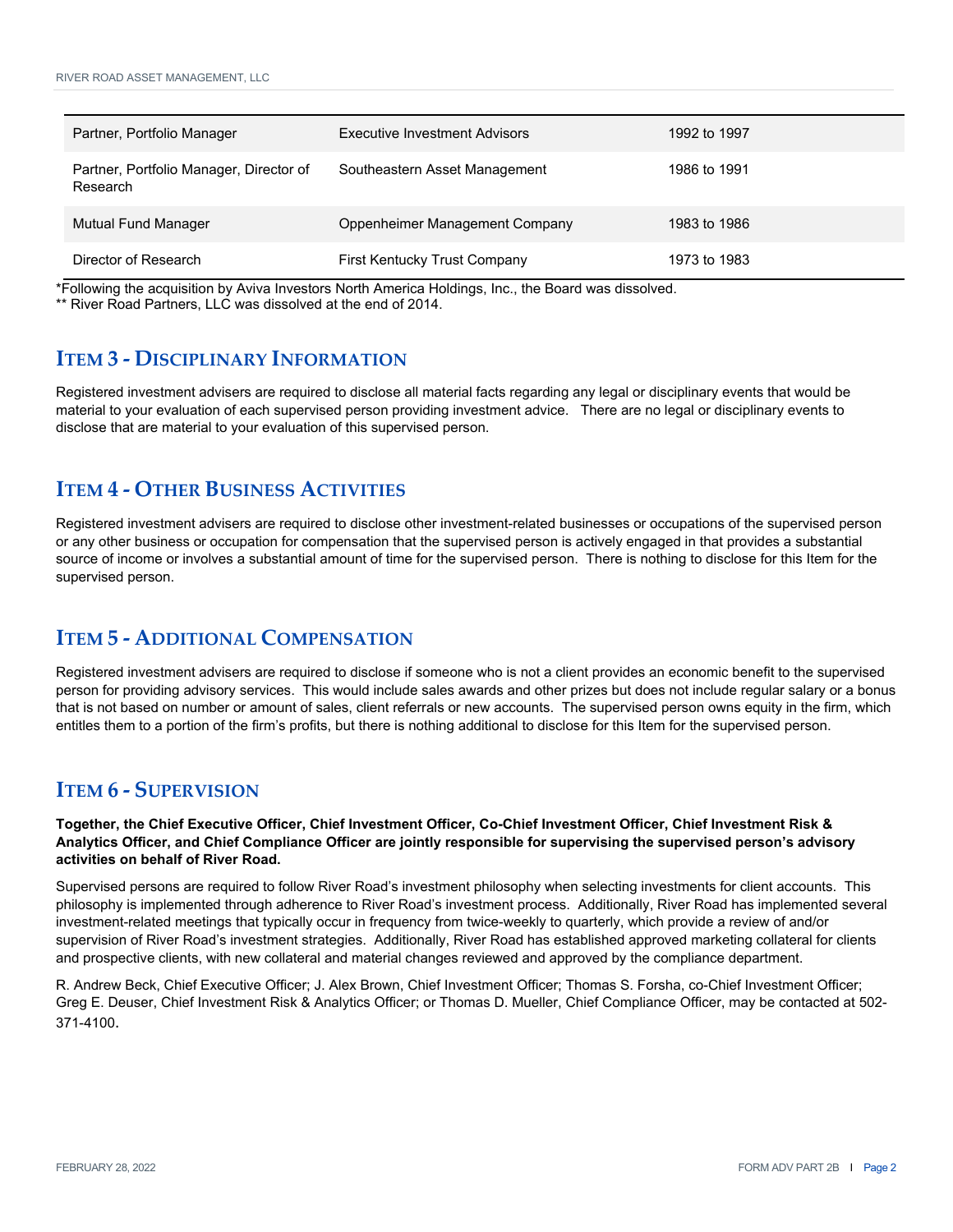| | | |
|---|---|---|
| Partner, Portfolio Manager | Executive Investment Advisors | 1992 to 1997 |
| Partner, Portfolio Manager, Director of Research | Southeastern Asset Management | 1986 to 1991 |
| Mutual Fund Manager | Oppenheimer Management Company | 1983 to 1986 |
| Director of Research | First Kentucky Trust Company | 1973 to 1983 |

*Following the acquisition by Aviva Investors North America Holdings, Inc., the Board was dissolved.
** River Road Partners, LLC was dissolved at the end of 2014.

## ITEM 3 - DISCIPLINARY INFORMATION

Registered investment advisers are required to disclose all material facts regarding any legal or disciplinary events that would be material to your evaluation of each supervised person providing investment advice. There are no legal or disciplinary events to disclose that are material to your evaluation of this supervised person.

## ITEM 4 - OTHER BUSINESS ACTIVITIES

Registered investment advisers are required to disclose other investment-related businesses or occupations of the supervised person or any other business or occupation for compensation that the supervised person is actively engaged in that provides a substantial source of income or involves a substantial amount of time for the supervised person. There is nothing to disclose for this Item for the supervised person.

## ITEM 5 - ADDITIONAL COMPENSATION

Registered investment advisers are required to disclose if someone who is not a client provides an economic benefit to the supervised person for providing advisory services. This would include sales awards and other prizes but does not include regular salary or a bonus that is not based on number or amount of sales, client referrals or new accounts. The supervised person owns equity in the firm, which entitles them to a portion of the firm's profits, but there is nothing additional to disclose for this Item for the supervised person.

## ITEM 6 - SUPERVISION

**Together, the Chief Executive Officer, Chief Investment Officer, Co-Chief Investment Officer, Chief Investment Risk & Analytics Officer, and Chief Compliance Officer are jointly responsible for supervising the supervised person's advisory activities on behalf of River Road.**

Supervised persons are required to follow River Road's investment philosophy when selecting investments for client accounts. This philosophy is implemented through adherence to River Road's investment process. Additionally, River Road has implemented several investment-related meetings that typically occur in frequency from twice-weekly to quarterly, which provide a review of and/or supervision of River Road's investment strategies. Additionally, River Road has established approved marketing collateral for clients and prospective clients, with new collateral and material changes reviewed and approved by the compliance department.

R. Andrew Beck, Chief Executive Officer; J. Alex Brown, Chief Investment Officer; Thomas S. Forsha, co-Chief Investment Officer; Greg E. Deuser, Chief Investment Risk & Analytics Officer; or Thomas D. Mueller, Chief Compliance Officer, may be contacted at 502-371-4100.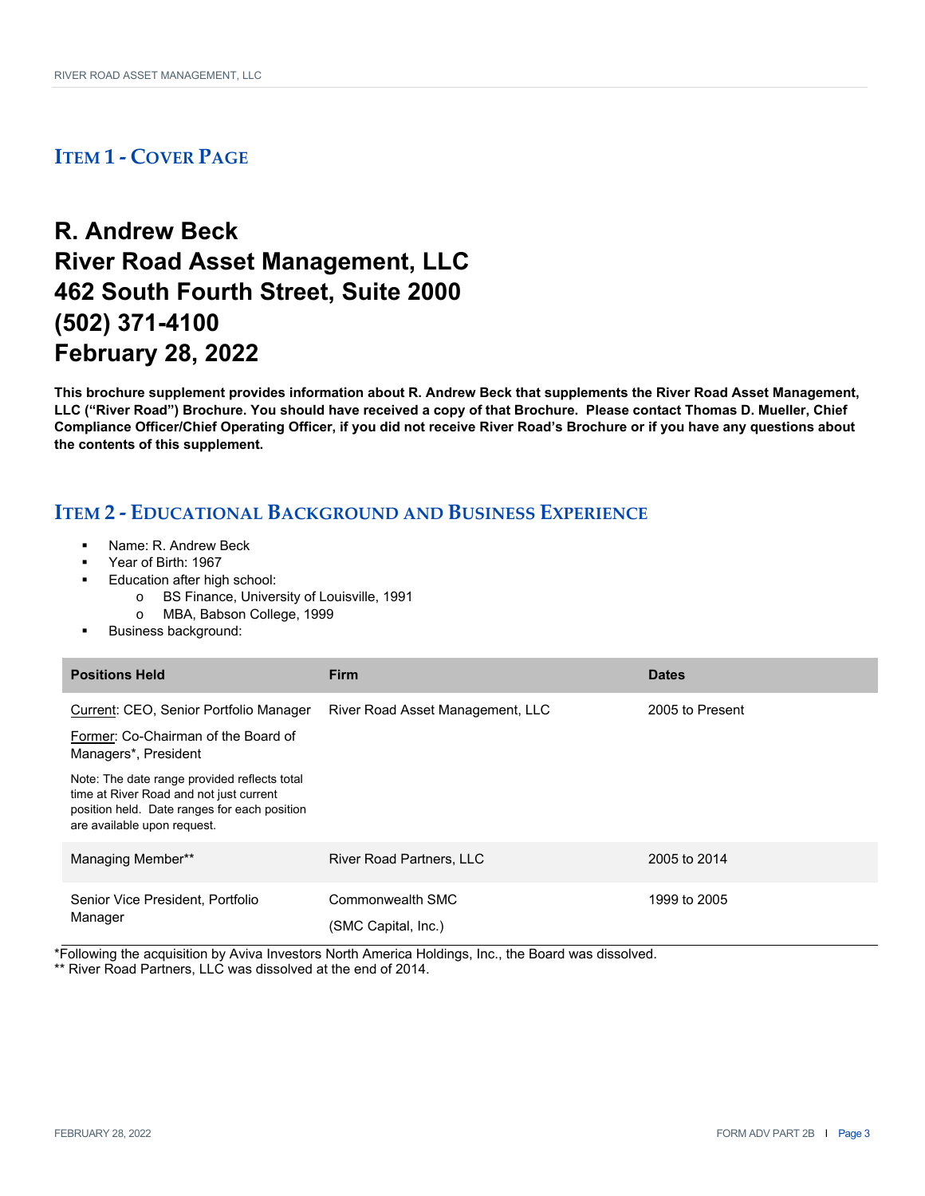## ITEM 1 - COVER PAGE

# R. Andrew Beck
# River Road Asset Management, LLC
# 462 South Fourth Street, Suite 2000
# (502) 371-4100
# February 28, 2022

**This brochure supplement provides information about R. Andrew Beck that supplements the River Road Asset Management, LLC ("River Road") Brochure. You should have received a copy of that Brochure. Please contact Thomas D. Mueller, Chief Compliance Officer/Chief Operating Officer, if you did not receive River Road's Brochure or if you have any questions about the contents of this supplement.**

## ITEM 2 - EDUCATIONAL BACKGROUND AND BUSINESS EXPERIENCE

- Name: R. Andrew Beck
- Year of Birth: 1967
- Education after high school:
  - BS Finance, University of Louisville, 1991
  - MBA, Babson College, 1999
- Business background:

| Positions Held | Firm | Dates |
|---|---|---|
| Current: CEO, Senior Portfolio Manager<br>Former: Co-Chairman of the Board of Managers*, President<br>Note: The date range provided reflects total time at River Road and not just current position held. Date ranges for each position are available upon request. | River Road Asset Management, LLC | 2005 to Present |
| Managing Member** | River Road Partners, LLC | 2005 to 2014 |
| Senior Vice President, Portfolio Manager | Commonwealth SMC<br>(SMC Capital, Inc.) | 1999 to 2005 |

*Following the acquisition by Aviva Investors North America Holdings, Inc., the Board was dissolved.
** River Road Partners, LLC was dissolved at the end of 2014.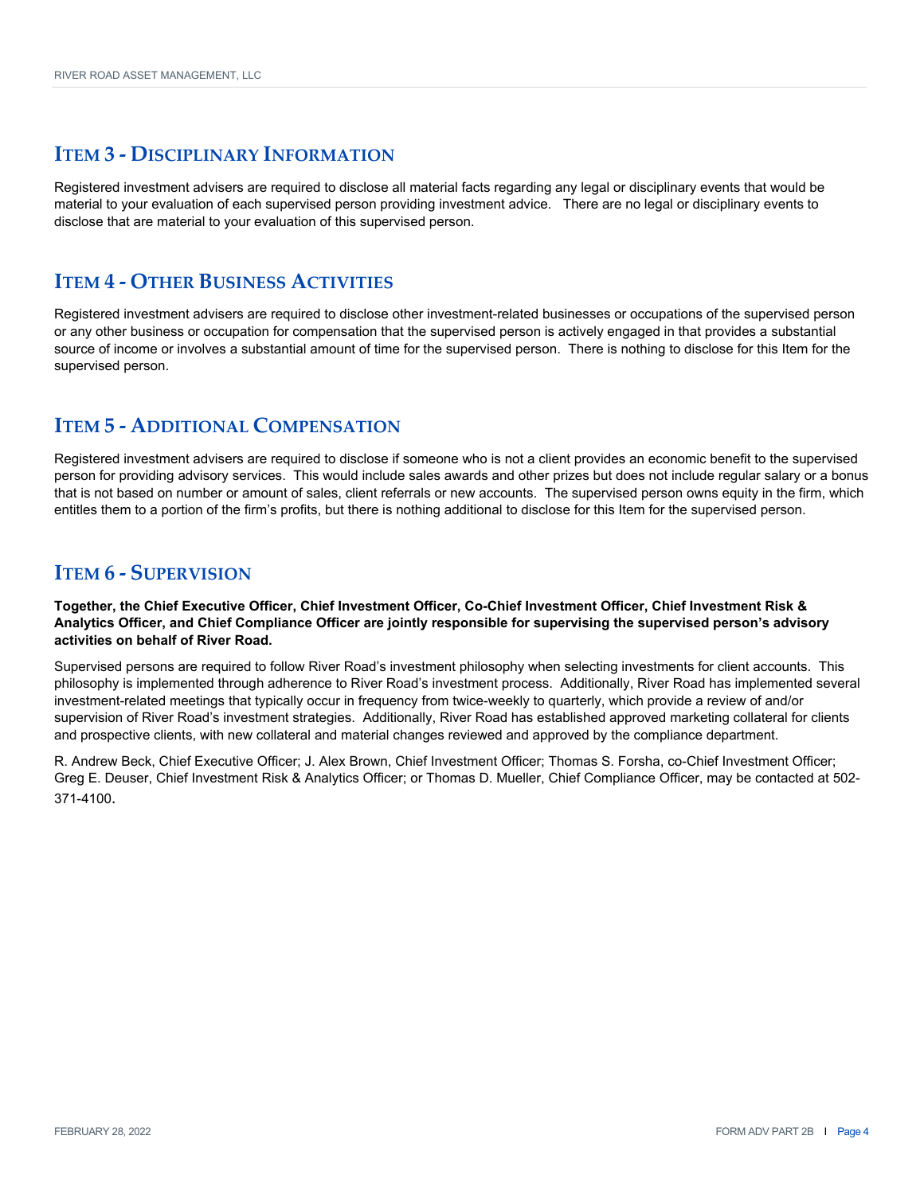## Item 3 - Disciplinary Information

Registered investment advisers are required to disclose all material facts regarding any legal or disciplinary events that would be material to your evaluation of each supervised person providing investment advice. There are no legal or disciplinary events to disclose that are material to your evaluation of this supervised person.

## Item 4 - Other Business Activities

Registered investment advisers are required to disclose other investment-related businesses or occupations of the supervised person or any other business or occupation for compensation that the supervised person is actively engaged in that provides a substantial source of income or involves a substantial amount of time for the supervised person. There is nothing to disclose for this Item for the supervised person.

## Item 5 - Additional Compensation

Registered investment advisers are required to disclose if someone who is not a client provides an economic benefit to the supervised person for providing advisory services. This would include sales awards and other prizes but does not include regular salary or a bonus that is not based on number or amount of sales, client referrals or new accounts. The supervised person owns equity in the firm, which entitles them to a portion of the firm's profits, but there is nothing additional to disclose for this Item for the supervised person.

## Item 6 - Supervision

**Together, the Chief Executive Officer, Chief Investment Officer, Co-Chief Investment Officer, Chief Investment Risk & Analytics Officer, and Chief Compliance Officer are jointly responsible for supervising the supervised person's advisory activities on behalf of River Road.**

Supervised persons are required to follow River Road's investment philosophy when selecting investments for client accounts. This philosophy is implemented through adherence to River Road's investment process. Additionally, River Road has implemented several investment-related meetings that typically occur in frequency from twice-weekly to quarterly, which provide a review of and/or supervision of River Road's investment strategies. Additionally, River Road has established approved marketing collateral for clients and prospective clients, with new collateral and material changes reviewed and approved by the compliance department.

R. Andrew Beck, Chief Executive Officer; J. Alex Brown, Chief Investment Officer; Thomas S. Forsha, co-Chief Investment Officer; Greg E. Deuser, Chief Investment Risk & Analytics Officer; or Thomas D. Mueller, Chief Compliance Officer, may be contacted at 502-371-4100.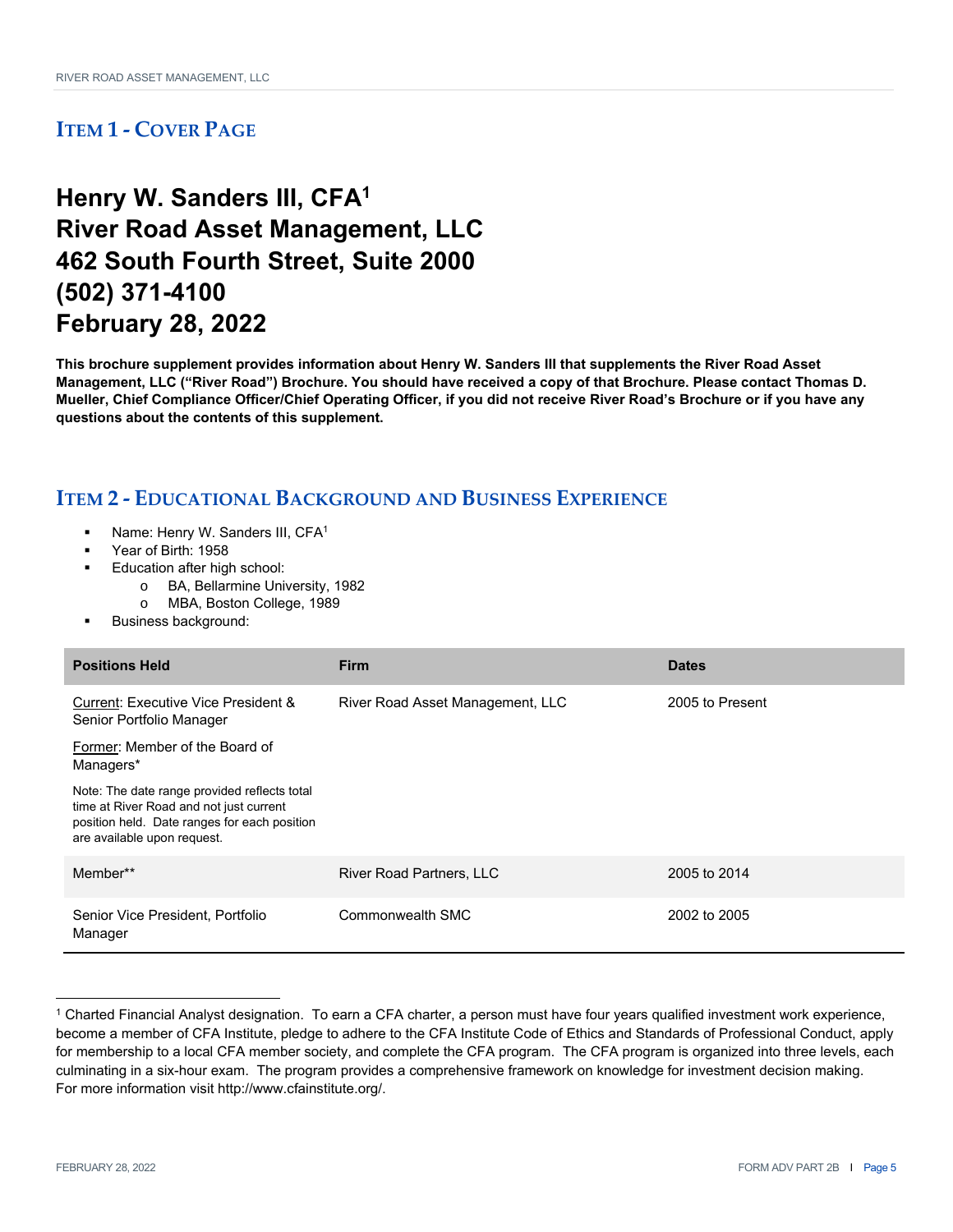## Item 1 - Cover Page

# Henry W. Sanders III, CFA[1]
# River Road Asset Management, LLC
# 462 South Fourth Street, Suite 2000
# (502) 371-4100
# February 28, 2022

**This brochure supplement provides information about Henry W. Sanders III that supplements the River Road Asset Management, LLC ("River Road") Brochure. You should have received a copy of that Brochure. Please contact Thomas D. Mueller, Chief Compliance Officer/Chief Operating Officer, if you did not receive River Road's Brochure or if you have any questions about the contents of this supplement.**

## Item 2 - Educational Background and Business Experience

- Name: Henry W. Sanders III, CFA[1]
- Year of Birth: 1958
- Education after high school:
  - BA, Bellarmine University, 1982
  - MBA, Boston College, 1989
- Business background:

| Positions Held | Firm | Dates |
|---|---|---|
| Current: Executive Vice President & Senior Portfolio Manager<br><br>Former: Member of the Board of Managers*<br><br>Note: The date range provided reflects total time at River Road and not just current position held. Date ranges for each position are available upon request. | River Road Asset Management, LLC | 2005 to Present |
| Member** | River Road Partners, LLC | 2005 to 2014 |
| Senior Vice President, Portfolio Manager | Commonwealth SMC | 2002 to 2005 |

[1] Charted Financial Analyst designation. To earn a CFA charter, a person must have four years qualified investment work experience, become a member of CFA Institute, pledge to adhere to the CFA Institute Code of Ethics and Standards of Professional Conduct, apply for membership to a local CFA member society, and complete the CFA program. The CFA program is organized into three levels, each culminating in a six-hour exam. The program provides a comprehensive framework on knowledge for investment decision making. For more information visit http://www.cfainstitute.org/.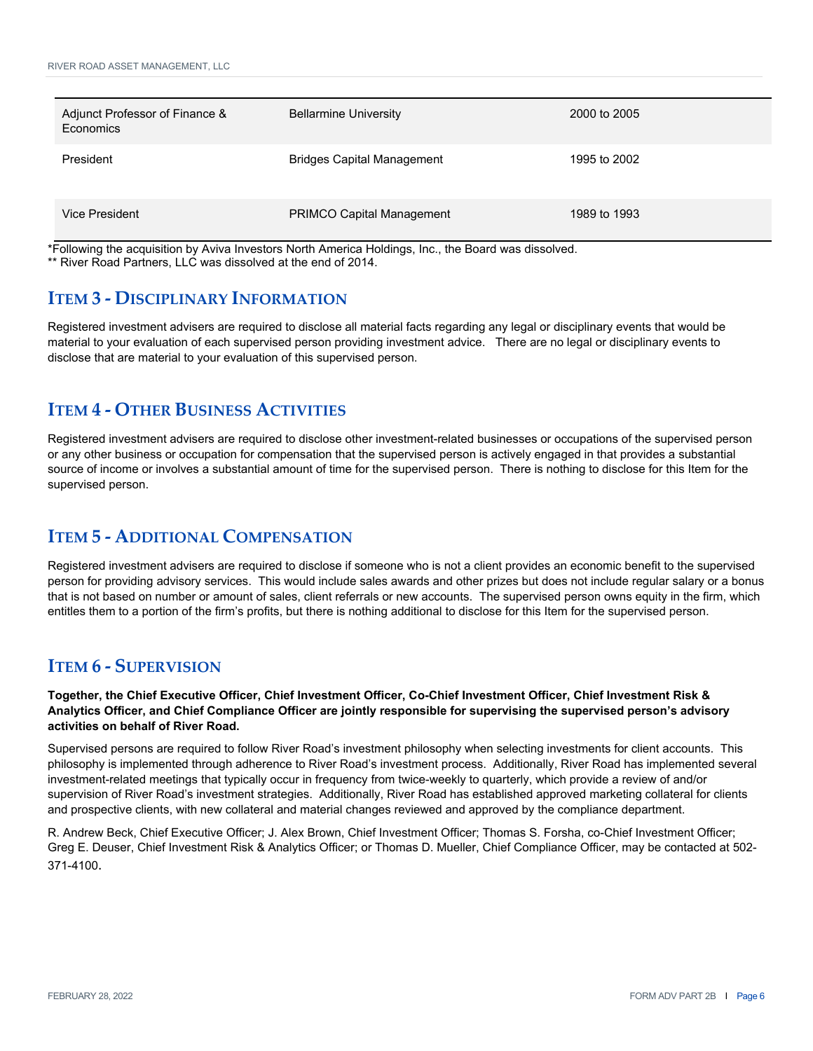| | | |
|---|---|---|
| Adjunct Professor of Finance & Economics | Bellarmine University | 2000 to 2005 |
| President | Bridges Capital Management | 1995 to 2002 |
| Vice President | PRIMCO Capital Management | 1989 to 1993 |

*Following the acquisition by Aviva Investors North America Holdings, Inc., the Board was dissolved.
** River Road Partners, LLC was dissolved at the end of 2014.

## ITEM 3 - DISCIPLINARY INFORMATION

Registered investment advisers are required to disclose all material facts regarding any legal or disciplinary events that would be material to your evaluation of each supervised person providing investment advice. There are no legal or disciplinary events to disclose that are material to your evaluation of this supervised person.

## ITEM 4 - OTHER BUSINESS ACTIVITIES

Registered investment advisers are required to disclose other investment-related businesses or occupations of the supervised person or any other business or occupation for compensation that the supervised person is actively engaged in that provides a substantial source of income or involves a substantial amount of time for the supervised person. There is nothing to disclose for this Item for the supervised person.

## ITEM 5 - ADDITIONAL COMPENSATION

Registered investment advisers are required to disclose if someone who is not a client provides an economic benefit to the supervised person for providing advisory services. This would include sales awards and other prizes but does not include regular salary or a bonus that is not based on number or amount of sales, client referrals or new accounts. The supervised person owns equity in the firm, which entitles them to a portion of the firm's profits, but there is nothing additional to disclose for this Item for the supervised person.

## ITEM 6 - SUPERVISION

**Together, the Chief Executive Officer, Chief Investment Officer, Co-Chief Investment Officer, Chief Investment Risk & Analytics Officer, and Chief Compliance Officer are jointly responsible for supervising the supervised person's advisory activities on behalf of River Road.**

Supervised persons are required to follow River Road's investment philosophy when selecting investments for client accounts. This philosophy is implemented through adherence to River Road's investment process. Additionally, River Road has implemented several investment-related meetings that typically occur in frequency from twice-weekly to quarterly, which provide a review of and/or supervision of River Road's investment strategies. Additionally, River Road has established approved marketing collateral for clients and prospective clients, with new collateral and material changes reviewed and approved by the compliance department.

R. Andrew Beck, Chief Executive Officer; J. Alex Brown, Chief Investment Officer; Thomas S. Forsha, co-Chief Investment Officer; Greg E. Deuser, Chief Investment Risk & Analytics Officer; or Thomas D. Mueller, Chief Compliance Officer, may be contacted at 502-371-4100.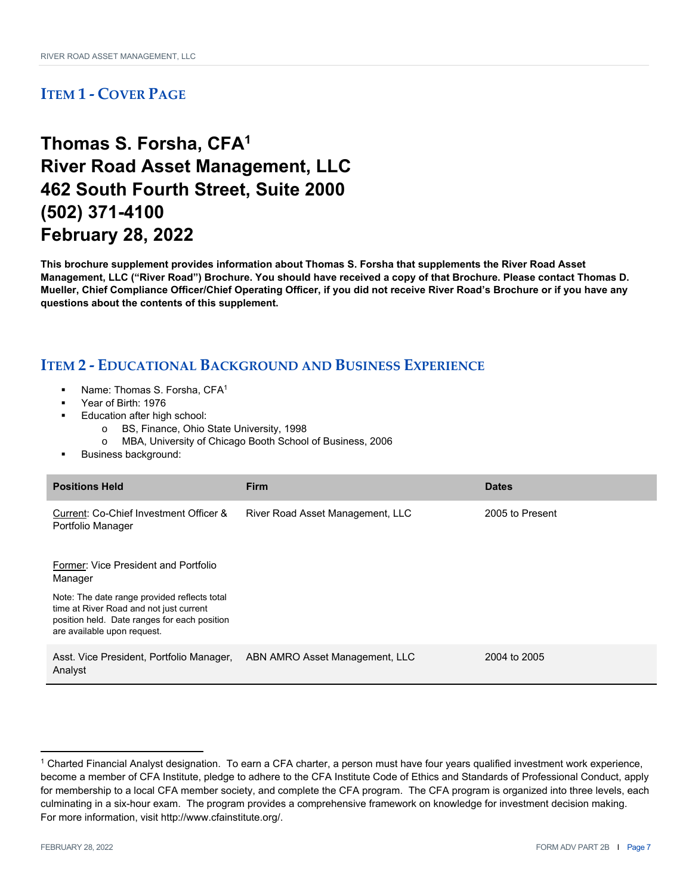## Item 1 - Cover Page

# Thomas S. Forsha, CFA[1]
# River Road Asset Management, LLC
# 462 South Fourth Street, Suite 2000
# (502) 371-4100
# February 28, 2022

**This brochure supplement provides information about Thomas S. Forsha that supplements the River Road Asset Management, LLC ("River Road") Brochure. You should have received a copy of that Brochure. Please contact Thomas D. Mueller, Chief Compliance Officer/Chief Operating Officer, if you did not receive River Road's Brochure or if you have any questions about the contents of this supplement.**

## Item 2 - Educational Background and Business Experience

- Name: Thomas S. Forsha, CFA[1]
- Year of Birth: 1976
- Education after high school:
  - BS, Finance, Ohio State University, 1998
  - MBA, University of Chicago Booth School of Business, 2006
- Business background:

| Positions Held | Firm | Dates |
|---|---|---|
| Current: Co-Chief Investment Officer & Portfolio Manager<br><br>Former: Vice President and Portfolio Manager<br><br>Note: The date range provided reflects total time at River Road and not just current position held. Date ranges for each position are available upon request. | River Road Asset Management, LLC | 2005 to Present |
| Asst. Vice President, Portfolio Manager, Analyst | ABN AMRO Asset Management, LLC | 2004 to 2005 |

[1] Charted Financial Analyst designation. To earn a CFA charter, a person must have four years qualified investment work experience, become a member of CFA Institute, pledge to adhere to the CFA Institute Code of Ethics and Standards of Professional Conduct, apply for membership to a local CFA member society, and complete the CFA program. The CFA program is organized into three levels, each culminating in a six-hour exam. The program provides a comprehensive framework on knowledge for investment decision making. For more information, visit http://www.cfainstitute.org/.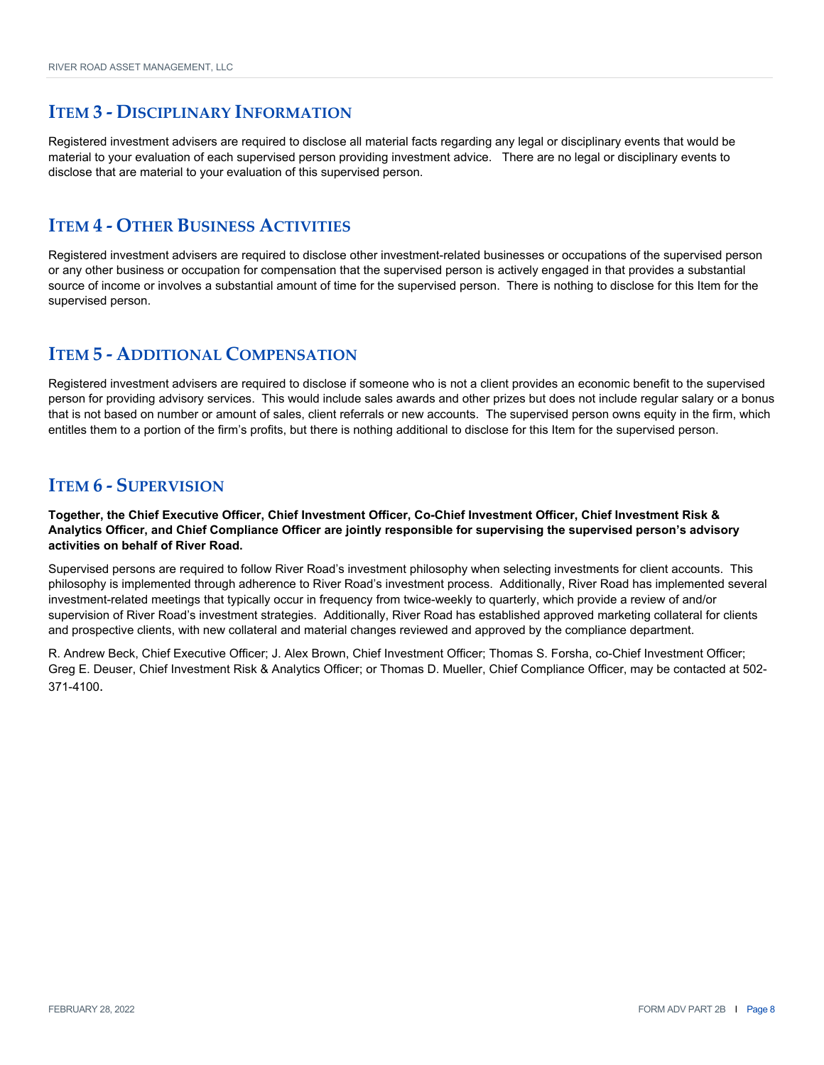## Item 3 - Disciplinary Information

Registered investment advisers are required to disclose all material facts regarding any legal or disciplinary events that would be material to your evaluation of each supervised person providing investment advice. There are no legal or disciplinary events to disclose that are material to your evaluation of this supervised person.

## Item 4 - Other Business Activities

Registered investment advisers are required to disclose other investment-related businesses or occupations of the supervised person or any other business or occupation for compensation that the supervised person is actively engaged in that provides a substantial source of income or involves a substantial amount of time for the supervised person. There is nothing to disclose for this Item for the supervised person.

## Item 5 - Additional Compensation

Registered investment advisers are required to disclose if someone who is not a client provides an economic benefit to the supervised person for providing advisory services. This would include sales awards and other prizes but does not include regular salary or a bonus that is not based on number or amount of sales, client referrals or new accounts. The supervised person owns equity in the firm, which entitles them to a portion of the firm's profits, but there is nothing additional to disclose for this Item for the supervised person.

## Item 6 - Supervision

**Together, the Chief Executive Officer, Chief Investment Officer, Co-Chief Investment Officer, Chief Investment Risk & Analytics Officer, and Chief Compliance Officer are jointly responsible for supervising the supervised person's advisory activities on behalf of River Road.**

Supervised persons are required to follow River Road's investment philosophy when selecting investments for client accounts. This philosophy is implemented through adherence to River Road's investment process. Additionally, River Road has implemented several investment-related meetings that typically occur in frequency from twice-weekly to quarterly, which provide a review of and/or supervision of River Road's investment strategies. Additionally, River Road has established approved marketing collateral for clients and prospective clients, with new collateral and material changes reviewed and approved by the compliance department.

R. Andrew Beck, Chief Executive Officer; J. Alex Brown, Chief Investment Officer; Thomas S. Forsha, co-Chief Investment Officer; Greg E. Deuser, Chief Investment Risk & Analytics Officer; or Thomas D. Mueller, Chief Compliance Officer, may be contacted at 502-371-4100.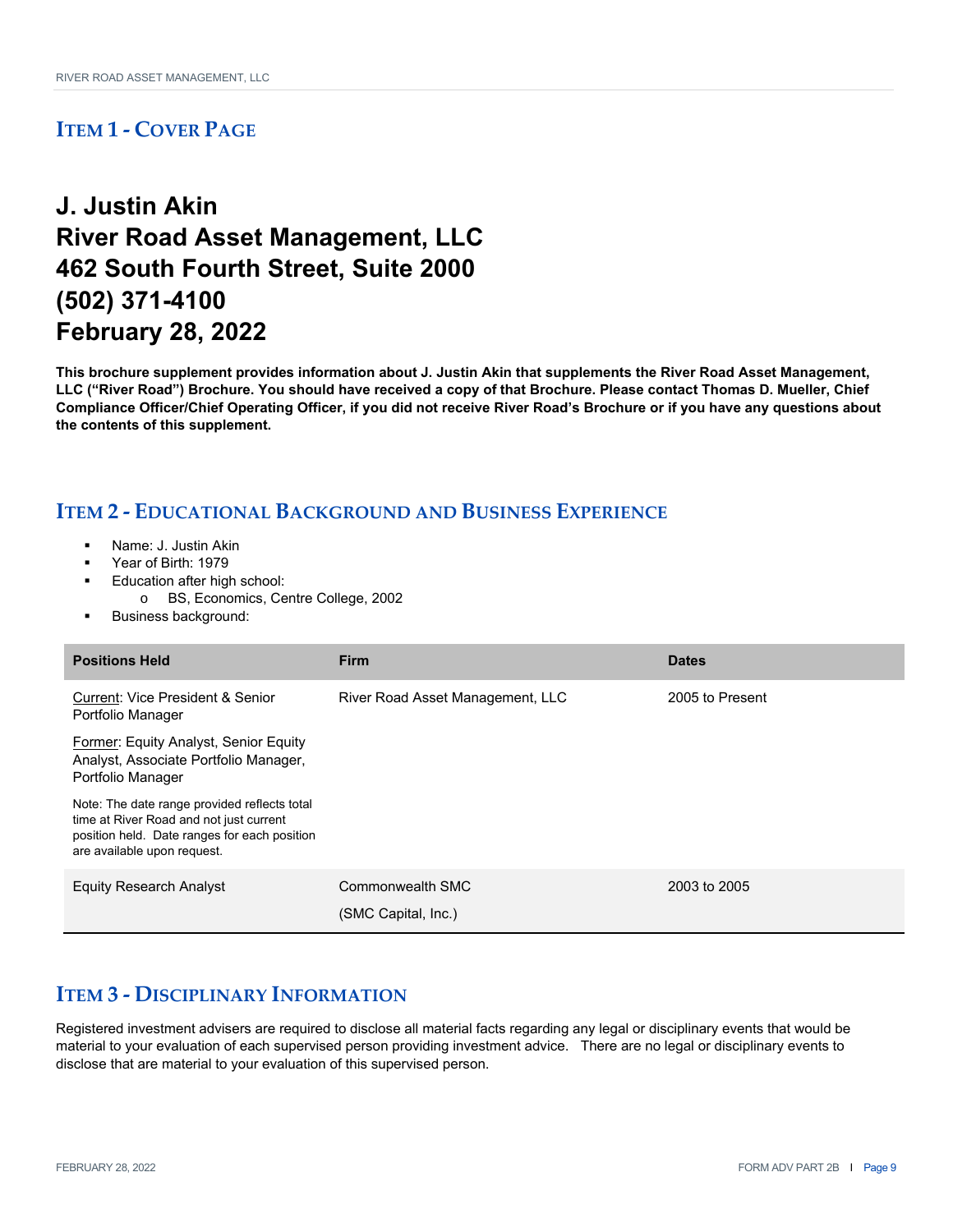## ITEM 1 - COVER PAGE

# J. Justin Akin
# River Road Asset Management, LLC
# 462 South Fourth Street, Suite 2000
# (502) 371-4100
# February 28, 2022

**This brochure supplement provides information about J. Justin Akin that supplements the River Road Asset Management, LLC ("River Road") Brochure. You should have received a copy of that Brochure. Please contact Thomas D. Mueller, Chief Compliance Officer/Chief Operating Officer, if you did not receive River Road's Brochure or if you have any questions about the contents of this supplement.**

## ITEM 2 - EDUCATIONAL BACKGROUND AND BUSINESS EXPERIENCE

- Name: J. Justin Akin
- Year of Birth: 1979
- Education after high school:
  - BS, Economics, Centre College, 2002
- Business background:

| Positions Held | Firm | Dates |
|---|---|---|
| Current: Vice President & Senior Portfolio Manager<br>Former: Equity Analyst, Senior Equity Analyst, Associate Portfolio Manager, Portfolio Manager<br>Note: The date range provided reflects total time at River Road and not just current position held. Date ranges for each position are available upon request. | River Road Asset Management, LLC | 2005 to Present |
| Equity Research Analyst | Commonwealth SMC<br>(SMC Capital, Inc.) | 2003 to 2005 |

## ITEM 3 - DISCIPLINARY INFORMATION

Registered investment advisers are required to disclose all material facts regarding any legal or disciplinary events that would be material to your evaluation of each supervised person providing investment advice. There are no legal or disciplinary events to disclose that are material to your evaluation of this supervised person.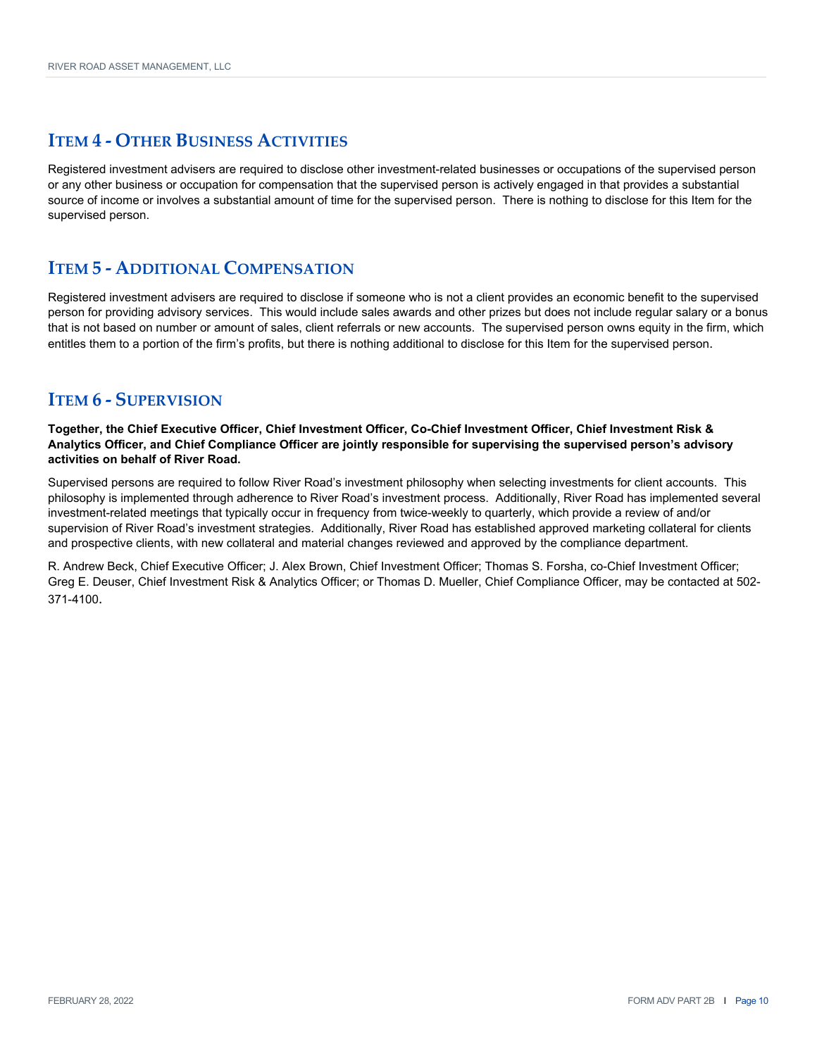## Item 4 - Other Business Activities

Registered investment advisers are required to disclose other investment-related businesses or occupations of the supervised person or any other business or occupation for compensation that the supervised person is actively engaged in that provides a substantial source of income or involves a substantial amount of time for the supervised person. There is nothing to disclose for this Item for the supervised person.

## Item 5 - Additional Compensation

Registered investment advisers are required to disclose if someone who is not a client provides an economic benefit to the supervised person for providing advisory services. This would include sales awards and other prizes but does not include regular salary or a bonus that is not based on number or amount of sales, client referrals or new accounts. The supervised person owns equity in the firm, which entitles them to a portion of the firm's profits, but there is nothing additional to disclose for this Item for the supervised person.

## Item 6 - Supervision

**Together, the Chief Executive Officer, Chief Investment Officer, Co-Chief Investment Officer, Chief Investment Risk & Analytics Officer, and Chief Compliance Officer are jointly responsible for supervising the supervised person's advisory activities on behalf of River Road.**

Supervised persons are required to follow River Road's investment philosophy when selecting investments for client accounts. This philosophy is implemented through adherence to River Road's investment process. Additionally, River Road has implemented several investment-related meetings that typically occur in frequency from twice-weekly to quarterly, which provide a review of and/or supervision of River Road's investment strategies. Additionally, River Road has established approved marketing collateral for clients and prospective clients, with new collateral and material changes reviewed and approved by the compliance department.

R. Andrew Beck, Chief Executive Officer; J. Alex Brown, Chief Investment Officer; Thomas S. Forsha, co-Chief Investment Officer; Greg E. Deuser, Chief Investment Risk & Analytics Officer; or Thomas D. Mueller, Chief Compliance Officer, may be contacted at 502-371-4100.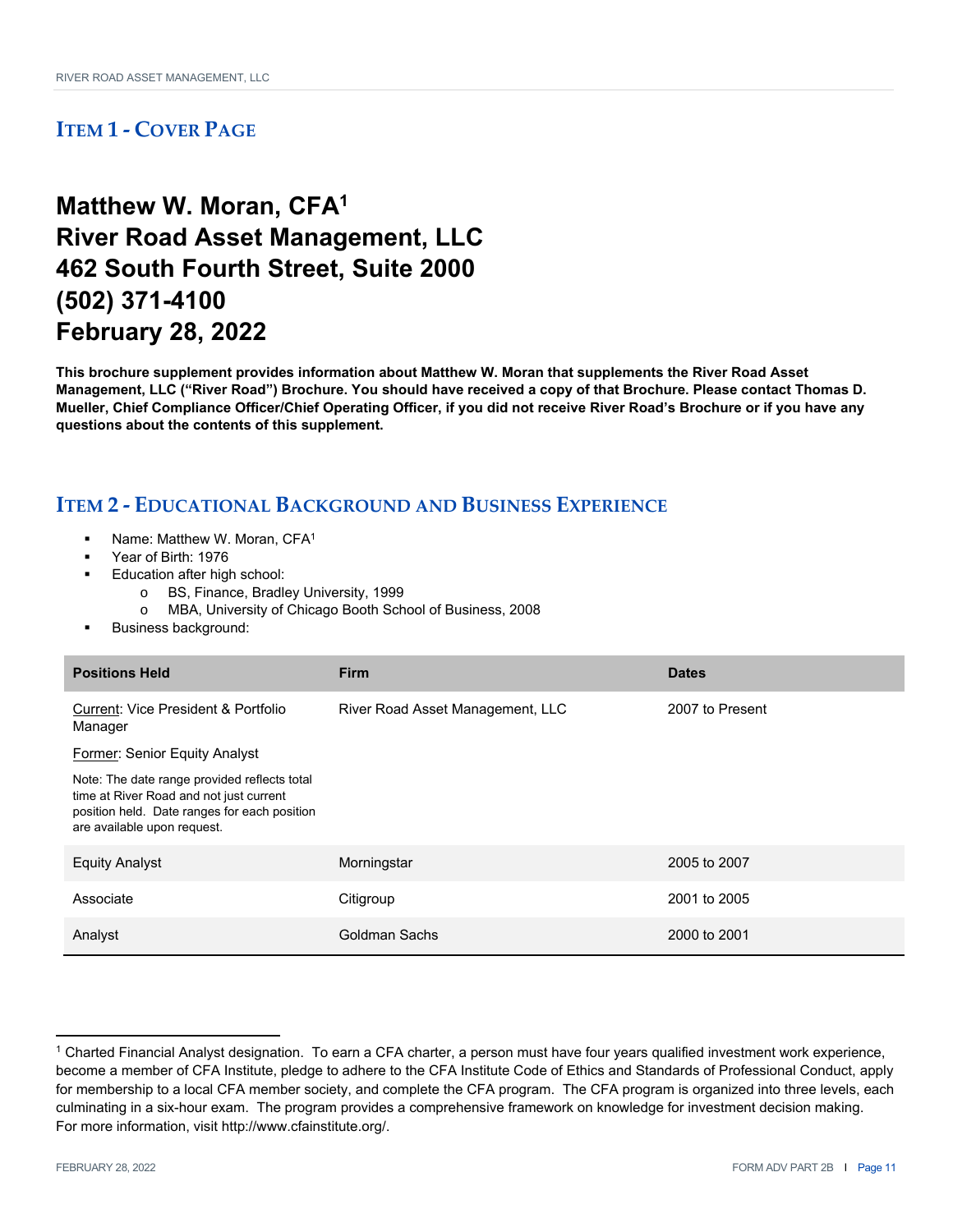## ITEM 1 - COVER PAGE

# Matthew W. Moran, CFA[1]
# River Road Asset Management, LLC
# 462 South Fourth Street, Suite 2000
# (502) 371-4100
# February 28, 2022

**This brochure supplement provides information about Matthew W. Moran that supplements the River Road Asset Management, LLC ("River Road") Brochure. You should have received a copy of that Brochure. Please contact Thomas D. Mueller, Chief Compliance Officer/Chief Operating Officer, if you did not receive River Road's Brochure or if you have any questions about the contents of this supplement.**

## ITEM 2 - EDUCATIONAL BACKGROUND AND BUSINESS EXPERIENCE

- Name: Matthew W. Moran, CFA[1]
- Year of Birth: 1976
- Education after high school:
  - BS, Finance, Bradley University, 1999
  - MBA, University of Chicago Booth School of Business, 2008
- Business background:

| Positions Held | Firm | Dates |
|---|---|---|
| Current: Vice President & Portfolio Manager<br>Former: Senior Equity Analyst<br>Note: The date range provided reflects total time at River Road and not just current position held. Date ranges for each position are available upon request. | River Road Asset Management, LLC | 2007 to Present |
| Equity Analyst | Morningstar | 2005 to 2007 |
| Associate | Citigroup | 2001 to 2005 |
| Analyst | Goldman Sachs | 2000 to 2001 |

[1] Charted Financial Analyst designation. To earn a CFA charter, a person must have four years qualified investment work experience, become a member of CFA Institute, pledge to adhere to the CFA Institute Code of Ethics and Standards of Professional Conduct, apply for membership to a local CFA member society, and complete the CFA program. The CFA program is organized into three levels, each culminating in a six-hour exam. The program provides a comprehensive framework on knowledge for investment decision making. For more information, visit http://www.cfainstitute.org/.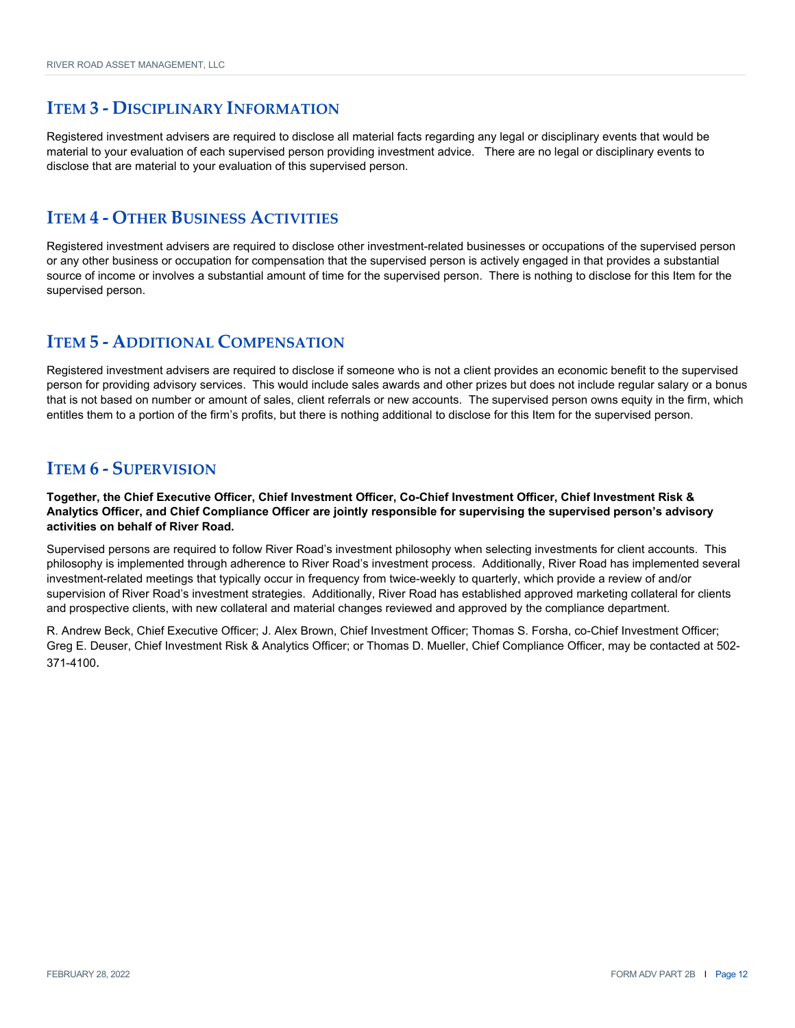## Item 3 - Disciplinary Information

Registered investment advisers are required to disclose all material facts regarding any legal or disciplinary events that would be material to your evaluation of each supervised person providing investment advice. There are no legal or disciplinary events to disclose that are material to your evaluation of this supervised person.

## Item 4 - Other Business Activities

Registered investment advisers are required to disclose other investment-related businesses or occupations of the supervised person or any other business or occupation for compensation that the supervised person is actively engaged in that provides a substantial source of income or involves a substantial amount of time for the supervised person. There is nothing to disclose for this Item for the supervised person.

## Item 5 - Additional Compensation

Registered investment advisers are required to disclose if someone who is not a client provides an economic benefit to the supervised person for providing advisory services. This would include sales awards and other prizes but does not include regular salary or a bonus that is not based on number or amount of sales, client referrals or new accounts. The supervised person owns equity in the firm, which entitles them to a portion of the firm's profits, but there is nothing additional to disclose for this Item for the supervised person.

## Item 6 - Supervision

**Together, the Chief Executive Officer, Chief Investment Officer, Co-Chief Investment Officer, Chief Investment Risk & Analytics Officer, and Chief Compliance Officer are jointly responsible for supervising the supervised person's advisory activities on behalf of River Road.**

Supervised persons are required to follow River Road's investment philosophy when selecting investments for client accounts. This philosophy is implemented through adherence to River Road's investment process. Additionally, River Road has implemented several investment-related meetings that typically occur in frequency from twice-weekly to quarterly, which provide a review of and/or supervision of River Road's investment strategies. Additionally, River Road has established approved marketing collateral for clients and prospective clients, with new collateral and material changes reviewed and approved by the compliance department.

R. Andrew Beck, Chief Executive Officer; J. Alex Brown, Chief Investment Officer; Thomas S. Forsha, co-Chief Investment Officer; Greg E. Deuser, Chief Investment Risk & Analytics Officer; or Thomas D. Mueller, Chief Compliance Officer, may be contacted at 502-371-4100.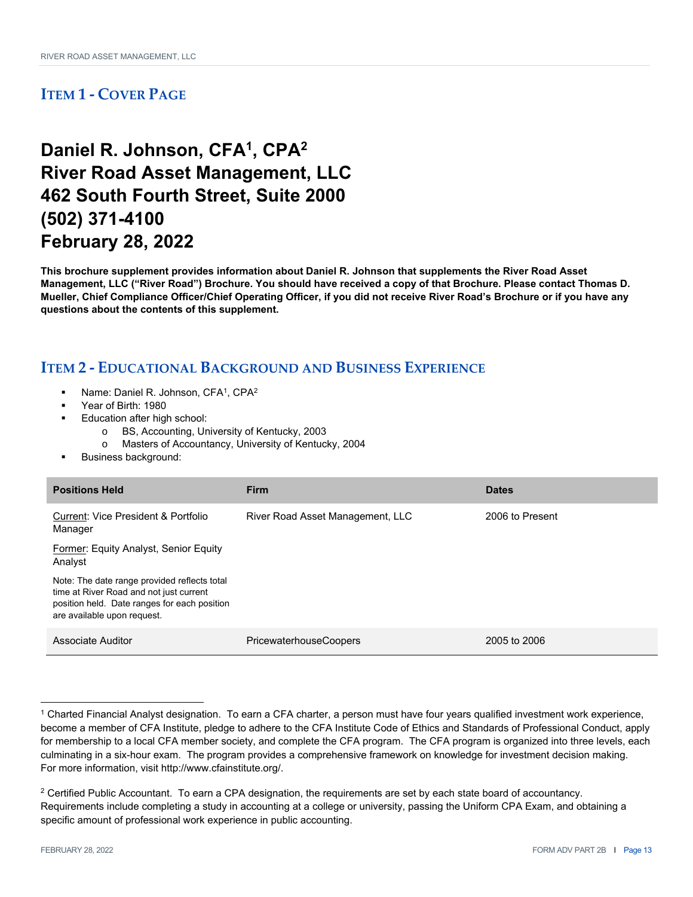## ITEM 1 - COVER PAGE

# Daniel R. Johnson, CFA[1], CPA[2]
# River Road Asset Management, LLC
# 462 South Fourth Street, Suite 2000
# (502) 371-4100
# February 28, 2022

**This brochure supplement provides information about Daniel R. Johnson that supplements the River Road Asset Management, LLC ("River Road") Brochure. You should have received a copy of that Brochure. Please contact Thomas D. Mueller, Chief Compliance Officer/Chief Operating Officer, if you did not receive River Road's Brochure or if you have any questions about the contents of this supplement.**

## ITEM 2 - EDUCATIONAL BACKGROUND AND BUSINESS EXPERIENCE

- Name: Daniel R. Johnson, CFA[1], CPA[2]
- Year of Birth: 1980
- Education after high school:
    - BS, Accounting, University of Kentucky, 2003
    - Masters of Accountancy, University of Kentucky, 2004
- Business background:

| Positions Held | Firm | Dates |
|---|---|---|
| Current: Vice President & Portfolio Manager<br>Former: Equity Analyst, Senior Equity Analyst<br>Note: The date range provided reflects total time at River Road and not just current position held. Date ranges for each position are available upon request. | River Road Asset Management, LLC | 2006 to Present |
| Associate Auditor | PricewaterhouseCoopers | 2005 to 2006 |

[1] Charted Financial Analyst designation. To earn a CFA charter, a person must have four years qualified investment work experience, become a member of CFA Institute, pledge to adhere to the CFA Institute Code of Ethics and Standards of Professional Conduct, apply for membership to a local CFA member society, and complete the CFA program. The CFA program is organized into three levels, each culminating in a six-hour exam. The program provides a comprehensive framework on knowledge for investment decision making. For more information, visit http://www.cfainstitute.org/.

[2] Certified Public Accountant. To earn a CPA designation, the requirements are set by each state board of accountancy. Requirements include completing a study in accounting at a college or university, passing the Uniform CPA Exam, and obtaining a specific amount of professional work experience in public accounting.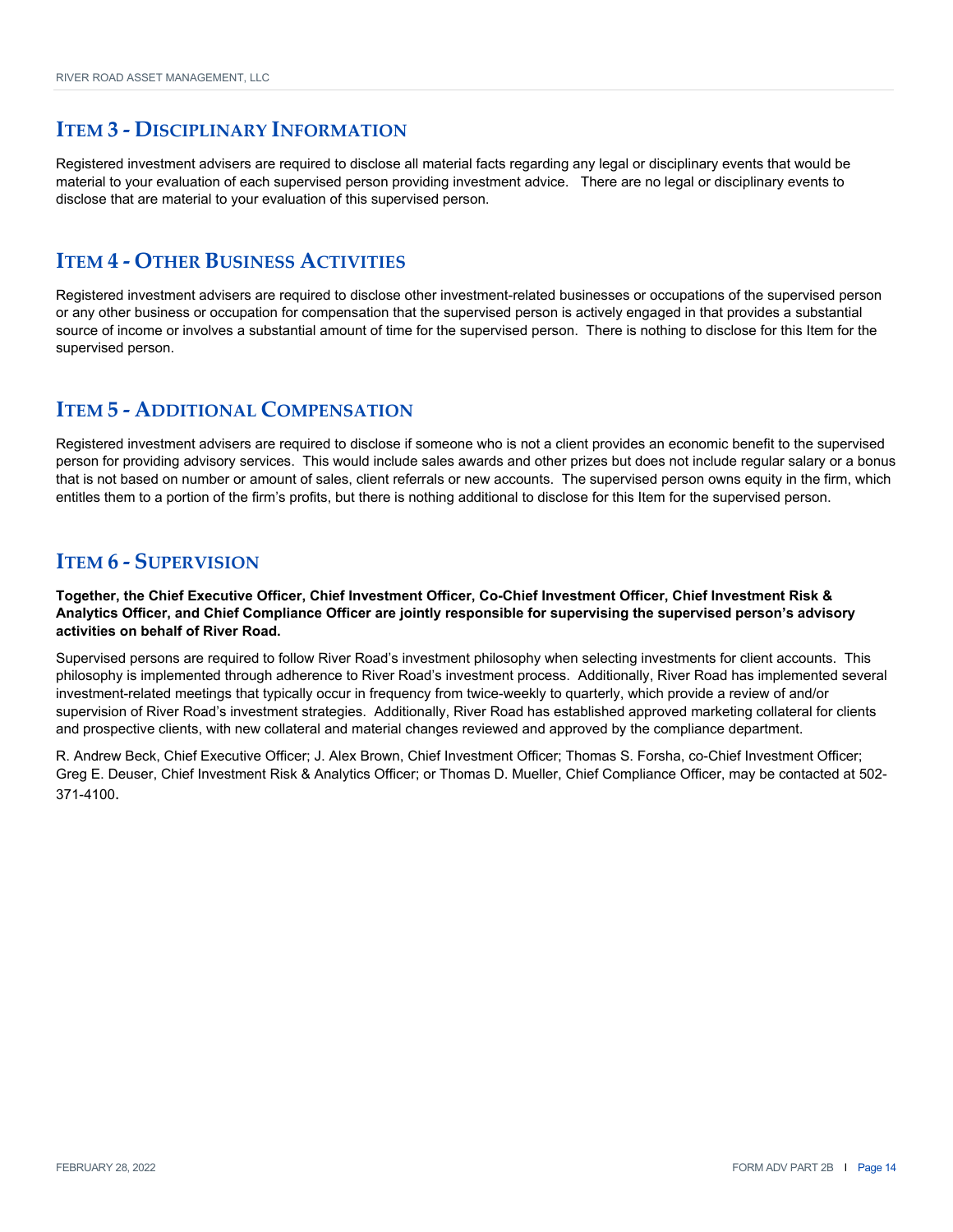## Item 3 - Disciplinary Information

Registered investment advisers are required to disclose all material facts regarding any legal or disciplinary events that would be material to your evaluation of each supervised person providing investment advice. There are no legal or disciplinary events to disclose that are material to your evaluation of this supervised person.

## Item 4 - Other Business Activities

Registered investment advisers are required to disclose other investment-related businesses or occupations of the supervised person or any other business or occupation for compensation that the supervised person is actively engaged in that provides a substantial source of income or involves a substantial amount of time for the supervised person. There is nothing to disclose for this Item for the supervised person.

## Item 5 - Additional Compensation

Registered investment advisers are required to disclose if someone who is not a client provides an economic benefit to the supervised person for providing advisory services. This would include sales awards and other prizes but does not include regular salary or a bonus that is not based on number or amount of sales, client referrals or new accounts. The supervised person owns equity in the firm, which entitles them to a portion of the firm's profits, but there is nothing additional to disclose for this Item for the supervised person.

## Item 6 - Supervision

**Together, the Chief Executive Officer, Chief Investment Officer, Co-Chief Investment Officer, Chief Investment Risk & Analytics Officer, and Chief Compliance Officer are jointly responsible for supervising the supervised person's advisory activities on behalf of River Road.**

Supervised persons are required to follow River Road's investment philosophy when selecting investments for client accounts. This philosophy is implemented through adherence to River Road's investment process. Additionally, River Road has implemented several investment-related meetings that typically occur in frequency from twice-weekly to quarterly, which provide a review of and/or supervision of River Road's investment strategies. Additionally, River Road has established approved marketing collateral for clients and prospective clients, with new collateral and material changes reviewed and approved by the compliance department.

R. Andrew Beck, Chief Executive Officer; J. Alex Brown, Chief Investment Officer; Thomas S. Forsha, co-Chief Investment Officer; Greg E. Deuser, Chief Investment Risk & Analytics Officer; or Thomas D. Mueller, Chief Compliance Officer, may be contacted at 502-371-4100.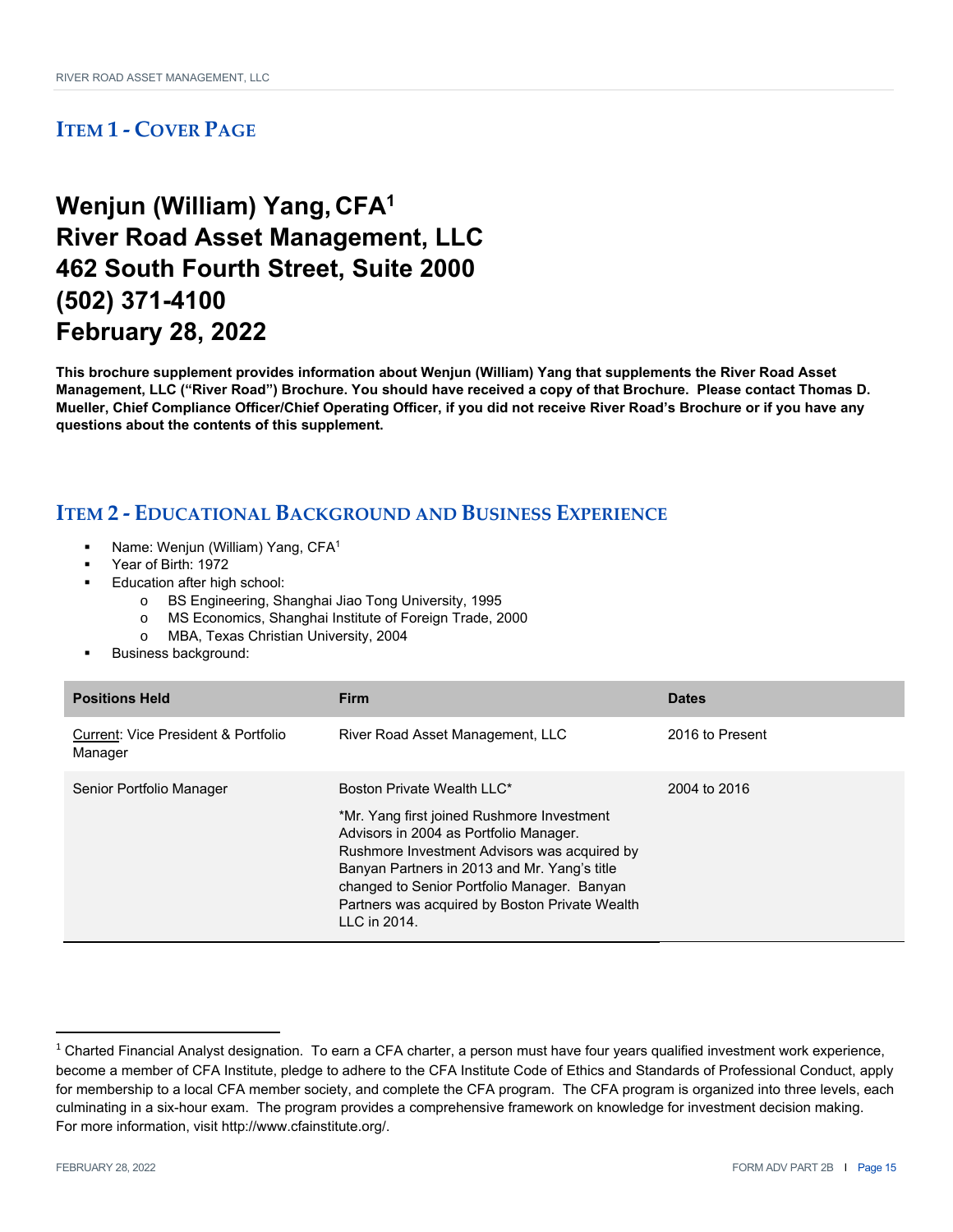## ITEM 1 - COVER PAGE

# Wenjun (William) Yang, CFA[1]
# River Road Asset Management, LLC
# 462 South Fourth Street, Suite 2000
# (502) 371-4100
# February 28, 2022

**This brochure supplement provides information about Wenjun (William) Yang that supplements the River Road Asset Management, LLC ("River Road") Brochure. You should have received a copy of that Brochure. Please contact Thomas D. Mueller, Chief Compliance Officer/Chief Operating Officer, if you did not receive River Road's Brochure or if you have any questions about the contents of this supplement.**

## ITEM 2 - EDUCATIONAL BACKGROUND AND BUSINESS EXPERIENCE

- Name: Wenjun (William) Yang, CFA[1]
- Year of Birth: 1972
- Education after high school:
  - BS Engineering, Shanghai Jiao Tong University, 1995
  - MS Economics, Shanghai Institute of Foreign Trade, 2000
  - MBA, Texas Christian University, 2004
- Business background:

| Positions Held | Firm | Dates |
|---|---|---|
| Current: Vice President & Portfolio Manager | River Road Asset Management, LLC | 2016 to Present |
| Senior Portfolio Manager | Boston Private Wealth LLC*<br><br>*Mr. Yang first joined Rushmore Investment Advisors in 2004 as Portfolio Manager. Rushmore Investment Advisors was acquired by Banyan Partners in 2013 and Mr. Yang's title changed to Senior Portfolio Manager. Banyan Partners was acquired by Boston Private Wealth LLC in 2014. | 2004 to 2016 |

[1] Charted Financial Analyst designation. To earn a CFA charter, a person must have four years qualified investment work experience, become a member of CFA Institute, pledge to adhere to the CFA Institute Code of Ethics and Standards of Professional Conduct, apply for membership to a local CFA member society, and complete the CFA program. The CFA program is organized into three levels, each culminating in a six-hour exam. The program provides a comprehensive framework on knowledge for investment decision making. For more information, visit http://www.cfainstitute.org/.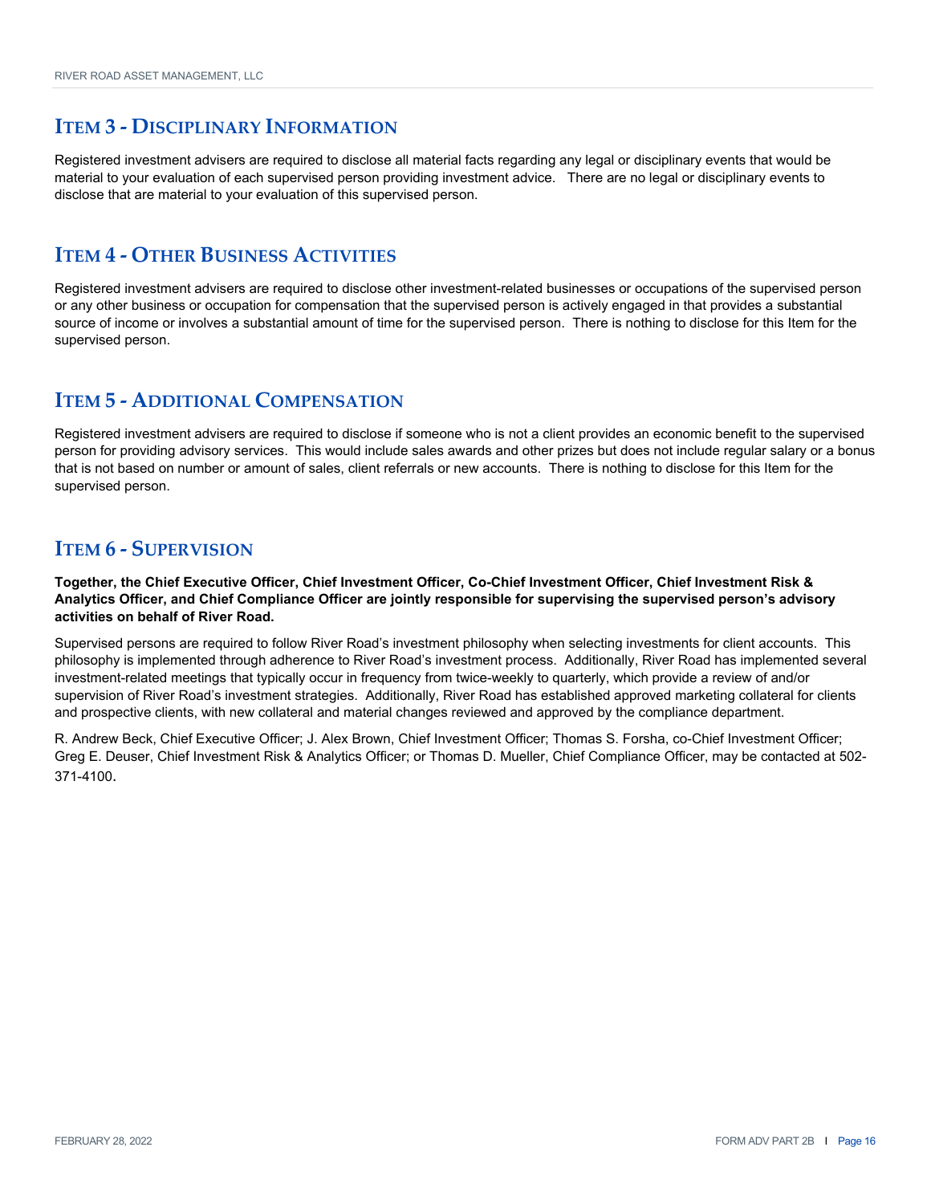## ITEM 3 - DISCIPLINARY INFORMATION

Registered investment advisers are required to disclose all material facts regarding any legal or disciplinary events that would be material to your evaluation of each supervised person providing investment advice. There are no legal or disciplinary events to disclose that are material to your evaluation of this supervised person.

## ITEM 4 - OTHER BUSINESS ACTIVITIES

Registered investment advisers are required to disclose other investment-related businesses or occupations of the supervised person or any other business or occupation for compensation that the supervised person is actively engaged in that provides a substantial source of income or involves a substantial amount of time for the supervised person. There is nothing to disclose for this Item for the supervised person.

## ITEM 5 - ADDITIONAL COMPENSATION

Registered investment advisers are required to disclose if someone who is not a client provides an economic benefit to the supervised person for providing advisory services. This would include sales awards and other prizes but does not include regular salary or a bonus that is not based on number or amount of sales, client referrals or new accounts. There is nothing to disclose for this Item for the supervised person.

## ITEM 6 - SUPERVISION

**Together, the Chief Executive Officer, Chief Investment Officer, Co-Chief Investment Officer, Chief Investment Risk & Analytics Officer, and Chief Compliance Officer are jointly responsible for supervising the supervised person's advisory activities on behalf of River Road.**

Supervised persons are required to follow River Road's investment philosophy when selecting investments for client accounts. This philosophy is implemented through adherence to River Road's investment process. Additionally, River Road has implemented several investment-related meetings that typically occur in frequency from twice-weekly to quarterly, which provide a review of and/or supervision of River Road's investment strategies. Additionally, River Road has established approved marketing collateral for clients and prospective clients, with new collateral and material changes reviewed and approved by the compliance department.

R. Andrew Beck, Chief Executive Officer; J. Alex Brown, Chief Investment Officer; Thomas S. Forsha, co-Chief Investment Officer; Greg E. Deuser, Chief Investment Risk & Analytics Officer; or Thomas D. Mueller, Chief Compliance Officer, may be contacted at 502-371-4100.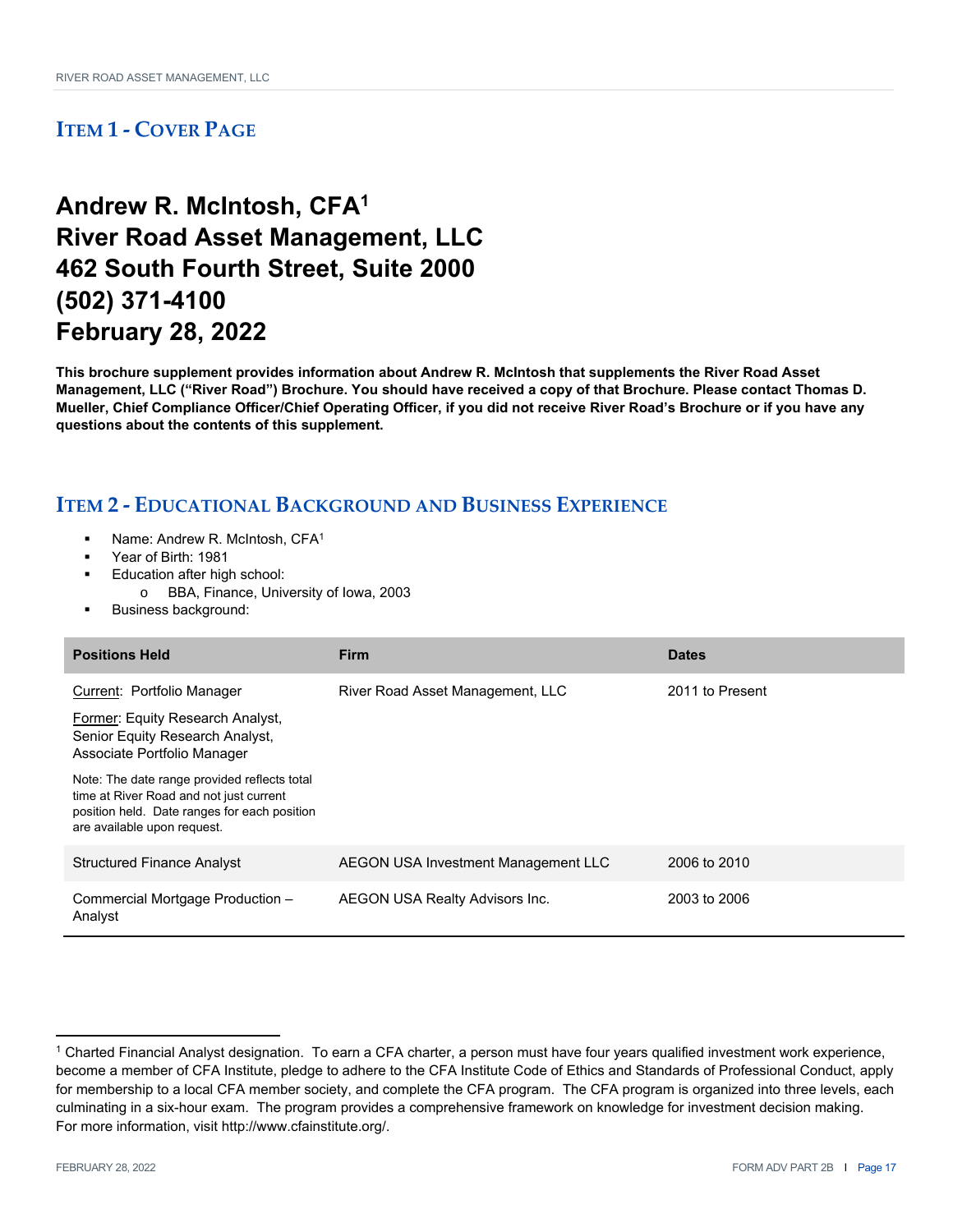## ITEM 1 - COVER PAGE

# Andrew R. McIntosh, CFA[1]
# River Road Asset Management, LLC
# 462 South Fourth Street, Suite 2000
# (502) 371-4100
# February 28, 2022

**This brochure supplement provides information about Andrew R. McIntosh that supplements the River Road Asset Management, LLC ("River Road") Brochure. You should have received a copy of that Brochure. Please contact Thomas D. Mueller, Chief Compliance Officer/Chief Operating Officer, if you did not receive River Road's Brochure or if you have any questions about the contents of this supplement.**

## ITEM 2 - EDUCATIONAL BACKGROUND AND BUSINESS EXPERIENCE

- Name: Andrew R. McIntosh, CFA[1]
- Year of Birth: 1981
- Education after high school:
  - BBA, Finance, University of Iowa, 2003
- Business background:

| Positions Held | Firm | Dates |
|---|---|---|
| Current: Portfolio Manager<br>Former: Equity Research Analyst, Senior Equity Research Analyst, Associate Portfolio Manager<br>Note: The date range provided reflects total time at River Road and not just current position held. Date ranges for each position are available upon request. | River Road Asset Management, LLC | 2011 to Present |
| Structured Finance Analyst | AEGON USA Investment Management LLC | 2006 to 2010 |
| Commercial Mortgage Production – Analyst | AEGON USA Realty Advisors Inc. | 2003 to 2006 |

[1] Charted Financial Analyst designation. To earn a CFA charter, a person must have four years qualified investment work experience, become a member of CFA Institute, pledge to adhere to the CFA Institute Code of Ethics and Standards of Professional Conduct, apply for membership to a local CFA member society, and complete the CFA program. The CFA program is organized into three levels, each culminating in a six-hour exam. The program provides a comprehensive framework on knowledge for investment decision making. For more information, visit http://www.cfainstitute.org/.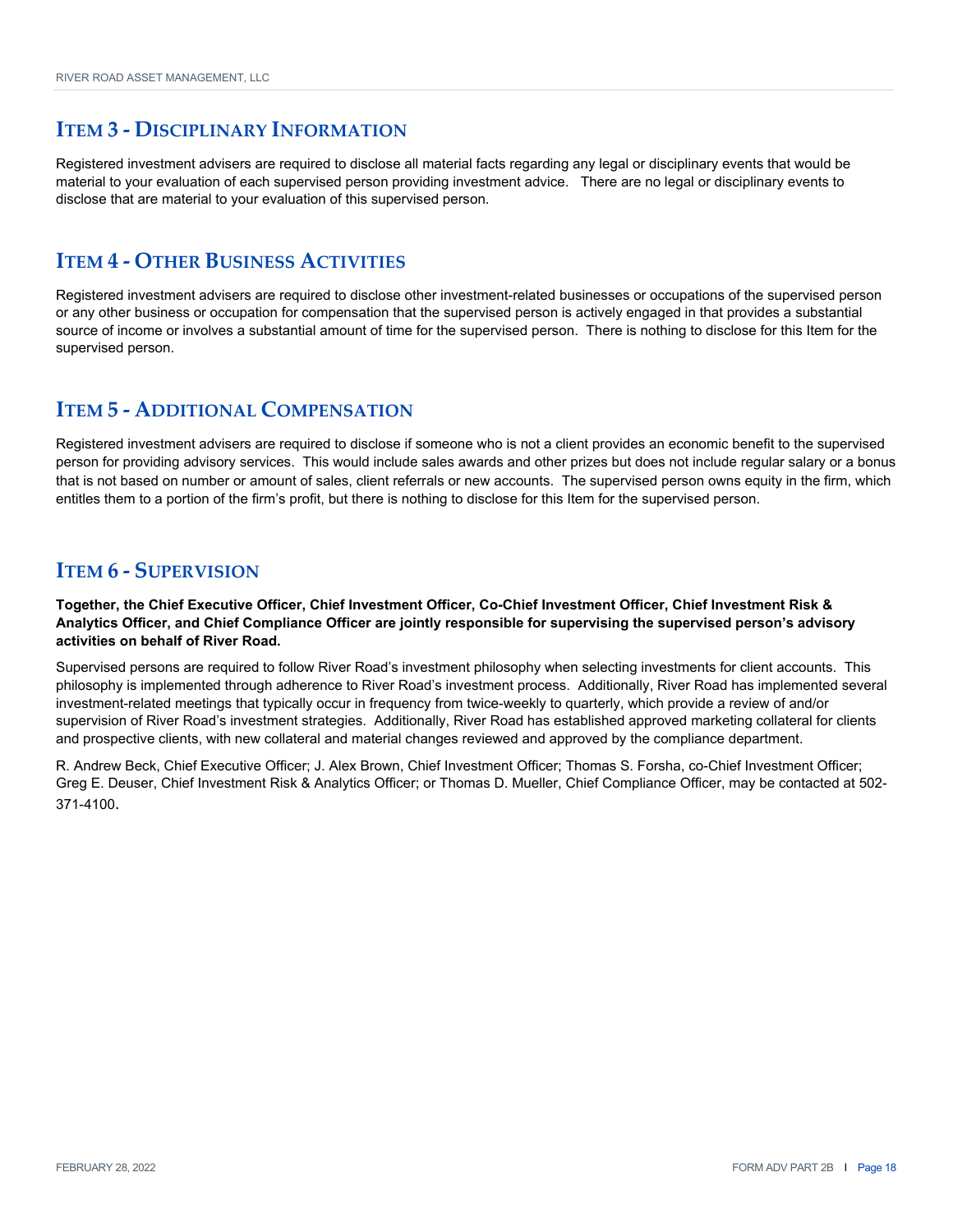## Item 3 - Disciplinary Information

Registered investment advisers are required to disclose all material facts regarding any legal or disciplinary events that would be material to your evaluation of each supervised person providing investment advice. There are no legal or disciplinary events to disclose that are material to your evaluation of this supervised person.

## Item 4 - Other Business Activities

Registered investment advisers are required to disclose other investment-related businesses or occupations of the supervised person or any other business or occupation for compensation that the supervised person is actively engaged in that provides a substantial source of income or involves a substantial amount of time for the supervised person. There is nothing to disclose for this Item for the supervised person.

## Item 5 - Additional Compensation

Registered investment advisers are required to disclose if someone who is not a client provides an economic benefit to the supervised person for providing advisory services. This would include sales awards and other prizes but does not include regular salary or a bonus that is not based on number or amount of sales, client referrals or new accounts. The supervised person owns equity in the firm, which entitles them to a portion of the firm's profit, but there is nothing to disclose for this Item for the supervised person.

## Item 6 - Supervision

**Together, the Chief Executive Officer, Chief Investment Officer, Co-Chief Investment Officer, Chief Investment Risk & Analytics Officer, and Chief Compliance Officer are jointly responsible for supervising the supervised person's advisory activities on behalf of River Road.**

Supervised persons are required to follow River Road's investment philosophy when selecting investments for client accounts. This philosophy is implemented through adherence to River Road's investment process. Additionally, River Road has implemented several investment-related meetings that typically occur in frequency from twice-weekly to quarterly, which provide a review of and/or supervision of River Road's investment strategies. Additionally, River Road has established approved marketing collateral for clients and prospective clients, with new collateral and material changes reviewed and approved by the compliance department.

R. Andrew Beck, Chief Executive Officer; J. Alex Brown, Chief Investment Officer; Thomas S. Forsha, co-Chief Investment Officer; Greg E. Deuser, Chief Investment Risk & Analytics Officer; or Thomas D. Mueller, Chief Compliance Officer, may be contacted at 502-371-4100.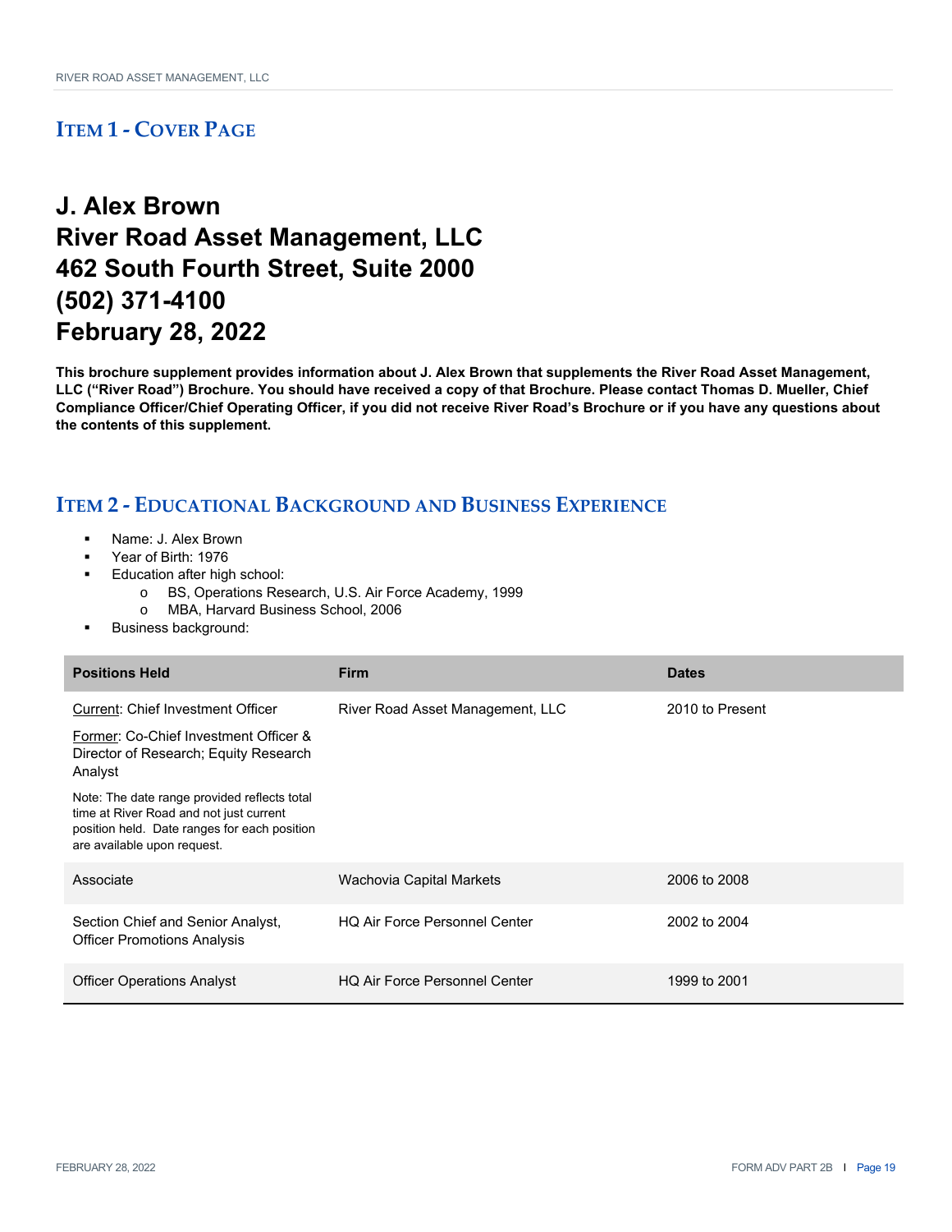## ITEM 1 - COVER PAGE

# J. Alex Brown
# River Road Asset Management, LLC
# 462 South Fourth Street, Suite 2000
# (502) 371-4100
# February 28, 2022

**This brochure supplement provides information about J. Alex Brown that supplements the River Road Asset Management, LLC ("River Road") Brochure. You should have received a copy of that Brochure. Please contact Thomas D. Mueller, Chief Compliance Officer/Chief Operating Officer, if you did not receive River Road's Brochure or if you have any questions about the contents of this supplement.**

## ITEM 2 - EDUCATIONAL BACKGROUND AND BUSINESS EXPERIENCE

- Name: J. Alex Brown
- Year of Birth: 1976
- Education after high school:
  - BS, Operations Research, U.S. Air Force Academy, 1999
  - MBA, Harvard Business School, 2006
- Business background:

| Positions Held | Firm | Dates |
|---|---|---|
| Current: Chief Investment Officer<br>Former: Co-Chief Investment Officer & Director of Research; Equity Research Analyst<br>Note: The date range provided reflects total time at River Road and not just current position held. Date ranges for each position are available upon request. | River Road Asset Management, LLC | 2010 to Present |
| Associate | Wachovia Capital Markets | 2006 to 2008 |
| Section Chief and Senior Analyst, Officer Promotions Analysis | HQ Air Force Personnel Center | 2002 to 2004 |
| Officer Operations Analyst | HQ Air Force Personnel Center | 1999 to 2001 |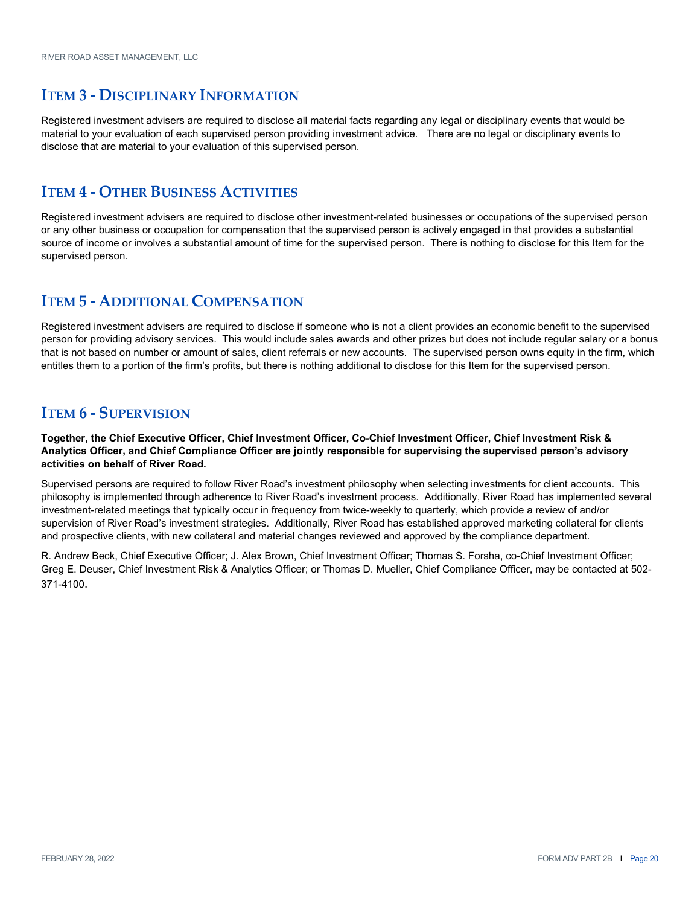## Item 3 - Disciplinary Information

Registered investment advisers are required to disclose all material facts regarding any legal or disciplinary events that would be material to your evaluation of each supervised person providing investment advice. There are no legal or disciplinary events to disclose that are material to your evaluation of this supervised person.

## Item 4 - Other Business Activities

Registered investment advisers are required to disclose other investment-related businesses or occupations of the supervised person or any other business or occupation for compensation that the supervised person is actively engaged in that provides a substantial source of income or involves a substantial amount of time for the supervised person. There is nothing to disclose for this Item for the supervised person.

## Item 5 - Additional Compensation

Registered investment advisers are required to disclose if someone who is not a client provides an economic benefit to the supervised person for providing advisory services. This would include sales awards and other prizes but does not include regular salary or a bonus that is not based on number or amount of sales, client referrals or new accounts. The supervised person owns equity in the firm, which entitles them to a portion of the firm's profits, but there is nothing additional to disclose for this Item for the supervised person.

## Item 6 - Supervision

**Together, the Chief Executive Officer, Chief Investment Officer, Co-Chief Investment Officer, Chief Investment Risk & Analytics Officer, and Chief Compliance Officer are jointly responsible for supervising the supervised person's advisory activities on behalf of River Road.**

Supervised persons are required to follow River Road's investment philosophy when selecting investments for client accounts. This philosophy is implemented through adherence to River Road's investment process. Additionally, River Road has implemented several investment-related meetings that typically occur in frequency from twice-weekly to quarterly, which provide a review of and/or supervision of River Road's investment strategies. Additionally, River Road has established approved marketing collateral for clients and prospective clients, with new collateral and material changes reviewed and approved by the compliance department.

R. Andrew Beck, Chief Executive Officer; J. Alex Brown, Chief Investment Officer; Thomas S. Forsha, co-Chief Investment Officer; Greg E. Deuser, Chief Investment Risk & Analytics Officer; or Thomas D. Mueller, Chief Compliance Officer, may be contacted at 502-371-4100.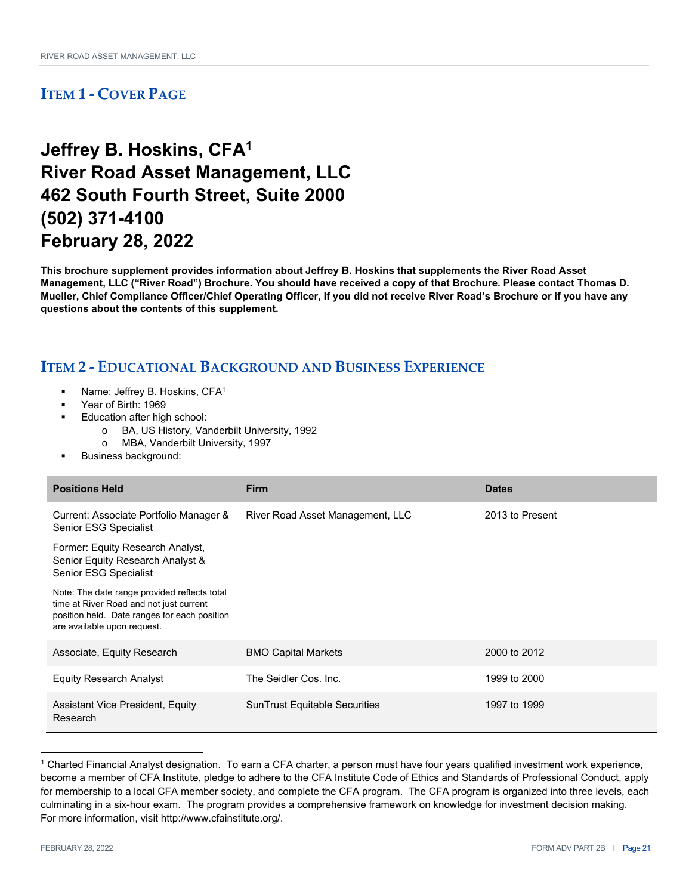## ITEM 1 - COVER PAGE

# Jeffrey B. Hoskins, CFA[1]
# River Road Asset Management, LLC
# 462 South Fourth Street, Suite 2000
# (502) 371-4100
# February 28, 2022

**This brochure supplement provides information about Jeffrey B. Hoskins that supplements the River Road Asset Management, LLC ("River Road") Brochure. You should have received a copy of that Brochure. Please contact Thomas D. Mueller, Chief Compliance Officer/Chief Operating Officer, if you did not receive River Road's Brochure or if you have any questions about the contents of this supplement.**

## ITEM 2 - EDUCATIONAL BACKGROUND AND BUSINESS EXPERIENCE

- Name: Jeffrey B. Hoskins, CFA[1]
- Year of Birth: 1969
- Education after high school:
  - BA, US History, Vanderbilt University, 1992
  - MBA, Vanderbilt University, 1997
- Business background:

| Positions Held | Firm | Dates |
|---|---|---|
| Current: Associate Portfolio Manager & Senior ESG Specialist<br><br>Former: Equity Research Analyst, Senior Equity Research Analyst & Senior ESG Specialist<br><br>Note: The date range provided reflects total time at River Road and not just current position held. Date ranges for each position are available upon request. | River Road Asset Management, LLC | 2013 to Present |
| Associate, Equity Research | BMO Capital Markets | 2000 to 2012 |
| Equity Research Analyst | The Seidler Cos. Inc. | 1999 to 2000 |
| Assistant Vice President, Equity Research | SunTrust Equitable Securities | 1997 to 1999 |

[1] Charted Financial Analyst designation. To earn a CFA charter, a person must have four years qualified investment work experience, become a member of CFA Institute, pledge to adhere to the CFA Institute Code of Ethics and Standards of Professional Conduct, apply for membership to a local CFA member society, and complete the CFA program. The CFA program is organized into three levels, each culminating in a six-hour exam. The program provides a comprehensive framework on knowledge for investment decision making. For more information, visit http://www.cfainstitute.org/.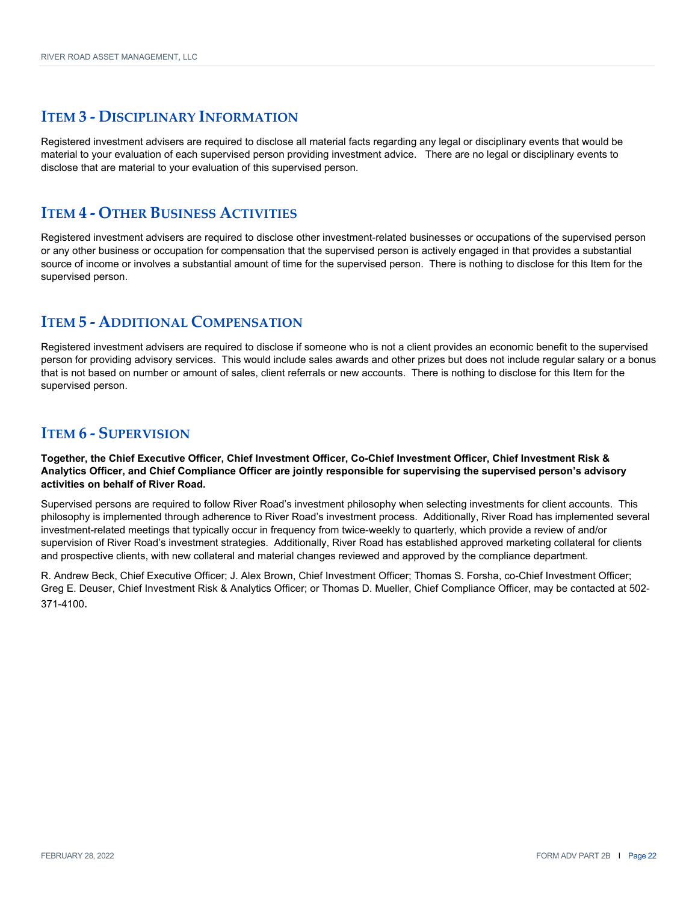## Item 3 - Disciplinary Information

Registered investment advisers are required to disclose all material facts regarding any legal or disciplinary events that would be material to your evaluation of each supervised person providing investment advice. There are no legal or disciplinary events to disclose that are material to your evaluation of this supervised person.

## Item 4 - Other Business Activities

Registered investment advisers are required to disclose other investment-related businesses or occupations of the supervised person or any other business or occupation for compensation that the supervised person is actively engaged in that provides a substantial source of income or involves a substantial amount of time for the supervised person. There is nothing to disclose for this Item for the supervised person.

## Item 5 - Additional Compensation

Registered investment advisers are required to disclose if someone who is not a client provides an economic benefit to the supervised person for providing advisory services. This would include sales awards and other prizes but does not include regular salary or a bonus that is not based on number or amount of sales, client referrals or new accounts. There is nothing to disclose for this Item for the supervised person.

## Item 6 - Supervision

**Together, the Chief Executive Officer, Chief Investment Officer, Co-Chief Investment Officer, Chief Investment Risk & Analytics Officer, and Chief Compliance Officer are jointly responsible for supervising the supervised person's advisory activities on behalf of River Road.**

Supervised persons are required to follow River Road's investment philosophy when selecting investments for client accounts. This philosophy is implemented through adherence to River Road's investment process. Additionally, River Road has implemented several investment-related meetings that typically occur in frequency from twice-weekly to quarterly, which provide a review of and/or supervision of River Road's investment strategies. Additionally, River Road has established approved marketing collateral for clients and prospective clients, with new collateral and material changes reviewed and approved by the compliance department.

R. Andrew Beck, Chief Executive Officer; J. Alex Brown, Chief Investment Officer; Thomas S. Forsha, co-Chief Investment Officer; Greg E. Deuser, Chief Investment Risk & Analytics Officer; or Thomas D. Mueller, Chief Compliance Officer, may be contacted at 502-371-4100.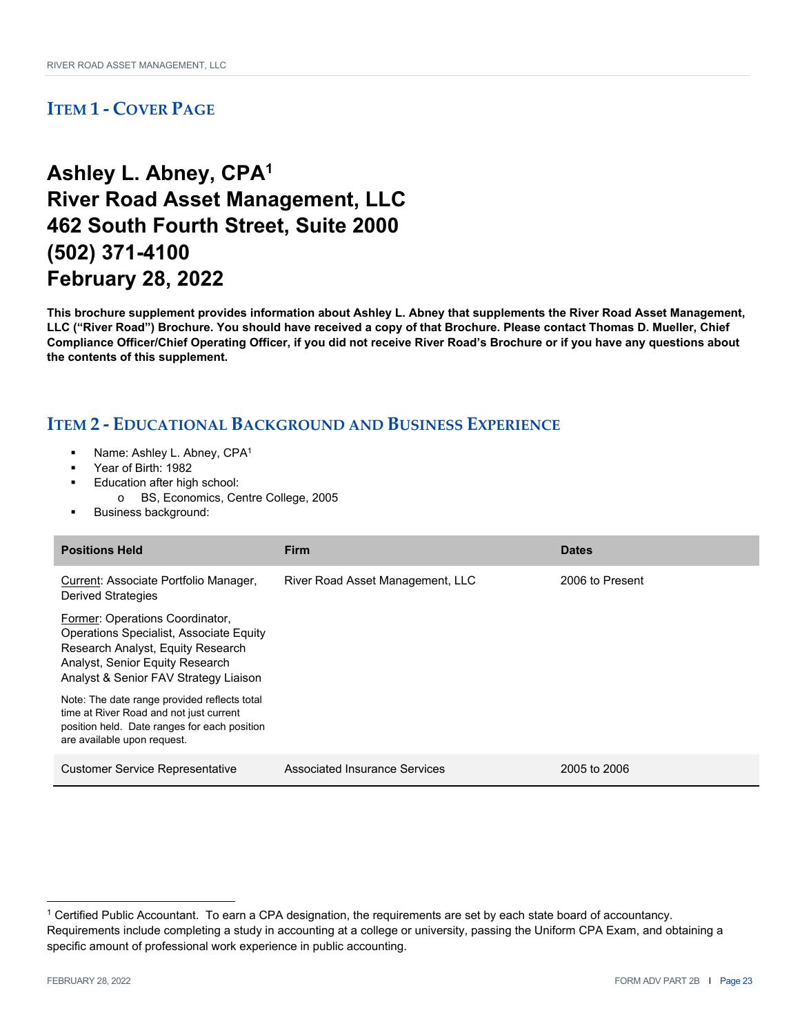## ITEM 1 - COVER PAGE

# Ashley L. Abney, CPA[1]
# River Road Asset Management, LLC
# 462 South Fourth Street, Suite 2000
# (502) 371-4100
# February 28, 2022

**This brochure supplement provides information about Ashley L. Abney that supplements the River Road Asset Management, LLC ("River Road") Brochure. You should have received a copy of that Brochure. Please contact Thomas D. Mueller, Chief Compliance Officer/Chief Operating Officer, if you did not receive River Road's Brochure or if you have any questions about the contents of this supplement.**

## ITEM 2 - EDUCATIONAL BACKGROUND AND BUSINESS EXPERIENCE

- Name: Ashley L. Abney, CPA[1]
- Year of Birth: 1982
- Education after high school:
  - BS, Economics, Centre College, 2005
- Business background:

| Positions Held | Firm | Dates |
|---|---|---|
| Current: Associate Portfolio Manager, Derived Strategies<br><br>Former: Operations Coordinator, Operations Specialist, Associate Equity Research Analyst, Equity Research Analyst, Senior Equity Research Analyst & Senior FAV Strategy Liaison<br><br>Note: The date range provided reflects total time at River Road and not just current position held. Date ranges for each position are available upon request. | River Road Asset Management, LLC | 2006 to Present |
| Customer Service Representative | Associated Insurance Services | 2005 to 2006 |

[1] Certified Public Accountant. To earn a CPA designation, the requirements are set by each state board of accountancy. Requirements include completing a study in accounting at a college or university, passing the Uniform CPA Exam, and obtaining a specific amount of professional work experience in public accounting.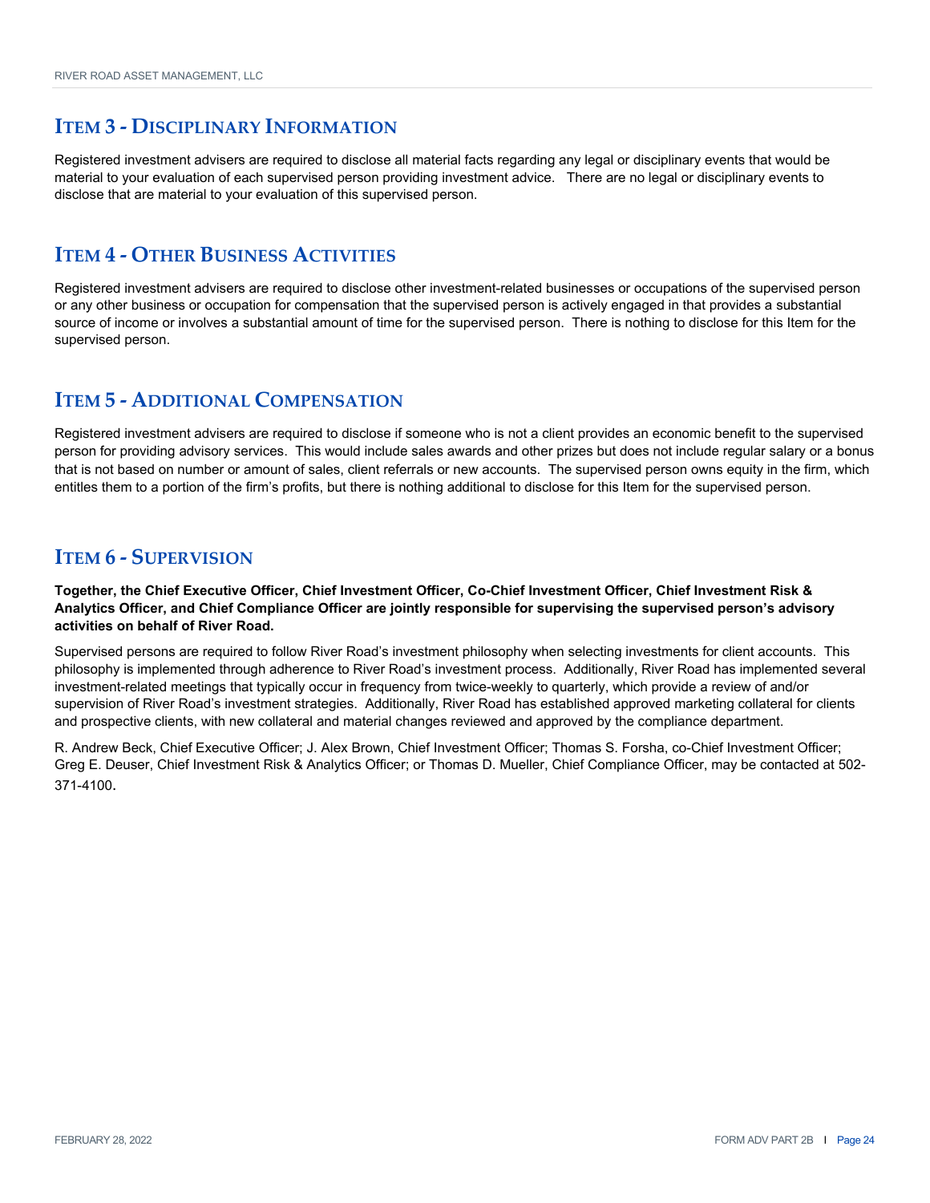## ITEM 3 - DISCIPLINARY INFORMATION

Registered investment advisers are required to disclose all material facts regarding any legal or disciplinary events that would be material to your evaluation of each supervised person providing investment advice. There are no legal or disciplinary events to disclose that are material to your evaluation of this supervised person.

## ITEM 4 - OTHER BUSINESS ACTIVITIES

Registered investment advisers are required to disclose other investment-related businesses or occupations of the supervised person or any other business or occupation for compensation that the supervised person is actively engaged in that provides a substantial source of income or involves a substantial amount of time for the supervised person. There is nothing to disclose for this Item for the supervised person.

## ITEM 5 - ADDITIONAL COMPENSATION

Registered investment advisers are required to disclose if someone who is not a client provides an economic benefit to the supervised person for providing advisory services. This would include sales awards and other prizes but does not include regular salary or a bonus that is not based on number or amount of sales, client referrals or new accounts. The supervised person owns equity in the firm, which entitles them to a portion of the firm's profits, but there is nothing additional to disclose for this Item for the supervised person.

## ITEM 6 - SUPERVISION

**Together, the Chief Executive Officer, Chief Investment Officer, Co-Chief Investment Officer, Chief Investment Risk & Analytics Officer, and Chief Compliance Officer are jointly responsible for supervising the supervised person's advisory activities on behalf of River Road.**

Supervised persons are required to follow River Road's investment philosophy when selecting investments for client accounts. This philosophy is implemented through adherence to River Road's investment process. Additionally, River Road has implemented several investment-related meetings that typically occur in frequency from twice-weekly to quarterly, which provide a review of and/or supervision of River Road's investment strategies. Additionally, River Road has established approved marketing collateral for clients and prospective clients, with new collateral and material changes reviewed and approved by the compliance department.

R. Andrew Beck, Chief Executive Officer; J. Alex Brown, Chief Investment Officer; Thomas S. Forsha, co-Chief Investment Officer; Greg E. Deuser, Chief Investment Risk & Analytics Officer; or Thomas D. Mueller, Chief Compliance Officer, may be contacted at 502-371-4100.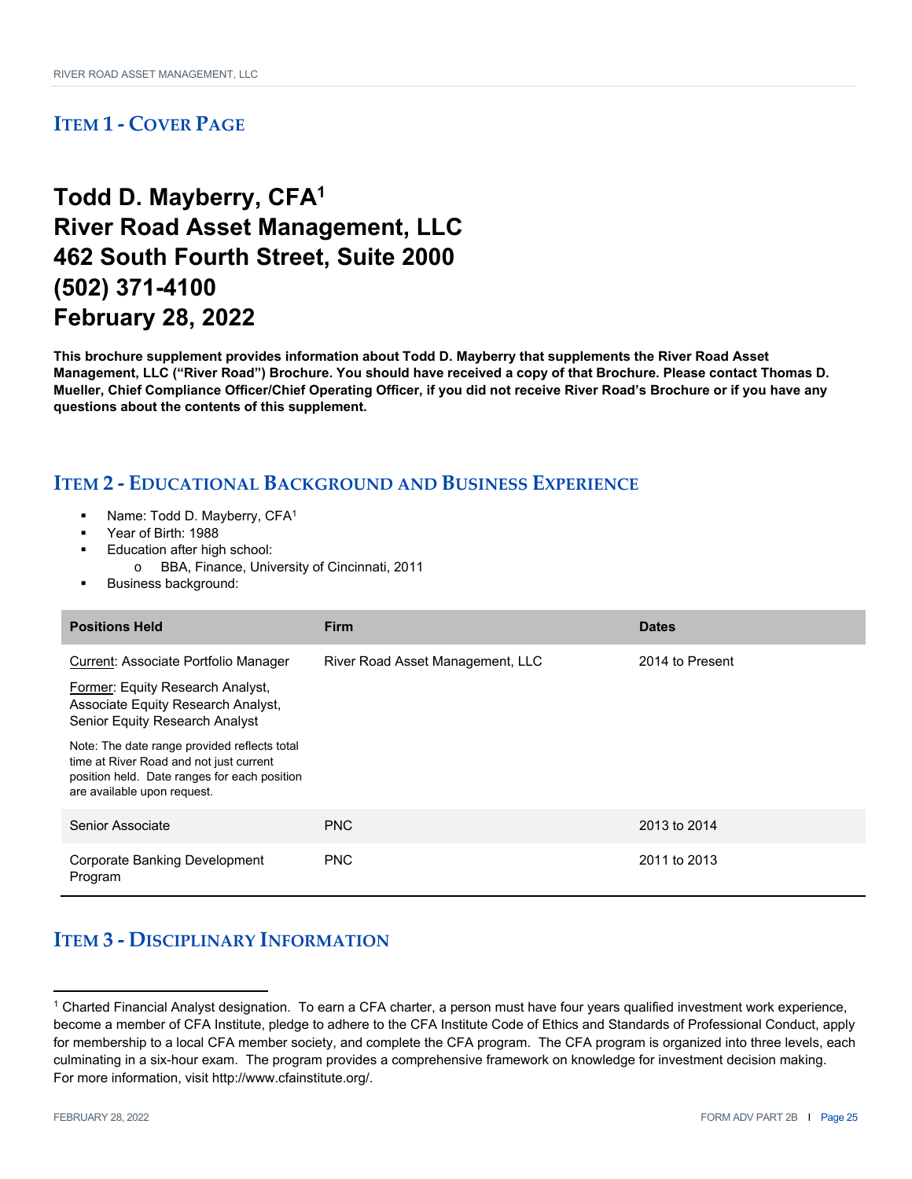## ITEM 1 - COVER PAGE

# Todd D. Mayberry, CFA[1]
# River Road Asset Management, LLC
# 462 South Fourth Street, Suite 2000
# (502) 371-4100
# February 28, 2022

**This brochure supplement provides information about Todd D. Mayberry that supplements the River Road Asset Management, LLC ("River Road") Brochure. You should have received a copy of that Brochure. Please contact Thomas D. Mueller, Chief Compliance Officer/Chief Operating Officer, if you did not receive River Road's Brochure or if you have any questions about the contents of this supplement.**

## ITEM 2 - EDUCATIONAL BACKGROUND AND BUSINESS EXPERIENCE

- Name: Todd D. Mayberry, CFA[1]
- Year of Birth: 1988
- Education after high school:
  - BBA, Finance, University of Cincinnati, 2011
- Business background:

| Positions Held | Firm | Dates |
|---|---|---|
| Current: Associate Portfolio Manager<br>Former: Equity Research Analyst, Associate Equity Research Analyst, Senior Equity Research Analyst<br>Note: The date range provided reflects total time at River Road and not just current position held. Date ranges for each position are available upon request. | River Road Asset Management, LLC | 2014 to Present |
| Senior Associate | PNC | 2013 to 2014 |
| Corporate Banking Development Program | PNC | 2011 to 2013 |

## ITEM 3 - DISCIPLINARY INFORMATION

[1] Charted Financial Analyst designation. To earn a CFA charter, a person must have four years qualified investment work experience, become a member of CFA Institute, pledge to adhere to the CFA Institute Code of Ethics and Standards of Professional Conduct, apply for membership to a local CFA member society, and complete the CFA program. The CFA program is organized into three levels, each culminating in a six-hour exam. The program provides a comprehensive framework on knowledge for investment decision making. For more information, visit http://www.cfainstitute.org/.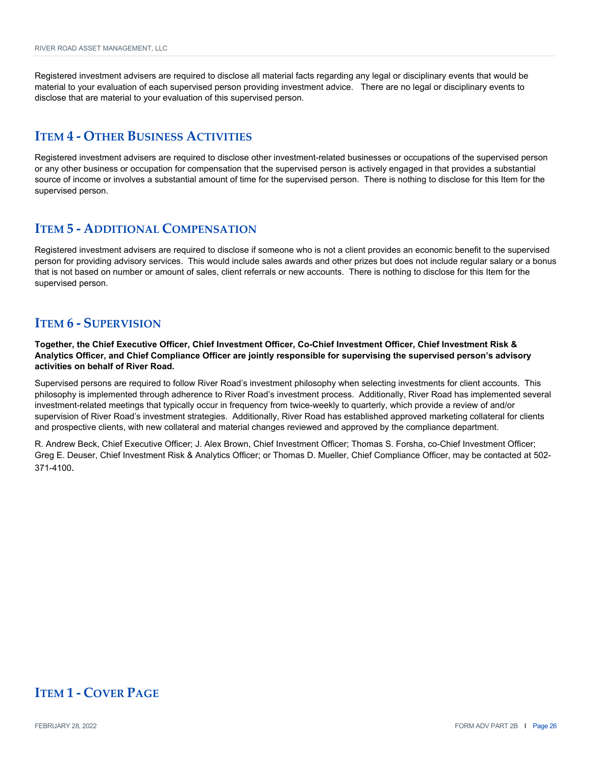Registered investment advisers are required to disclose all material facts regarding any legal or disciplinary events that would be material to your evaluation of each supervised person providing investment advice. There are no legal or disciplinary events to disclose that are material to your evaluation of this supervised person.

## ITEM 4 - OTHER BUSINESS ACTIVITIES

Registered investment advisers are required to disclose other investment-related businesses or occupations of the supervised person or any other business or occupation for compensation that the supervised person is actively engaged in that provides a substantial source of income or involves a substantial amount of time for the supervised person. There is nothing to disclose for this Item for the supervised person.

## ITEM 5 - ADDITIONAL COMPENSATION

Registered investment advisers are required to disclose if someone who is not a client provides an economic benefit to the supervised person for providing advisory services. This would include sales awards and other prizes but does not include regular salary or a bonus that is not based on number or amount of sales, client referrals or new accounts. There is nothing to disclose for this Item for the supervised person.

## ITEM 6 - SUPERVISION

**Together, the Chief Executive Officer, Chief Investment Officer, Co-Chief Investment Officer, Chief Investment Risk & Analytics Officer, and Chief Compliance Officer are jointly responsible for supervising the supervised person's advisory activities on behalf of River Road.**

Supervised persons are required to follow River Road's investment philosophy when selecting investments for client accounts. This philosophy is implemented through adherence to River Road's investment process. Additionally, River Road has implemented several investment-related meetings that typically occur in frequency from twice-weekly to quarterly, which provide a review of and/or supervision of River Road's investment strategies. Additionally, River Road has established approved marketing collateral for clients and prospective clients, with new collateral and material changes reviewed and approved by the compliance department.

R. Andrew Beck, Chief Executive Officer; J. Alex Brown, Chief Investment Officer; Thomas S. Forsha, co-Chief Investment Officer; Greg E. Deuser, Chief Investment Risk & Analytics Officer; or Thomas D. Mueller, Chief Compliance Officer, may be contacted at 502-371-4100.

## ITEM 1 - COVER PAGE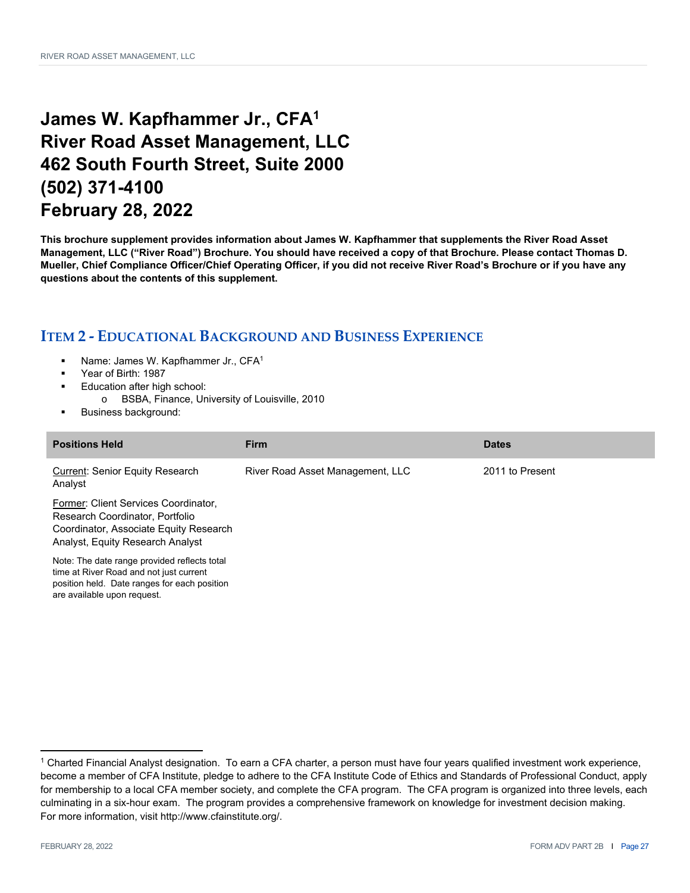# James W. Kapfhammer Jr., CFA[1]
# River Road Asset Management, LLC
# 462 South Fourth Street, Suite 2000
# (502) 371-4100
# February 28, 2022

**This brochure supplement provides information about James W. Kapfhammer that supplements the River Road Asset Management, LLC ("River Road") Brochure. You should have received a copy of that Brochure. Please contact Thomas D. Mueller, Chief Compliance Officer/Chief Operating Officer, if you did not receive River Road's Brochure or if you have any questions about the contents of this supplement.**

## Item 2 - Educational Background and Business Experience

- Name: James W. Kapfhammer Jr., CFA[1]
- Year of Birth: 1987
- Education after high school:
  - BSBA, Finance, University of Louisville, 2010
- Business background:

| Positions Held | Firm | Dates |
|---|---|---|
| Current: Senior Equity Research Analyst<br>Former: Client Services Coordinator, Research Coordinator, Portfolio Coordinator, Associate Equity Research Analyst, Equity Research Analyst<br>Note: The date range provided reflects total time at River Road and not just current position held. Date ranges for each position are available upon request. | River Road Asset Management, LLC | 2011 to Present |

[1] Charted Financial Analyst designation. To earn a CFA charter, a person must have four years qualified investment work experience, become a member of CFA Institute, pledge to adhere to the CFA Institute Code of Ethics and Standards of Professional Conduct, apply for membership to a local CFA member society, and complete the CFA program. The CFA program is organized into three levels, each culminating in a six-hour exam. The program provides a comprehensive framework on knowledge for investment decision making. For more information, visit http://www.cfainstitute.org/.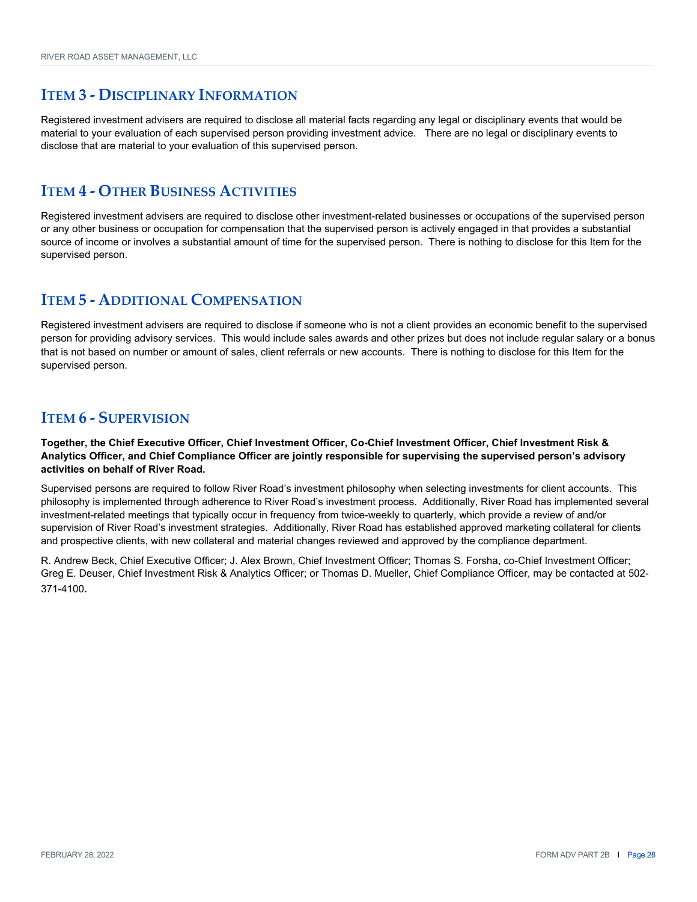## Item 3 - Disciplinary Information

Registered investment advisers are required to disclose all material facts regarding any legal or disciplinary events that would be material to your evaluation of each supervised person providing investment advice. There are no legal or disciplinary events to disclose that are material to your evaluation of this supervised person.

## Item 4 - Other Business Activities

Registered investment advisers are required to disclose other investment-related businesses or occupations of the supervised person or any other business or occupation for compensation that the supervised person is actively engaged in that provides a substantial source of income or involves a substantial amount of time for the supervised person. There is nothing to disclose for this Item for the supervised person.

## Item 5 - Additional Compensation

Registered investment advisers are required to disclose if someone who is not a client provides an economic benefit to the supervised person for providing advisory services. This would include sales awards and other prizes but does not include regular salary or a bonus that is not based on number or amount of sales, client referrals or new accounts. There is nothing to disclose for this Item for the supervised person.

## Item 6 - Supervision

**Together, the Chief Executive Officer, Chief Investment Officer, Co-Chief Investment Officer, Chief Investment Risk & Analytics Officer, and Chief Compliance Officer are jointly responsible for supervising the supervised person's advisory activities on behalf of River Road.**

Supervised persons are required to follow River Road's investment philosophy when selecting investments for client accounts. This philosophy is implemented through adherence to River Road's investment process. Additionally, River Road has implemented several investment-related meetings that typically occur in frequency from twice-weekly to quarterly, which provide a review of and/or supervision of River Road's investment strategies. Additionally, River Road has established approved marketing collateral for clients and prospective clients, with new collateral and material changes reviewed and approved by the compliance department.

R. Andrew Beck, Chief Executive Officer; J. Alex Brown, Chief Investment Officer; Thomas S. Forsha, co-Chief Investment Officer; Greg E. Deuser, Chief Investment Risk & Analytics Officer; or Thomas D. Mueller, Chief Compliance Officer, may be contacted at 502-371-4100.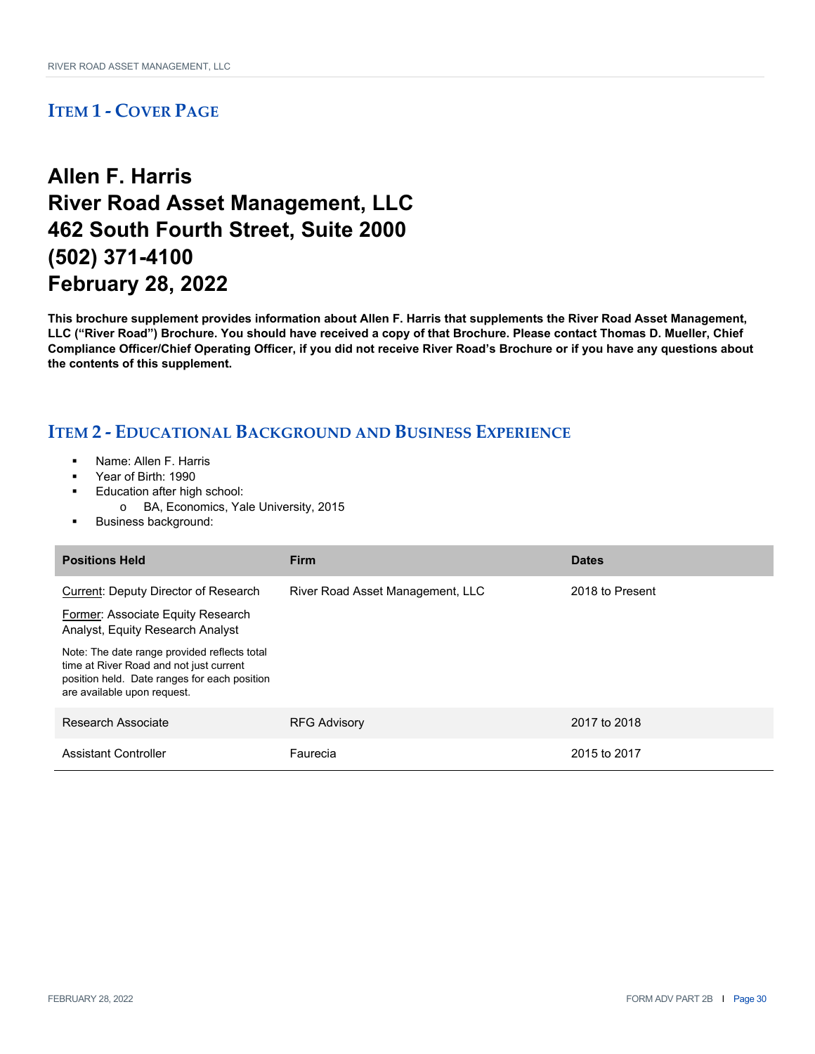## ITEM 1 - COVER PAGE

# Allen F. Harris
# River Road Asset Management, LLC
# 462 South Fourth Street, Suite 2000
# (502) 371-4100
# February 28, 2022

**This brochure supplement provides information about Allen F. Harris that supplements the River Road Asset Management, LLC ("River Road") Brochure. You should have received a copy of that Brochure. Please contact Thomas D. Mueller, Chief Compliance Officer/Chief Operating Officer, if you did not receive River Road's Brochure or if you have any questions about the contents of this supplement.**

## ITEM 2 - EDUCATIONAL BACKGROUND AND BUSINESS EXPERIENCE

- Name: Allen F. Harris
- Year of Birth: 1990
- Education after high school:
  - BA, Economics, Yale University, 2015
- Business background:

| Positions Held | Firm | Dates |
|---|---|---|
| Current: Deputy Director of Research<br>Former: Associate Equity Research Analyst, Equity Research Analyst<br>Note: The date range provided reflects total time at River Road and not just current position held. Date ranges for each position are available upon request. | River Road Asset Management, LLC | 2018 to Present |
| Research Associate | RFG Advisory | 2017 to 2018 |
| Assistant Controller | Faurecia | 2015 to 2017 |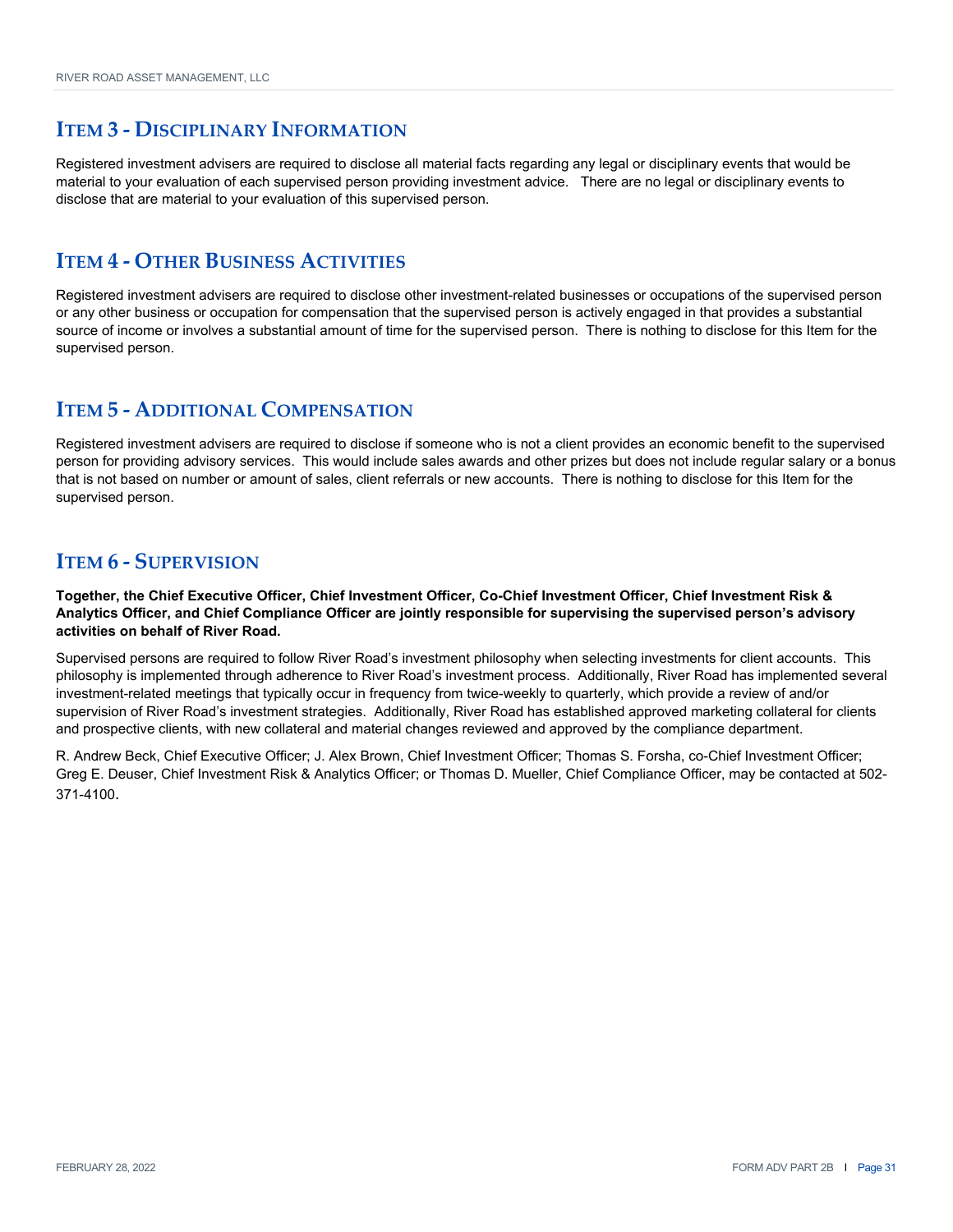## Item 3 - Disciplinary Information

Registered investment advisers are required to disclose all material facts regarding any legal or disciplinary events that would be material to your evaluation of each supervised person providing investment advice. There are no legal or disciplinary events to disclose that are material to your evaluation of this supervised person.

## Item 4 - Other Business Activities

Registered investment advisers are required to disclose other investment-related businesses or occupations of the supervised person or any other business or occupation for compensation that the supervised person is actively engaged in that provides a substantial source of income or involves a substantial amount of time for the supervised person. There is nothing to disclose for this Item for the supervised person.

## Item 5 - Additional Compensation

Registered investment advisers are required to disclose if someone who is not a client provides an economic benefit to the supervised person for providing advisory services. This would include sales awards and other prizes but does not include regular salary or a bonus that is not based on number or amount of sales, client referrals or new accounts. There is nothing to disclose for this Item for the supervised person.

## Item 6 - Supervision

**Together, the Chief Executive Officer, Chief Investment Officer, Co-Chief Investment Officer, Chief Investment Risk & Analytics Officer, and Chief Compliance Officer are jointly responsible for supervising the supervised person's advisory activities on behalf of River Road.**

Supervised persons are required to follow River Road's investment philosophy when selecting investments for client accounts. This philosophy is implemented through adherence to River Road's investment process. Additionally, River Road has implemented several investment-related meetings that typically occur in frequency from twice-weekly to quarterly, which provide a review of and/or supervision of River Road's investment strategies. Additionally, River Road has established approved marketing collateral for clients and prospective clients, with new collateral and material changes reviewed and approved by the compliance department.

R. Andrew Beck, Chief Executive Officer; J. Alex Brown, Chief Investment Officer; Thomas S. Forsha, co-Chief Investment Officer; Greg E. Deuser, Chief Investment Risk & Analytics Officer; or Thomas D. Mueller, Chief Compliance Officer, may be contacted at 502-371-4100.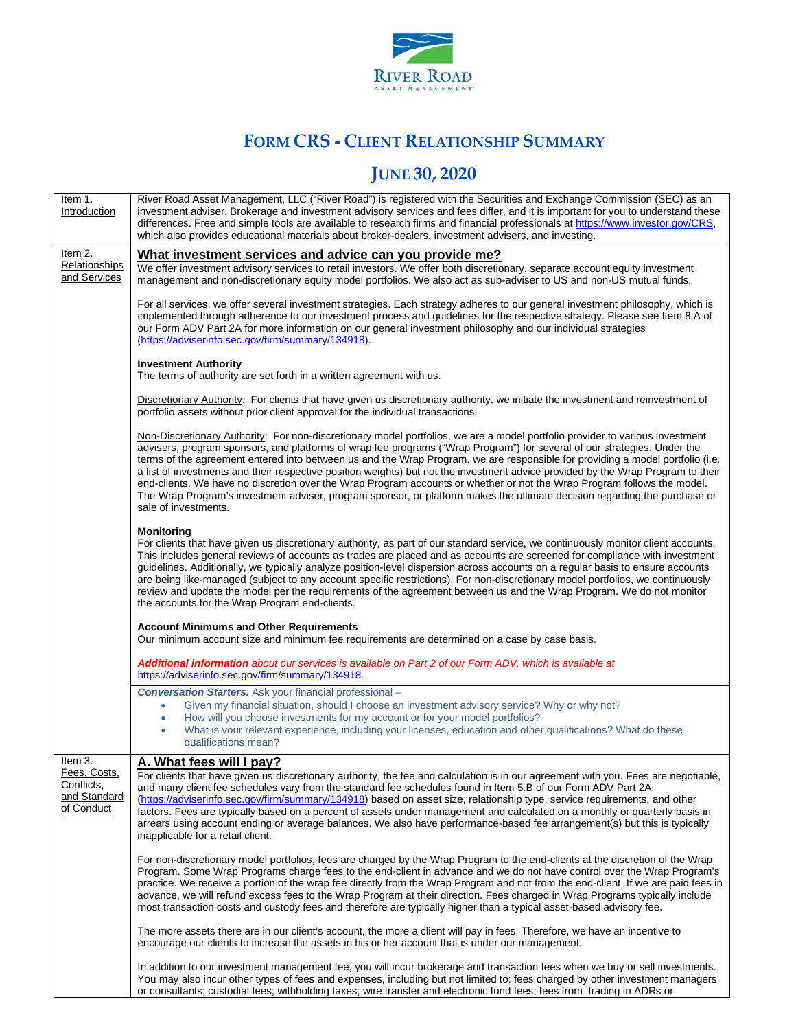RIVER ROAD ASSET MANAGEMENT

# FORM CRS - CLIENT RELATIONSHIP SUMMARY

## JUNE 30, 2020

| | |
|---|---|
| Item 1. Introduction | River Road Asset Management, LLC ("River Road") is registered with the Securities and Exchange Commission (SEC) as an investment adviser. Brokerage and investment advisory services and fees differ, and it is important for you to understand these differences. Free and simple tools are available to research firms and financial professionals at https://www.investor.gov/CRS, which also provides educational materials about broker-dealers, investment advisers, and investing. |
| Item 2. Relationships and Services | **What investment services and advice can you provide me?**<br>We offer investment advisory services to retail investors. We offer both discretionary, separate account equity investment management and non-discretionary equity model portfolios. We also act as sub-adviser to US and non-US mutual funds.<br><br>For all services, we offer several investment strategies. Each strategy adheres to our general investment philosophy, which is implemented through adherence to our investment process and guidelines for the respective strategy. Please see Item 8.A of our Form ADV Part 2A for more information on our general investment philosophy and our individual strategies (https://adviserinfo.sec.gov/firm/summary/134918).<br><br>**Investment Authority**<br>The terms of authority are set forth in a written agreement with us.<br><br>Discretionary Authority: For clients that have given us discretionary authority, we initiate the investment and reinvestment of portfolio assets without prior client approval for the individual transactions.<br><br>Non-Discretionary Authority: For non-discretionary model portfolios, we are a model portfolio provider to various investment advisers, program sponsors, and platforms of wrap fee programs ("Wrap Program") for several of our strategies. Under the terms of the agreement entered into between us and the Wrap Program, we are responsible for providing a model portfolio (i.e. a list of investments and their respective position weights) but not the investment advice provided by the Wrap Program to their end-clients. We have no discretion over the Wrap Program accounts or whether or not the Wrap Program follows the model. The Wrap Program's investment adviser, program sponsor, or platform makes the ultimate decision regarding the purchase or sale of investments.<br><br>**Monitoring**<br>For clients that have given us discretionary authority, as part of our standard service, we continuously monitor client accounts. This includes general reviews of accounts as trades are placed and as accounts are screened for compliance with investment guidelines. Additionally, we typically analyze position-level dispersion across accounts on a regular basis to ensure accounts are being like-managed (subject to any account specific restrictions). For non-discretionary model portfolios, we continuously review and update the model per the requirements of the agreement between us and the Wrap Program. We do not monitor the accounts for the Wrap Program end-clients.<br><br>**Account Minimums and Other Requirements**<br>Our minimum account size and minimum fee requirements are determined on a case by case basis.<br><br>***Additional information*** *about our services is available on Part 2 of our Form ADV, which is available at* https://adviserinfo.sec.gov/firm/summary/134918. |
| | ***Conversation Starters.*** Ask your financial professional –<br>• Given my financial situation, should I choose an investment advisory service? Why or why not?<br>• How will you choose investments for my account or for your model portfolios?<br>• What is your relevant experience, including your licenses, education and other qualifications? What do these qualifications mean? |
| Item 3. Fees, Costs, Conflicts, and Standard of Conduct | **A. What fees will I pay?**<br>For clients that have given us discretionary authority, the fee and calculation is in our agreement with you. Fees are negotiable, and many client fee schedules vary from the standard fee schedules found in Item 5.B of our Form ADV Part 2A (https://adviserinfo.sec.gov/firm/summary/134918) based on asset size, relationship type, service requirements, and other factors. Fees are typically based on a percent of assets under management and calculated on a monthly or quarterly basis in arrears using account ending or average balances. We also have performance-based fee arrangement(s) but this is typically inapplicable for a retail client.<br><br>For non-discretionary model portfolios, fees are charged by the Wrap Program to the end-clients at the discretion of the Wrap Program. Some Wrap Programs charge fees to the end-client in advance and we do not have control over the Wrap Program's practice. We receive a portion of the wrap fee directly from the Wrap Program and not from the end-client. If we are paid fees in advance, we will refund excess fees to the Wrap Program at their direction. Fees charged in Wrap Programs typically include most transaction costs and custody fees and therefore are typically higher than a typical asset-based advisory fee.<br><br>The more assets there are in our client's account, the more a client will pay in fees. Therefore, we have an incentive to encourage our clients to increase the assets in his or her account that is under our management.<br><br>In addition to our investment management fee, you will incur brokerage and transaction fees when we buy or sell investments. You may also incur other types of fees and expenses, including but not limited to: fees charged by other investment managers or consultants; custodial fees; withholding taxes; wire transfer and electronic fund fees; fees from trading in ADRs or |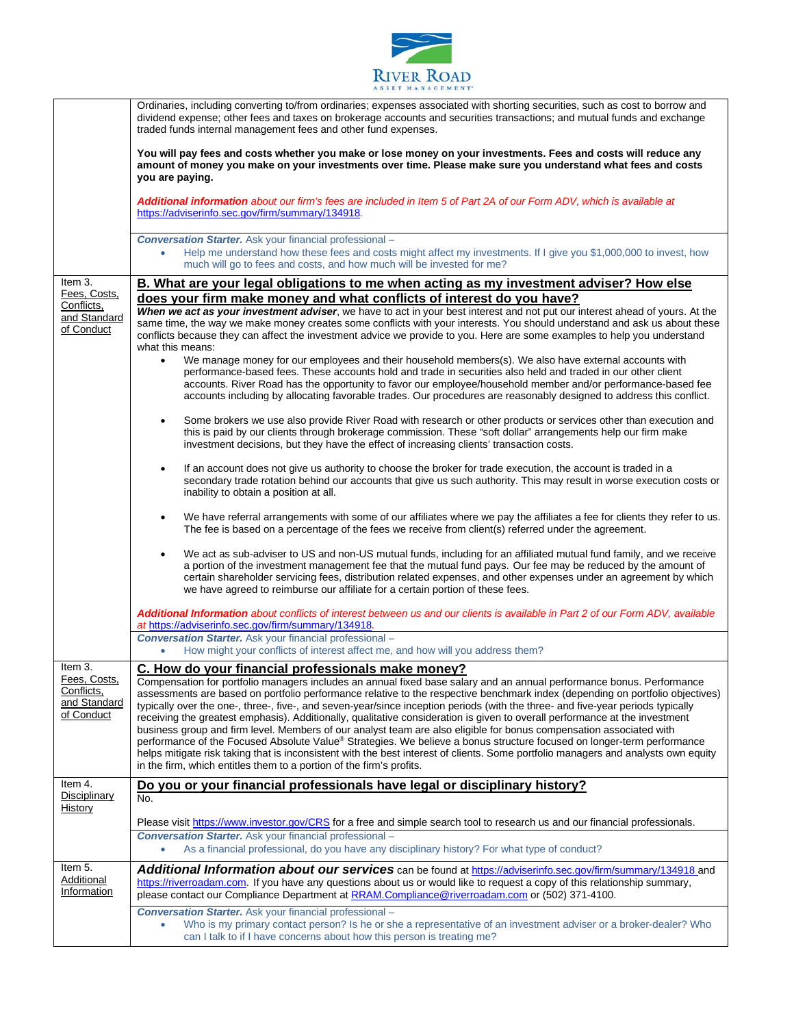| | |
|---|---|
| | Ordinaries, including converting to/from ordinaries; expenses associated with shorting securities, such as cost to borrow and dividend expense; other fees and taxes on brokerage accounts and securities transactions; and mutual funds and exchange traded funds internal management fees and other fund expenses.<br><br>**You will pay fees and costs whether you make or lose money on your investments. Fees and costs will reduce any amount of money you make on your investments over time. Please make sure you understand what fees and costs you are paying.**<br><br>***Additional information*** *about our firm's fees are included in Item 5 of Part 2A of our Form ADV, which is available at* https://adviserinfo.sec.gov/firm/summary/134918. |
| | ***Conversation Starter.*** Ask your financial professional –<br>• Help me understand how these fees and costs might affect my investments. If I give you $1,000,000 to invest, how much will go to fees and costs, and how much will be invested for me? |
| Item 3. Fees, Costs, Conflicts, and Standard of Conduct | **B. What are your legal obligations to me when acting as my investment adviser? How else does your firm make money and what conflicts of interest do you have?**<br>***When we act as your investment adviser***, we have to act in your best interest and not put our interest ahead of yours. At the same time, the way we make money creates some conflicts with your interests. You should understand and ask us about these conflicts because they can affect the investment advice we provide to you. Here are some examples to help you understand what this means:<br>• We manage money for our employees and their household members(s). We also have external accounts with performance-based fees. These accounts hold and trade in securities also held and traded in our other client accounts. River Road has the opportunity to favor our employee/household member and/or performance-based fee accounts including by allocating favorable trades. Our procedures are reasonably designed to address this conflict.<br>• Some brokers we use also provide River Road with research or other products or services other than execution and this is paid by our clients through brokerage commission. These "soft dollar" arrangements help our firm make investment decisions, but they have the effect of increasing clients' transaction costs.<br>• If an account does not give us authority to choose the broker for trade execution, the account is traded in a secondary trade rotation behind our accounts that give us such authority. This may result in worse execution costs or inability to obtain a position at all.<br>• We have referral arrangements with some of our affiliates where we pay the affiliates a fee for clients they refer to us. The fee is based on a percentage of the fees we receive from client(s) referred under the agreement.<br>• We act as sub-adviser to US and non-US mutual funds, including for an affiliated mutual fund family, and we receive a portion of the investment management fee that the mutual fund pays. Our fee may be reduced by the amount of certain shareholder servicing fees, distribution related expenses, and other expenses under an agreement by which we have agreed to reimburse our affiliate for a certain portion of these fees.<br><br>***Additional Information*** *about conflicts of interest between us and our clients is available in Part 2 of our Form ADV, available at* https://adviserinfo.sec.gov/firm/summary/134918. |
| | ***Conversation Starter.*** Ask your financial professional –<br>• How might your conflicts of interest affect me, and how will you address them? |
| Item 3. Fees, Costs, Conflicts, and Standard of Conduct | **C. How do your financial professionals make money?**<br>Compensation for portfolio managers includes an annual fixed base salary and an annual performance bonus. Performance assessments are based on portfolio performance relative to the respective benchmark index (depending on portfolio objectives) typically over the one-, three-, five-, and seven-year/since inception periods (with the three- and five-year periods typically receiving the greatest emphasis). Additionally, qualitative consideration is given to overall performance at the investment business group and firm level. Members of our analyst team are also eligible for bonus compensation associated with performance of the Focused Absolute Value® Strategies. We believe a bonus structure focused on longer-term performance helps mitigate risk taking that is inconsistent with the best interest of clients. Some portfolio managers and analysts own equity in the firm, which entitles them to a portion of the firm's profits. |
| Item 4. Disciplinary History | **Do you or your financial professionals have legal or disciplinary history?**<br>No.<br><br>Please visit https://www.investor.gov/CRS for a free and simple search tool to research us and our financial professionals. |
| | ***Conversation Starter.*** Ask your financial professional –<br>• As a financial professional, do you have any disciplinary history? For what type of conduct? |
| Item 5. Additional Information | ***Additional Information about our services*** can be found at https://adviserinfo.sec.gov/firm/summary/134918 and https://riverroadam.com. If you have any questions about us or would like to request a copy of this relationship summary, please contact our Compliance Department at RRAM.Compliance@riverroadam.com or (502) 371-4100. |
| | ***Conversation Starter.*** Ask your financial professional –<br>• Who is my primary contact person? Is he or she a representative of an investment adviser or a broker-dealer? Who can I talk to if I have concerns about how this person is treating me? |